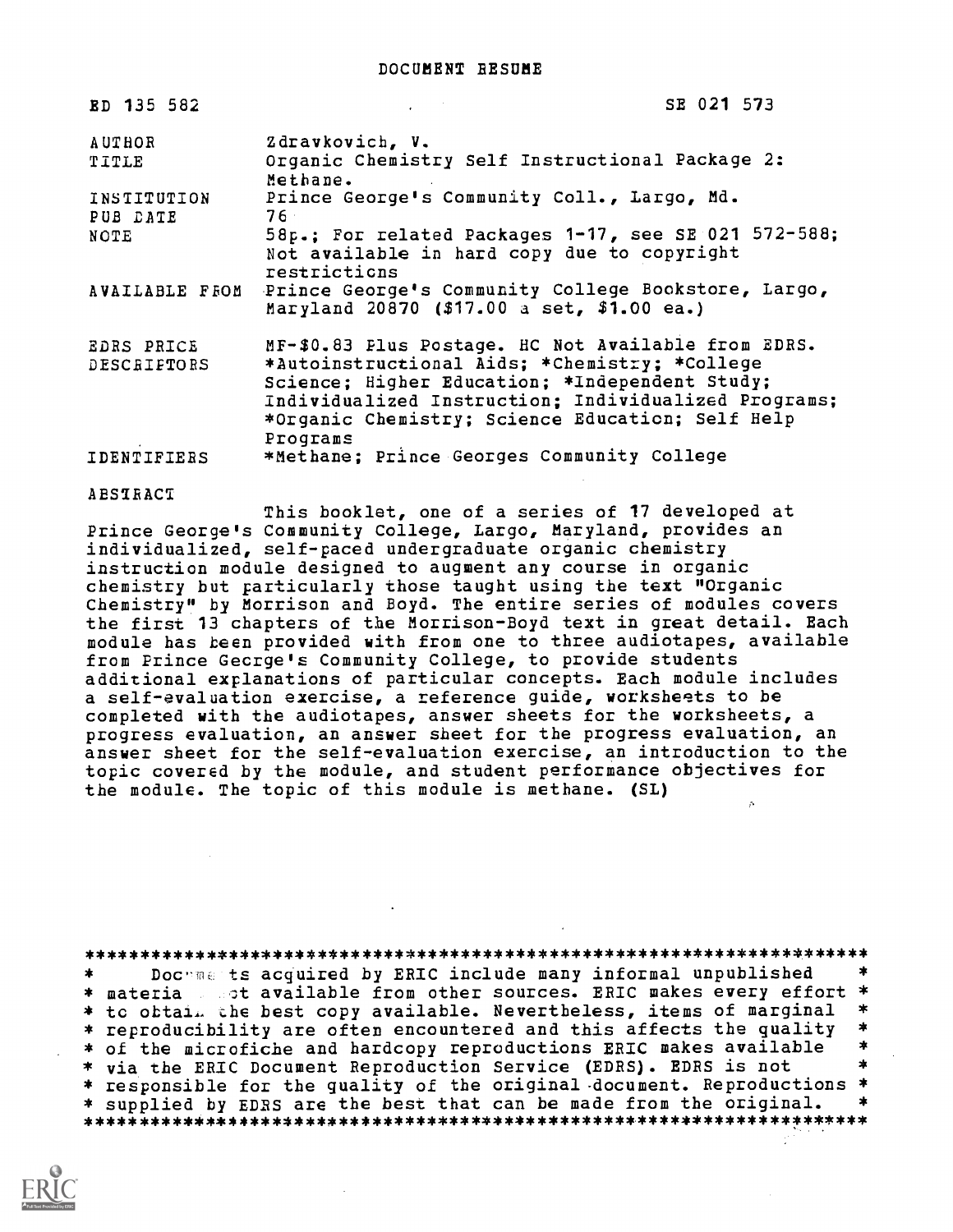# DOCUMENT RESUME

| | |
|---|---|
| ED 135 582 | SE 021 573 |
| AUTHOR | Zdravkovich, V. |
| TITLE | Organic Chemistry Self Instructional Package 2: Methane. |
| INSTITUTION | Prince George's Community Coll., Largo, Md. |
| PUB DATE | 76 |
| NOTE | 58p.; For related Packages 1-17, see SE 021 572-588; Not available in hard copy due to copyright restrictions |
| AVAILABLE FROM | Prince George's Community College Bookstore, Largo, Maryland 20870 ($17.00 a set, $1.00 ea.) |
| EDRS PRICE | MF-$0.83 Plus Postage. HC Not Available from EDRS. |
| DESCRIPTORS | *Autoinstructional Aids; *Chemistry; *College Science; Higher Education; *Independent Study; Individualized Instruction; Individualized Programs; *Organic Chemistry; Science Education; Self Help Programs |
| IDENTIFIERS | *Methane; Prince Georges Community College |

ABSTRACT

This booklet, one of a series of 17 developed at Prince George's Community College, Largo, Maryland, provides an individualized, self-paced undergraduate organic chemistry instruction module designed to augment any course in organic chemistry but particularly those taught using the text "Organic Chemistry" by Morrison and Boyd. The entire series of modules covers the first 13 chapters of the Morrison-Boyd text in great detail. Each module has been provided with from one to three audiotapes, available from Prince George's Community College, to provide students additional explanations of particular concepts. Each module includes a self-evaluation exercise, a reference guide, worksheets to be completed with the audiotapes, answer sheets for the worksheets, a progress evaluation, an answer sheet for the progress evaluation, an answer sheet for the self-evaluation exercise, an introduction to the topic covered by the module, and student performance objectives for the module. The topic of this module is methane. (SL)

***********************************************************************
* Documents acquired by ERIC include many informal unpublished *
* materials not available from other sources. ERIC makes every effort *
* to obtain the best copy available. Nevertheless, items of marginal *
* reproducibility are often encountered and this affects the quality *
* of the microfiche and hardcopy reproductions ERIC makes available *
* via the ERIC Document Reproduction Service (EDRS). EDRS is not *
* responsible for the quality of the original document. Reproductions *
* supplied by EDRS are the best that can be made from the original. *
***********************************************************************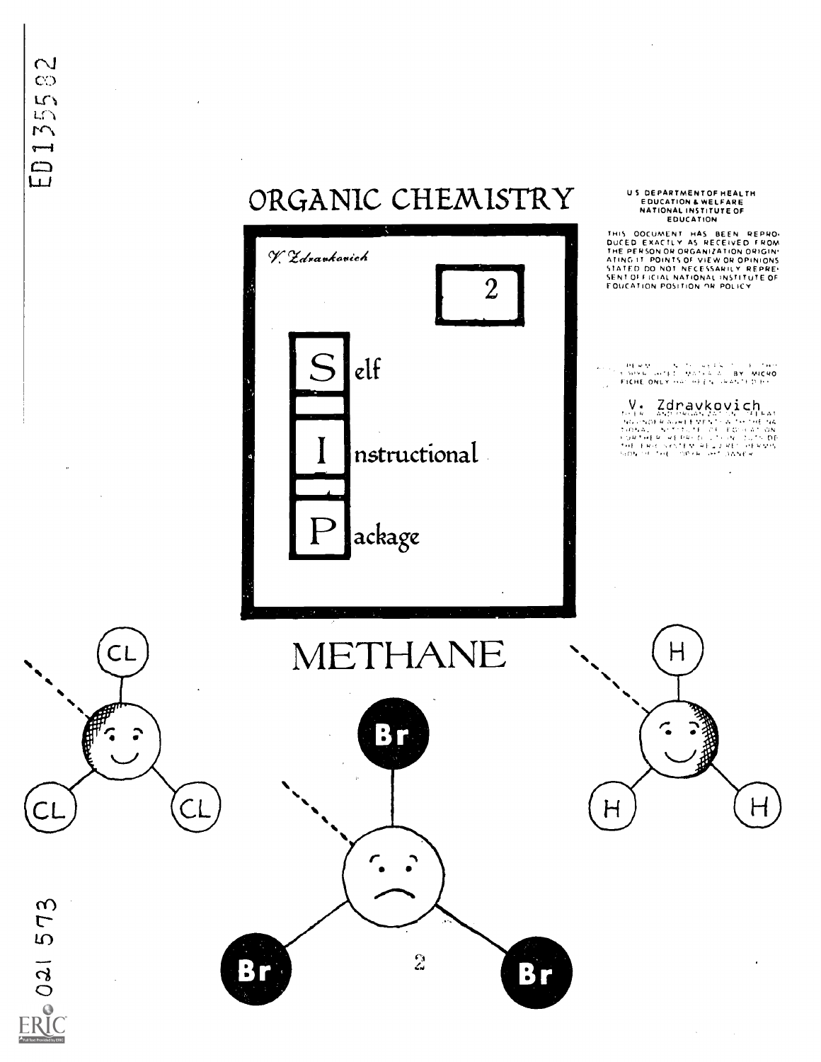ED135582

# ORGANIC CHEMISTRY

V. Zdravkovich

2

**S**elf
**I**nstructional
**P**ackage

U S DEPARTMENT OF HEALTH EDUCATION & WELFARE NATIONAL INSTITUTE OF EDUCATION

THIS DOCUMENT HAS BEEN REPRODUCED EXACTLY AS RECEIVED FROM THE PERSON OR ORGANIZATION ORIGINATING IT. POINTS OF VIEW OR OPINIONS STATED DO NOT NECESSARILY REPRESENT OFFICIAL NATIONAL INSTITUTE OF EDUCATION POSITION OR POLICY

PERMISSION TO REPRODUCE THIS COPYRIGHTED MATERIAL BY MICROFICHE ONLY HAS BEEN GRANTED BY

V. Zdravkovich

TO ERIC AND ORGANIZATIONS OPERATING UNDER AGREEMENTS WITH THE NATIONAL INSTITUTE OF EDUCATION. FURTHER REPRODUCTION OUTSIDE THE ERIC SYSTEM REQUIRES PERMISSION OF THE COPYRIGHT OWNER

# METHANE

CL CL CL

Br Br Br

H H H

021 573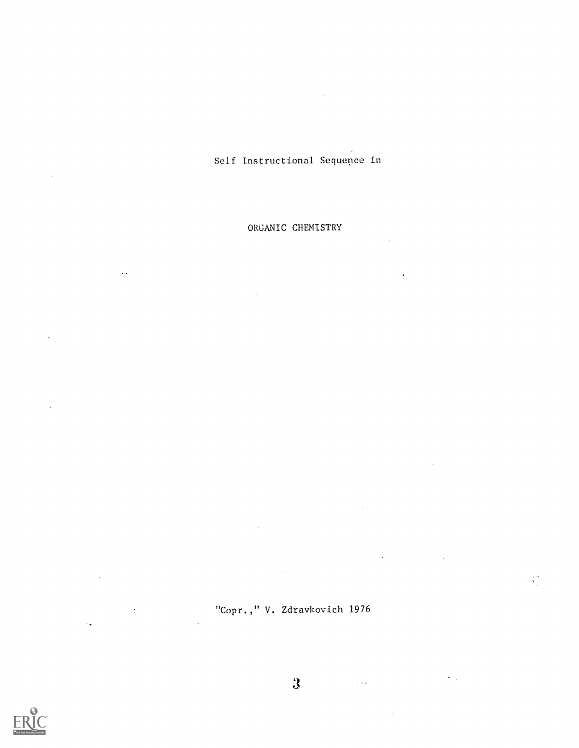Self Instructional Sequence in

# ORGANIC CHEMISTRY

"Copr.," V. Zdravkovich 1976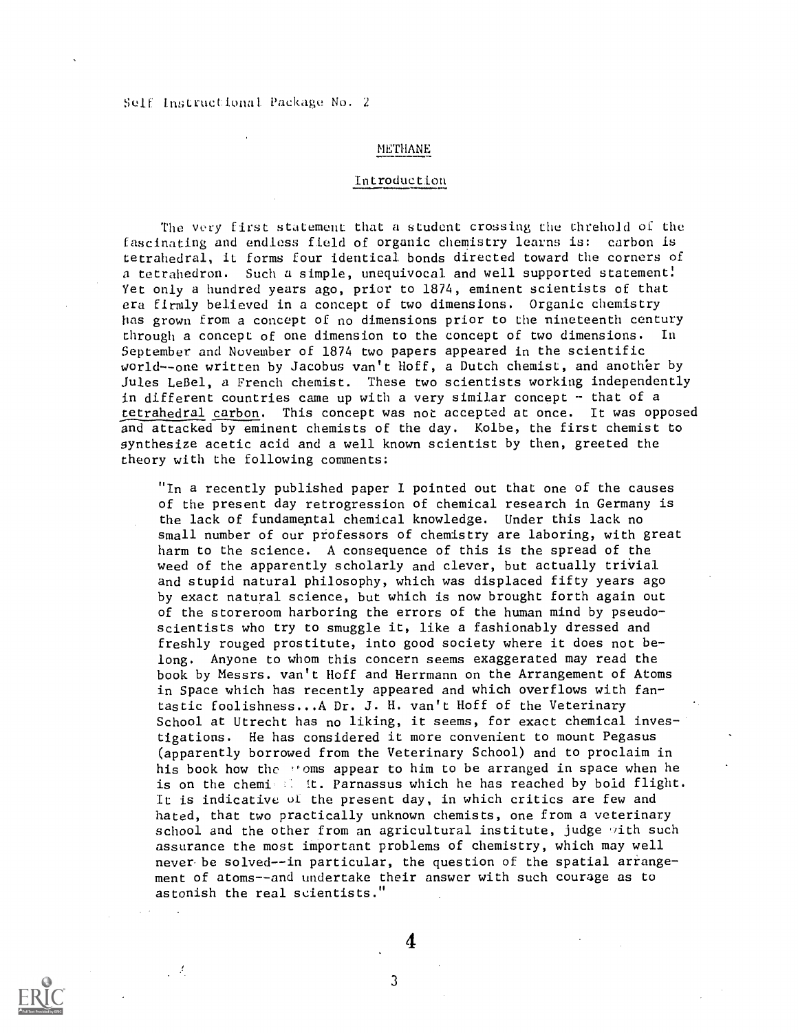Self Instructional Package No. 2

# METHANE

## Introduction

The very first statement that a student crossing the threhold of the fascinating and endless field of organic chemistry learns is: carbon is tetrahedral, it forms four identical bonds directed toward the corners of a tetrahedron. Such a simple, unequivocal and well supported statement! Yet only a hundred years ago, prior to 1874, eminent scientists of that era firmly believed in a concept of two dimensions. Organic chemistry has grown from a concept of no dimensions prior to the nineteenth century through a concept of one dimension to the concept of two dimensions. In September and November of 1874 two papers appeared in the scientific world--one written by Jacobus van't Hoff, a Dutch chemist, and another by Jules LeBel, a French chemist. These two scientists working independently in different countries came up with a very similar concept - that of a tetrahedral carbon. This concept was not accepted at once. It was opposed and attacked by eminent chemists of the day. Kolbe, the first chemist to synthesize acetic acid and a well known scientist by then, greeted the theory with the following comments:

> "In a recently published paper I pointed out that one of the causes of the present day retrogression of chemical research in Germany is the lack of fundamental chemical knowledge. Under this lack no small number of our professors of chemistry are laboring, with great harm to the science. A consequence of this is the spread of the weed of the apparently scholarly and clever, but actually trivial and stupid natural philosophy, which was displaced fifty years ago by exact natural science, but which is now brought forth again out of the storeroom harboring the errors of the human mind by pseudo-scientists who try to smuggle it, like a fashionably dressed and freshly rouged prostitute, into good society where it does not belong. Anyone to whom this concern seems exaggerated may read the book by Messrs. van't Hoff and Herrmann on the Arrangement of Atoms in Space which has recently appeared and which overflows with fantastic foolishness...A Dr. J. H. van't Hoff of the Veterinary School at Utrecht has no liking, it seems, for exact chemical investigations. He has considered it more convenient to mount Pegasus (apparently borrowed from the Veterinary School) and to proclaim in his book how the atoms appear to him to be arranged in space when he is on the chemical Mt. Parnassus which he has reached by bold flight. It is indicative of the present day, in which critics are few and hated, that two practically unknown chemists, one from a veterinary school and the other from an agricultural institute, judge with such assurance the most important problems of chemistry, which may well never be solved--in particular, the question of the spatial arrangement of atoms--and undertake their answer with such courage as to astonish the real scientists."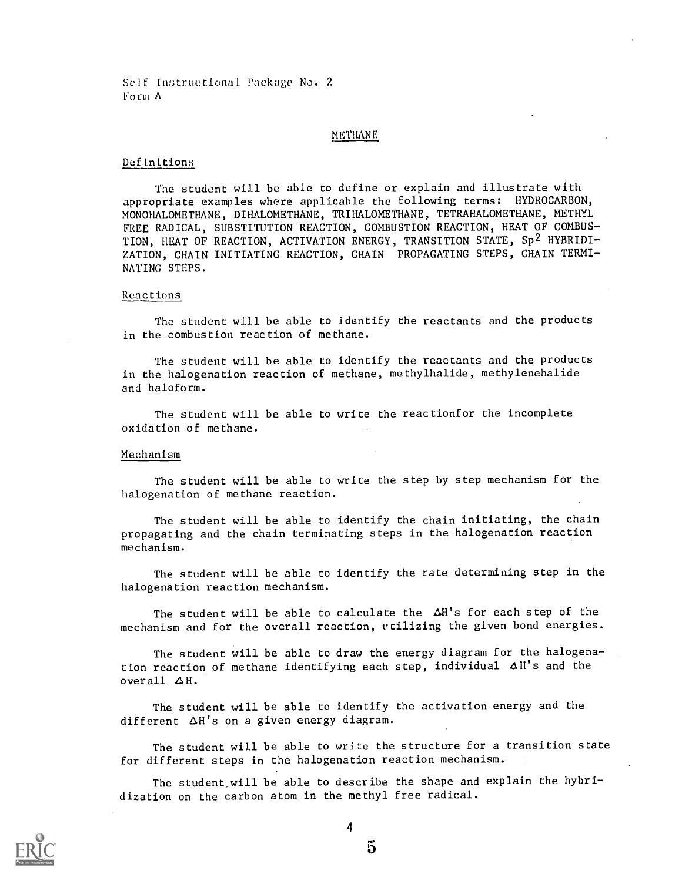Self Instructional Package No. 2
Form A

## METHANE

### Definitions

The student will be able to define or explain and illustrate with appropriate examples where applicable the following terms: HYDROCARBON, MONOHALOMETHANE, DIHALOMETHANE, TRIHALOMETHANE, TETRAHALOMETHANE, METHYL FREE RADICAL, SUBSTITUTION REACTION, COMBUSTION REACTION, HEAT OF COMBUSTION, HEAT OF REACTION, ACTIVATION ENERGY, TRANSITION STATE, $Sp^2$ HYBRIDIZATION, CHAIN INITIATING REACTION, CHAIN PROPAGATING STEPS, CHAIN TERMINATING STEPS.

### Reactions

The student will be able to identify the reactants and the products in the combustion reaction of methane.

The student will be able to identify the reactants and the products in the halogenation reaction of methane, methylhalide, methylenehalide and haloform.

The student will be able to write the reactionfor the incomplete oxidation of methane.

### Mechanism

The student will be able to write the step by step mechanism for the halogenation of methane reaction.

The student will be able to identify the chain initiating, the chain propagating and the chain terminating steps in the halogenation reaction mechanism.

The student will be able to identify the rate determining step in the halogenation reaction mechanism.

The student will be able to calculate the $\Delta H$'s for each step of the mechanism and for the overall reaction, utilizing the given bond energies.

The student will be able to draw the energy diagram for the halogenation reaction of methane identifying each step, individual $\Delta H$'s and the overall $\Delta H$.

The student will be able to identify the activation energy and the different $\Delta H$'s on a given energy diagram.

The student will be able to write the structure for a transition state for different steps in the halogenation reaction mechanism.

The student will be able to describe the shape and explain the hybridization on the carbon atom in the methyl free radical.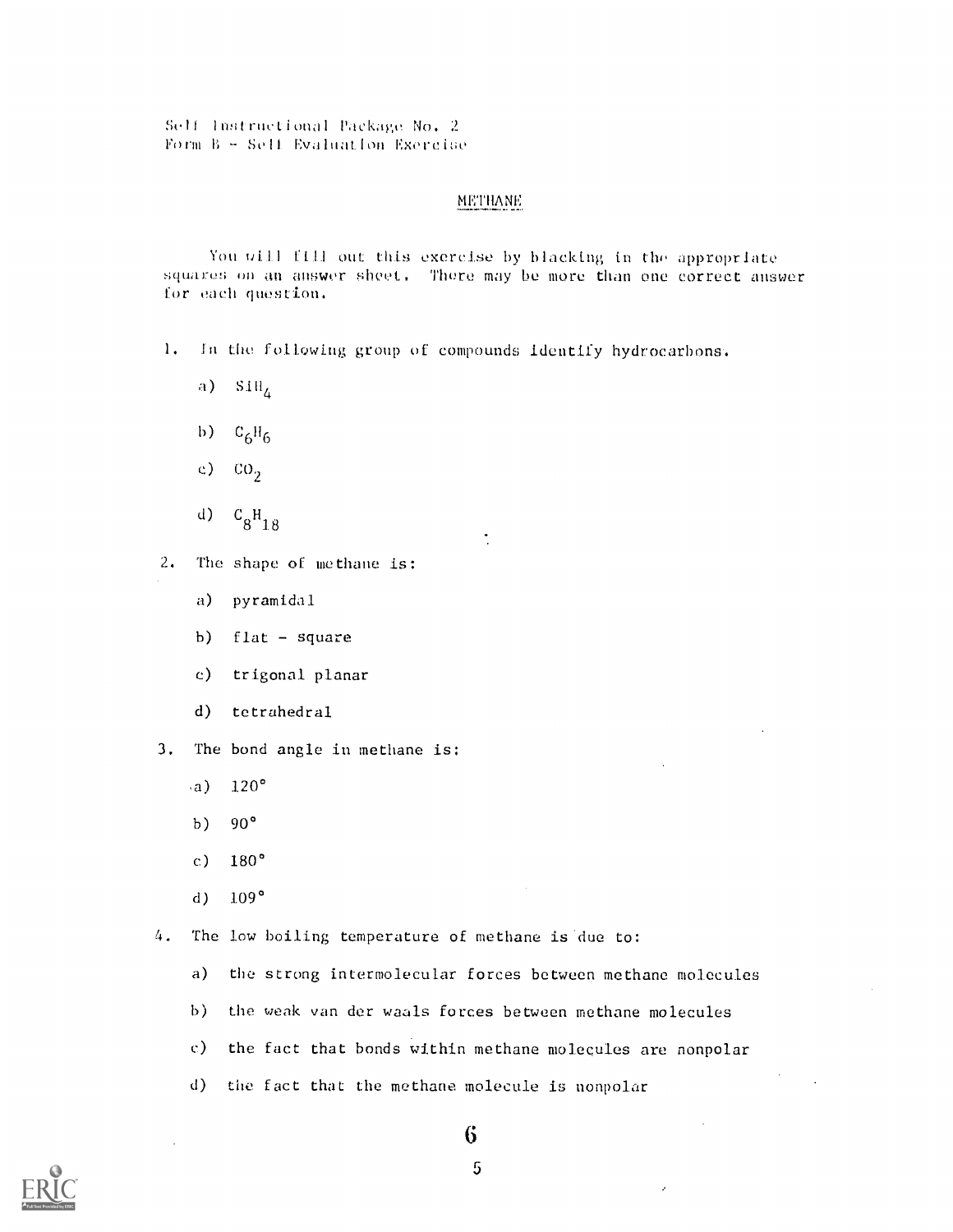Self Instructional Package No. 2
Form B - Self Evaluation Exercise

## METHANE

You will fill out this exercise by blacking in the appropriate squares on an answer sheet. There may be more than one correct answer for each question.

1. In the following group of compounds identify hydrocarbons.

   a) $SiH_4$

   b) $C_6H_6$

   c) $CO_2$

   d) $C_8H_{18}$

2. The shape of methane is:

   a) pyramidal

   b) flat - square

   c) trigonal planar

   d) tetrahedral

3. The bond angle in methane is:

   a) 120°

   b) 90°

   c) 180°

   d) 109°

4. The low boiling temperature of methane is due to:

   a) the strong intermolecular forces between methane molecules

   b) the weak van der waals forces between methane molecules

   c) the fact that bonds within methane molecules are nonpolar

   d) the fact that the methane molecule is nonpolar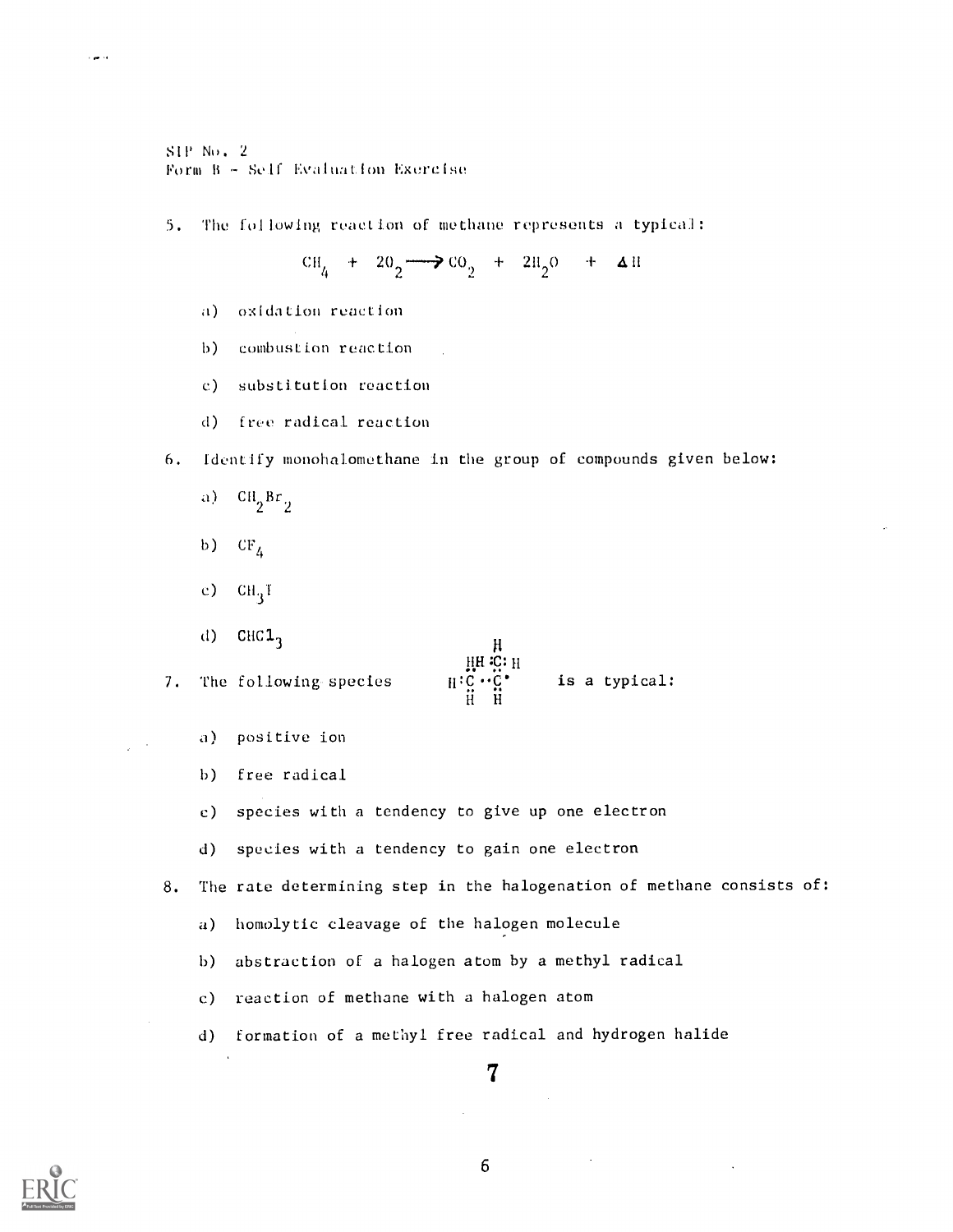SIP No. 2
Form B - Self Evaluation Exercise

5. The following reaction of methane represents a typical:

$$CH_4 + 2O_2 \longrightarrow CO_2 + 2H_2O + \Delta H$$

   a) oxidation reaction

   b) combustion reaction

   c) substitution reaction

   d) free radical reaction

6. Identify monohalomethane in the group of compounds given below:

   a) $CH_2Br_2$

   b) $CF_4$

   c) $CH_3I$

   d) $CHCl_3$

7. The following species

```
       H
   HH :C: H
 H:C ··C·
   H   H
```

is a typical:

   a) positive ion

   b) free radical

   c) species with a tendency to give up one electron

   d) species with a tendency to gain one electron

8. The rate determining step in the halogenation of methane consists of:

   a) homolytic cleavage of the halogen molecule

   b) abstraction of a halogen atom by a methyl radical

   c) reaction of methane with a halogen atom

   d) formation of a methyl free radical and hydrogen halide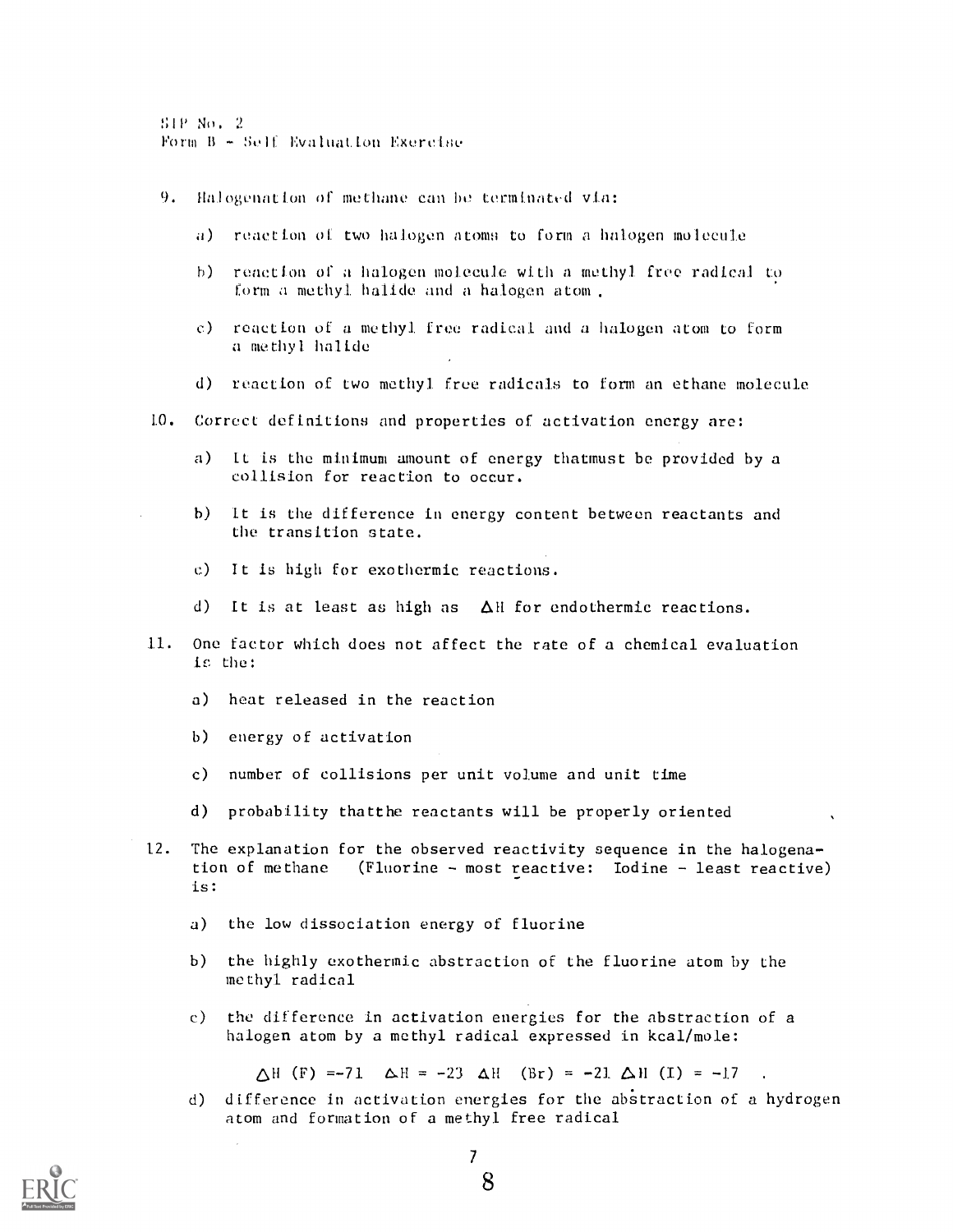SIP No. 2
Form B - Self Evaluation Exercise

9. Halogenation of methane can be terminated via:

   a) reaction of two halogen atoms to form a halogen molecule

   b) reaction of a halogen molecule with a methyl free radical to form a methyl halide and a halogen atom.

   c) reaction of a methyl free radical and a halogen atom to form a methyl halide

   d) reaction of two methyl free radicals to form an ethane molecule

10. Correct definitions and properties of activation energy are:

   a) It is the minimum amount of energy thatmust be provided by a collision for reaction to occur.

   b) It is the difference in energy content between reactants and the transition state.

   c) It is high for exothermic reactions.

   d) It is at least as high as $\Delta H$ for endothermic reactions.

11. One factor which does not affect the rate of a chemical evaluation is the:

   a) heat released in the reaction

   b) energy of activation

   c) number of collisions per unit volume and unit time

   d) probability thatthe reactants will be properly oriented

12. The explanation for the observed reactivity sequence in the halogenation of methane (Fluorine - most reactive: Iodine - least reactive) is:

   a) the low dissociation energy of fluorine

   b) the highly exothermic abstraction of the fluorine atom by the methyl radical

   c) the difference in activation energies for the abstraction of a halogen atom by a methyl radical expressed in kcal/mole:

      $\Delta H$ (F) =-71 $\Delta H$ = -23 $\Delta H$ (Br) = -21 $\Delta H$ (I) = -17 .

   d) difference in activation energies for the abstraction of a hydrogen atom and formation of a methyl free radical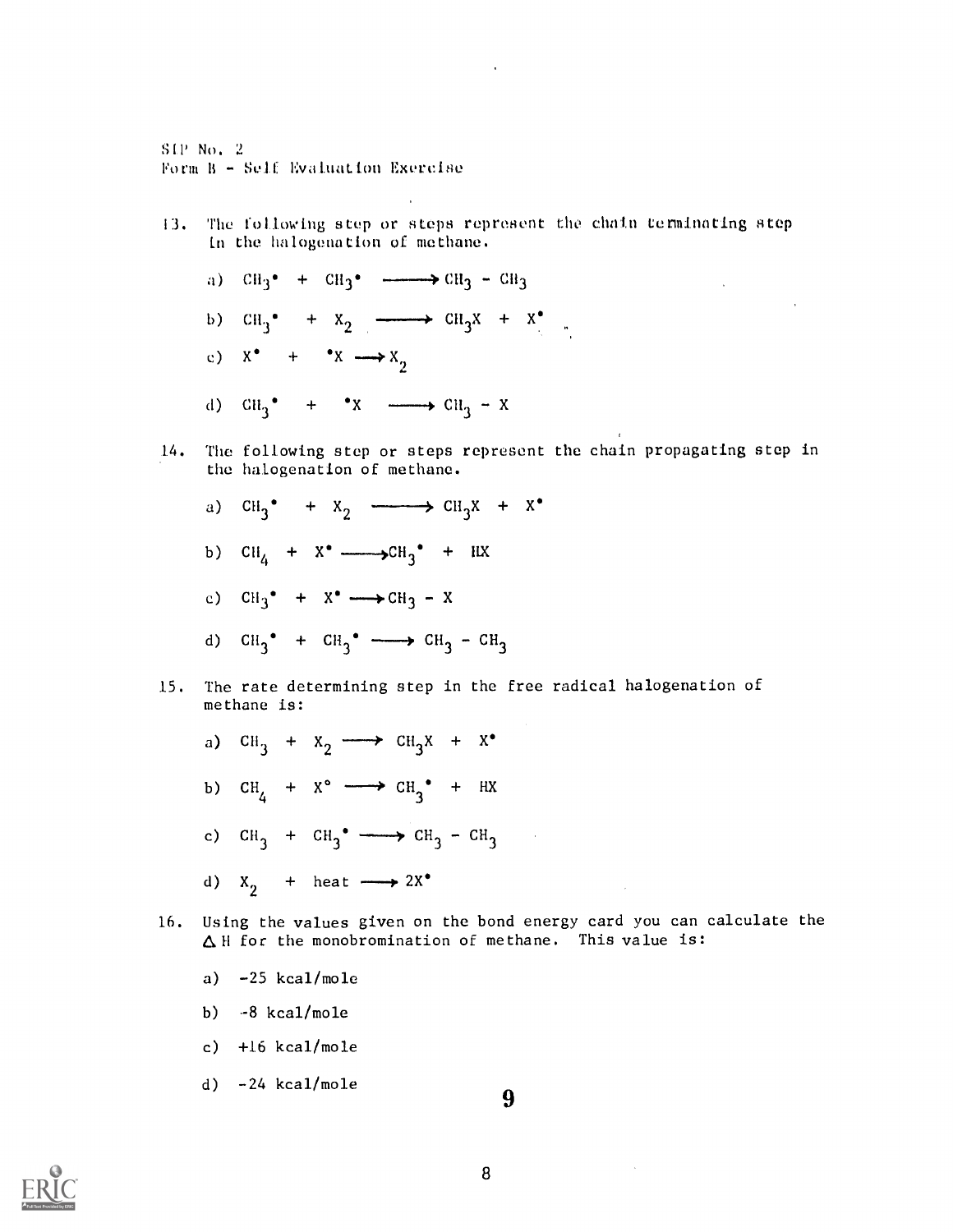SIP No. 2
Form B - Self Evaluation Exercise

13. The following step or steps represent the chain terminating step in the halogenation of methane.

    a) $CH_3^\bullet + CH_3^\bullet \longrightarrow CH_3 - CH_3$

    b) $CH_3^\bullet + X_2 \longrightarrow CH_3X + X^\bullet$

    c) $X^\bullet + {}^\bullet X \longrightarrow X_2$

    d) $CH_3^\bullet + {}^\bullet X \longrightarrow CH_3 - X$

14. The following step or steps represent the chain propagating step in the halogenation of methane.

    a) $CH_3^\bullet + X_2 \longrightarrow CH_3X + X^\bullet$

    b) $CH_4 + X^\bullet \longrightarrow CH_3^\bullet + HX$

    c) $CH_3^\bullet + X^\bullet \longrightarrow CH_3 - X$

    d) $CH_3^\bullet + CH_3^\bullet \longrightarrow CH_3 - CH_3$

15. The rate determining step in the free radical halogenation of methane is:

    a) $CH_3 + X_2 \longrightarrow CH_3X + X^\bullet$

    b) $CH_4 + X^\circ \longrightarrow CH_3^\bullet + HX$

    c) $CH_3 + CH_3^\bullet \longrightarrow CH_3 - CH_3$

    d) $X_2 + \text{heat} \longrightarrow 2X^\bullet$

16. Using the values given on the bond energy card you can calculate the $\Delta H$ for the monobromination of methane. This value is:

    a) -25 kcal/mole

    b) -8 kcal/mole

    c) +16 kcal/mole

    d) -24 kcal/mole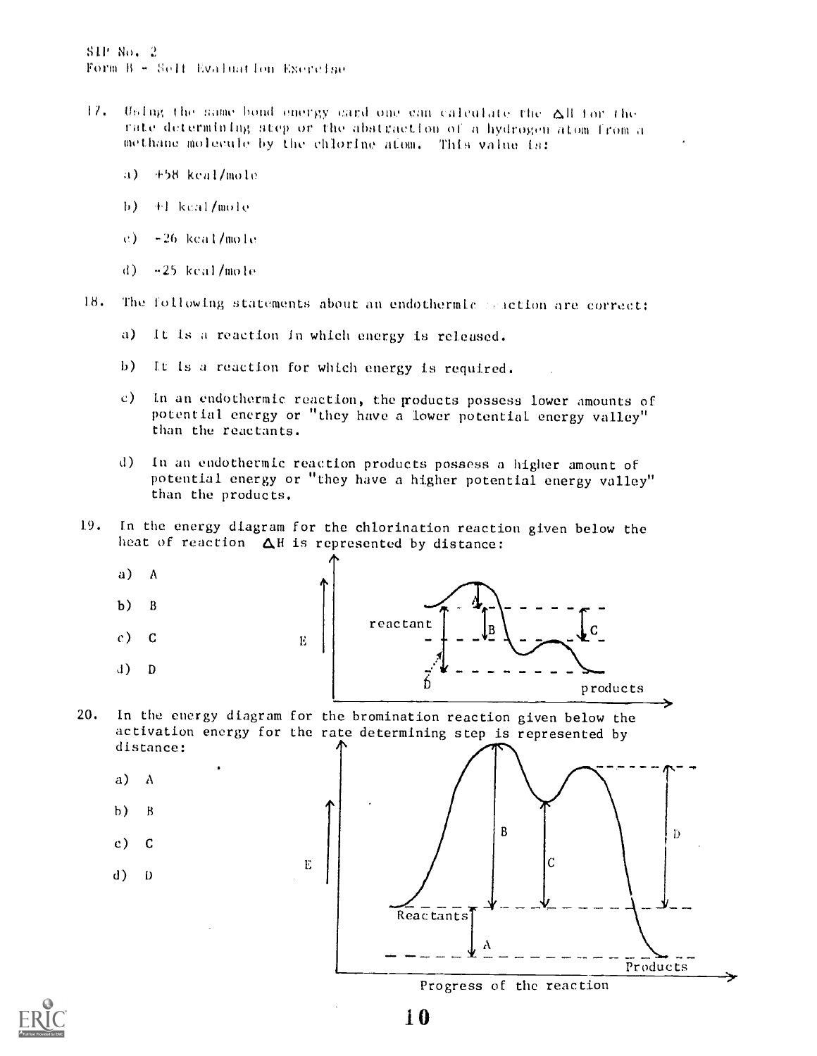SIP No. 2
Form B - Self Evaluation Exercise

17. Using the same bond energy card one can calculate the $\Delta H$ for the rate determining step or the abstraction of a hydrogen atom from a methane molecule by the chlorine atom. This value is:

    a) +58 kcal/mole

    b) +1 kcal/mole

    c) -26 kcal/mole

    d) -25 kcal/mole

18. The following statements about an endothermic reaction are correct:

    a) It is a reaction in which energy is released.

    b) It is a reaction for which energy is required.

    c) In an endothermic reaction, the products possess lower amounts of potential energy or "they have a lower potential energy valley" than the reactants.

    d) In an endothermic reaction products possess a higher amount of potential energy or "they have a higher potential energy valley" than the products.

19. In the energy diagram for the chlorination reaction given below the heat of reaction $\Delta H$ is represented by distance:

    a) A

    b) B

    c) C

    d) D

E

reactant

A

B

C

D

products

20. In the energy diagram for the bromination reaction given below the activation energy for the rate determining step is represented by distance:

    a) A

    b) B

    c) C

    d) D

E

B

C

D

Reactants

A

Products

Progress of the reaction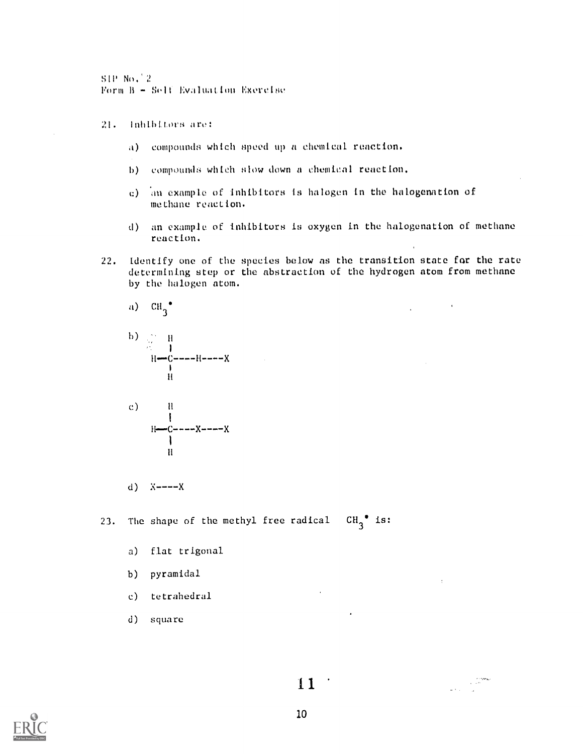SIP No. 2
Form B - Self Evaluation Exercise

21. Inhibitors are:

   a) compounds which speed up a chemical reaction.

   b) compounds which slow down a chemical reaction.

   c) an example of inhibitors is halogen in the halogenation of methane reaction.

   d) an example of inhibitors is oxygen in the halogenation of methane reaction.

22. Identify one of the species below as the transition state for the rate determining step or the abstraction of the hydrogen atom from methane by the halogen atom.

   a) $CH_3^{\bullet}$

   b)
```
      H
      |
   H—C----H----X
      |
      H
```

   c)
```
      H
      |
   H—C----X----X
      |
      H
```

   d) X----X

23. The shape of the methyl free radical $CH_3^{\bullet}$ is:

   a) flat trigonal

   b) pyramidal

   c) tetrahedral

   d) square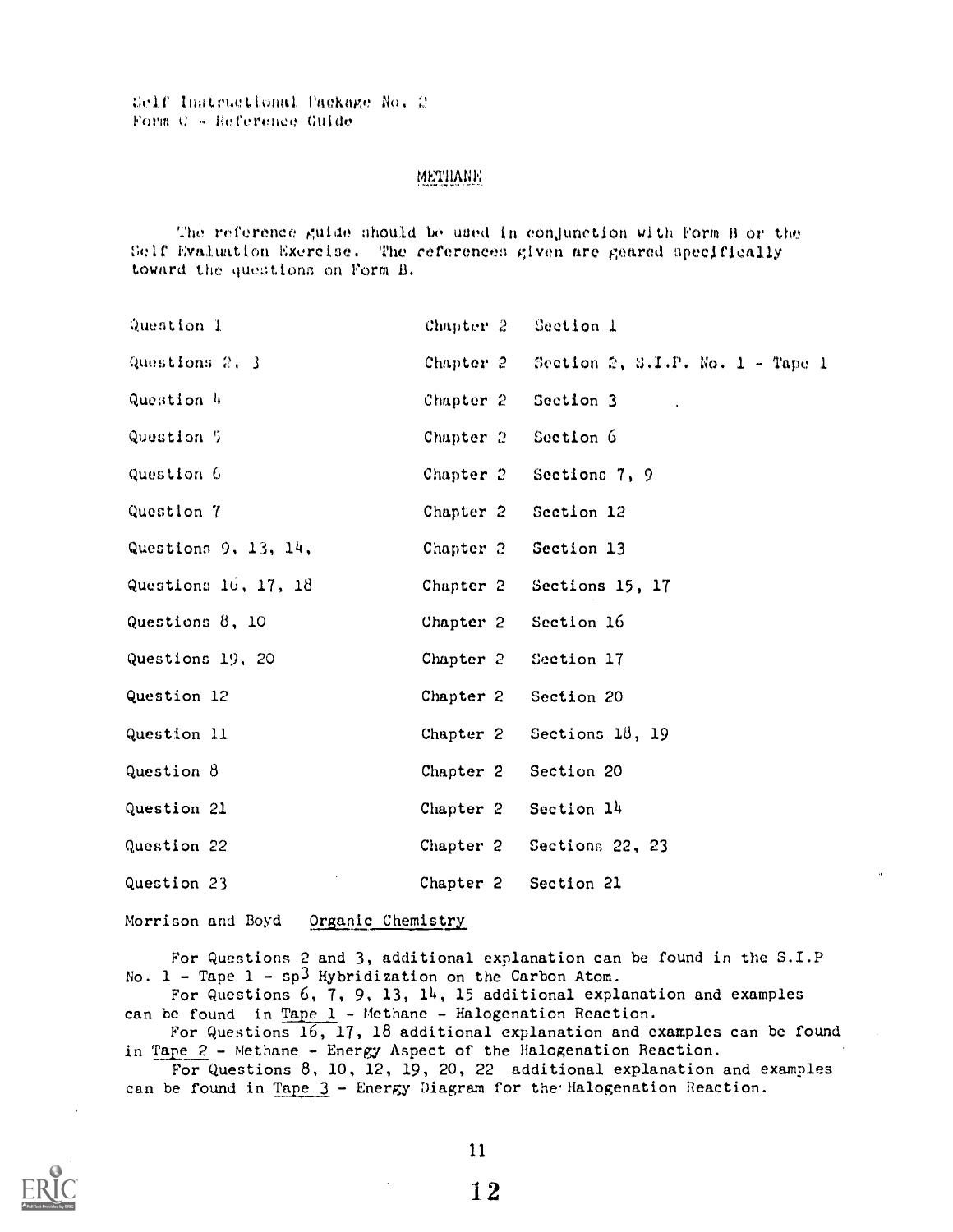Self Instructional Package No. 2
Form C - Reference Guide

# METHANE

The reference guide should be used in conjunction with Form B or the Self Evaluation Exercise. The references given are geared specifically toward the questions on Form B.

| | | |
|---|---|---|
| Question 1 | Chapter 2 | Section 1 |
| Questions 2, 3 | Chapter 2 | Section 2, S.I.P. No. 1 - Tape 1 |
| Question 4 | Chapter 2 | Section 3 |
| Question 5 | Chapter 2 | Section 6 |
| Question 6 | Chapter 2 | Sections 7, 9 |
| Question 7 | Chapter 2 | Section 12 |
| Questions 9, 13, 14, | Chapter 2 | Section 13 |
| Questions 16, 17, 18 | Chapter 2 | Sections 15, 17 |
| Questions 8, 10 | Chapter 2 | Section 16 |
| Questions 19, 20 | Chapter 2 | Section 17 |
| Question 12 | Chapter 2 | Section 20 |
| Question 11 | Chapter 2 | Sections 18, 19 |
| Question 8 | Chapter 2 | Section 20 |
| Question 21 | Chapter 2 | Section 14 |
| Question 22 | Chapter 2 | Sections 22, 23 |
| Question 23 | Chapter 2 | Section 21 |

Morrison and Boyd <u>Organic Chemistry</u>

For Questions 2 and 3, additional explanation can be found in the S.I.P No. 1 - Tape 1 - $sp^3$ Hybridization on the Carbon Atom.

For Questions 6, 7, 9, 13, 14, 15 additional explanation and examples can be found in <u>Tape 1</u> - Methane - Halogenation Reaction.

For Questions 16, 17, 18 additional explanation and examples can be found in <u>Tape 2</u> - Methane - Energy Aspect of the Halogenation Reaction.

For Questions 8, 10, 12, 19, 20, 22 additional explanation and examples can be found in <u>Tape 3</u> - Energy Diagram for the Halogenation Reaction.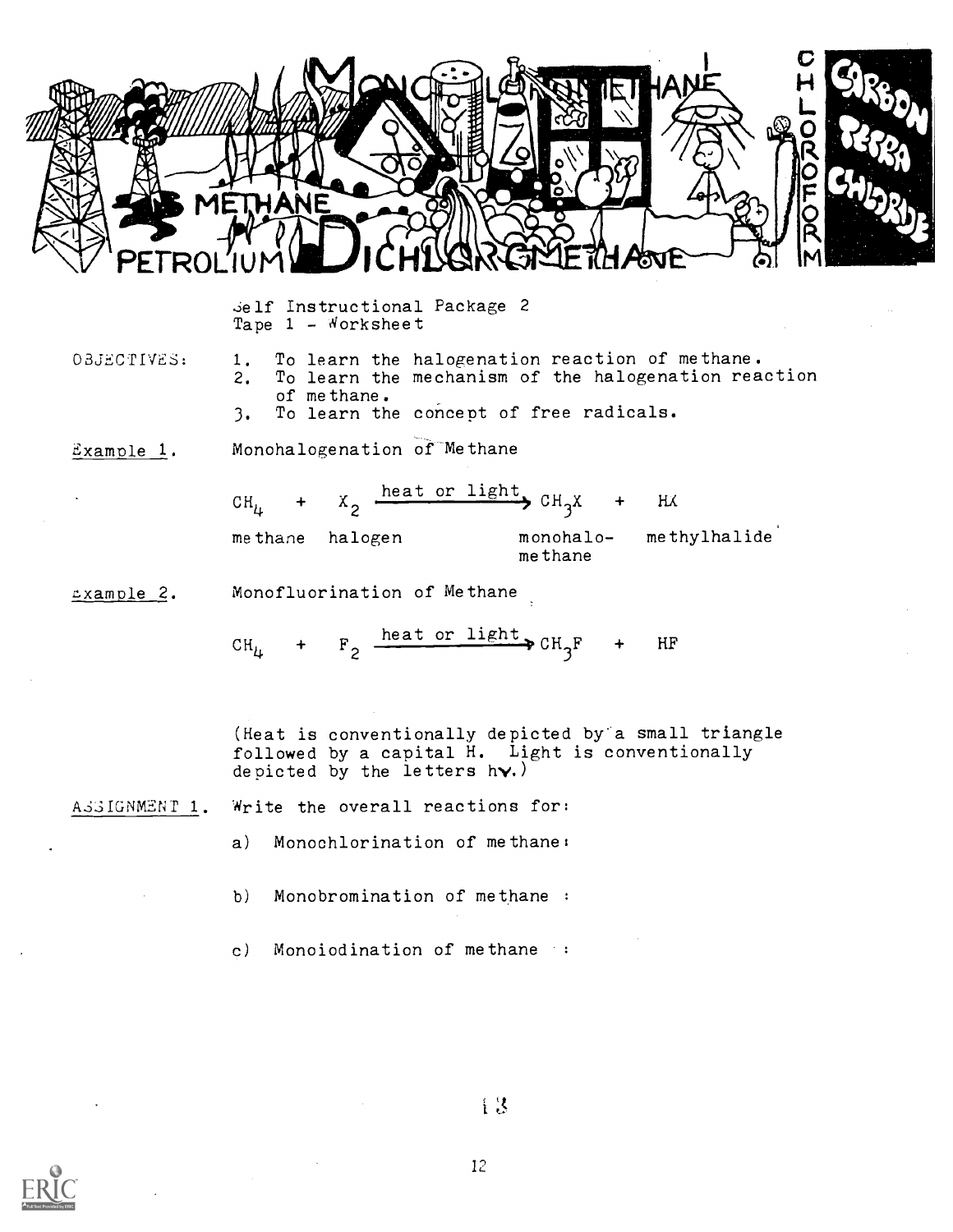Self Instructional Package 2
Tape 1 - Worksheet

OBJECTIVES:

1. To learn the halogenation reaction of methane.
2. To learn the mechanism of the halogenation reaction of methane.
3. To learn the concept of free radicals.

Example 1. Monohalogenation of Methane

$$CH_4 + X_2 \xrightarrow{\text{heat or light}} CH_3X + HX$$

methane halogen monohalomethane methylhalide

Example 2. Monofluorination of Methane

$$CH_4 + F_2 \xrightarrow{\text{heat or light}} CH_3F + HF$$

(Heat is conventionally depicted by a small triangle followed by a capital H. Light is conventionally depicted by the letters $h\nu$.)

ASSIGNMENT 1. Write the overall reactions for:

a) Monochlorination of methane:

b) Monobromination of methane :

c) Monoiodination of methane :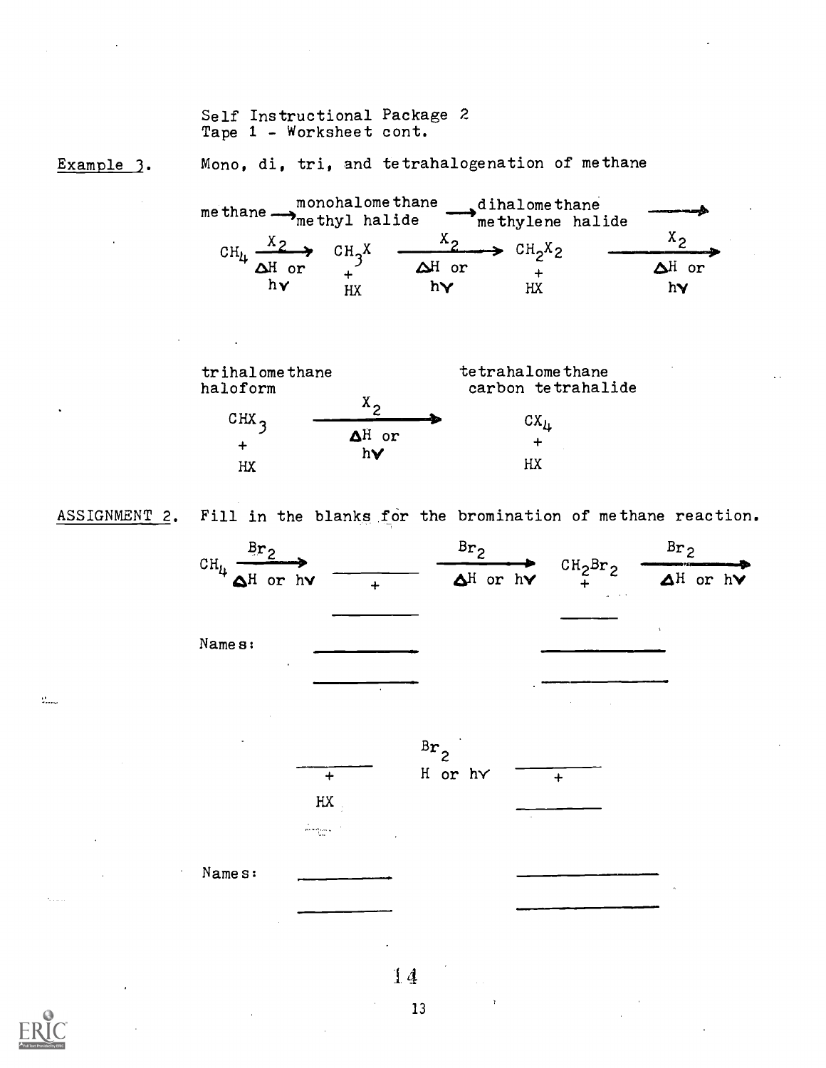Self Instructional Package 2
Tape 1 - Worksheet cont.

**Example 3.** Mono, di, tri, and tetrahalogenation of methane

methane → monohalomethane / methyl halide → dihalomethane / methylene halide →

$$CH_4 \xrightarrow[\Delta H \text{ or } h\nu]{X_2} CH_3X + HX \xrightarrow[\Delta H \text{ or } h\nu]{X_2} CH_2X_2 + HX \xrightarrow[\Delta H \text{ or } h\nu]{X_2}$$

trihalomethane / haloform → tetrahalomethane / carbon tetrahalide

$$CHX_3 + HX \xrightarrow[\Delta H \text{ or } h\nu]{X_2} CX_4 + HX$$

**ASSIGNMENT 2.** Fill in the blanks for the bromination of methane reaction.

$$CH_4 \xrightarrow[\Delta H \text{ or } h\nu]{Br_2} \_\_\_\_\_ + \_\_\_\_\_ \xrightarrow[\Delta H \text{ or } h\nu]{Br_2} CH_2Br_2 + \_\_\_\_\_ \xrightarrow[\Delta H \text{ or } h\nu]{Br_2}$$

Names: \_\_\_\_\_\_\_\_\_\_ \_\_\_\_\_\_\_\_\_\_

\_\_\_\_\_\_\_\_\_\_ \_\_\_\_\_\_\_\_\_\_

$$\_\_\_\_\_ + HX \xrightarrow[\text{H or } h\nu]{Br_2} \_\_\_\_\_ + \_\_\_\_\_$$

Names: \_\_\_\_\_\_\_\_\_\_ \_\_\_\_\_\_\_\_\_\_

\_\_\_\_\_\_\_\_\_\_ \_\_\_\_\_\_\_\_\_\_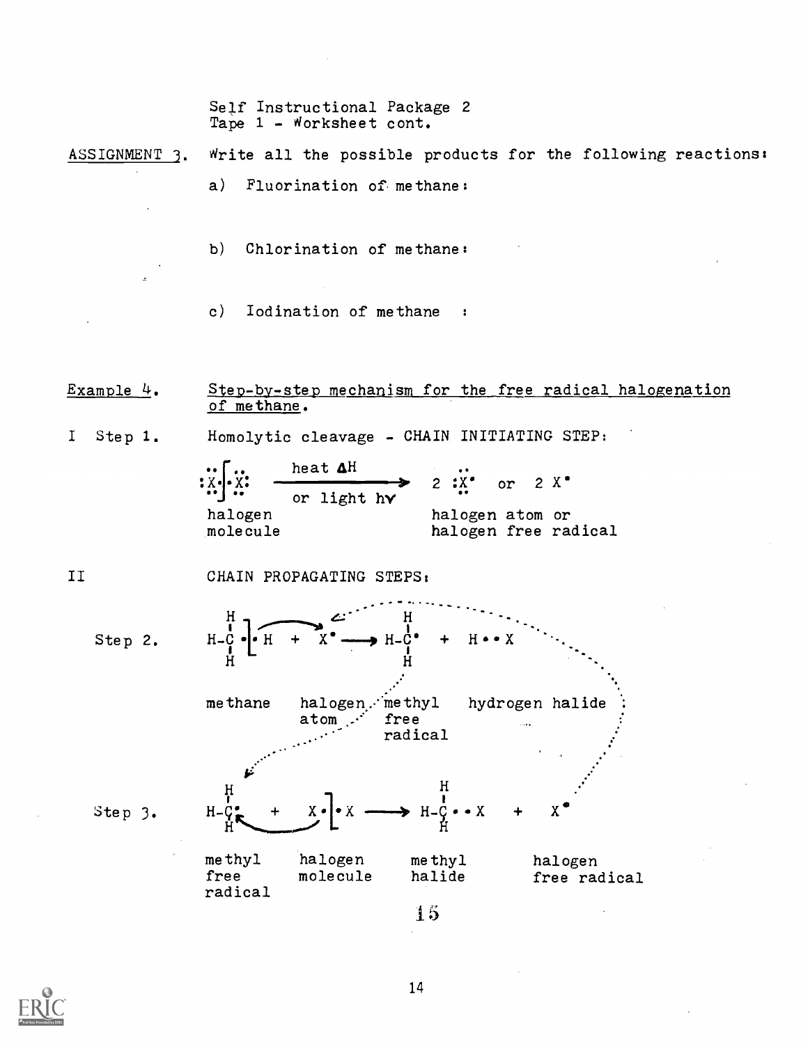Self Instructional Package 2
Tape 1 - Worksheet cont.

ASSIGNMENT 3. Write all the possible products for the following reactions:

a) Fluorination of methane:

b) Chlorination of methane:

c) Iodination of methane :

Example 4. Step-by-step mechanism for the free radical halogenation of methane.

I Step 1. Homolytic cleavage - CHAIN INITIATING STEP:

$$:\ddot{X}\cdot\Big|\cdot\ddot{X}: \xrightarrow[\text{or light } h\nu]{\text{heat } \Delta H} 2\ :\ddot{X}\cdot \quad \text{or} \quad 2\ X\cdot$$

halogen molecule → halogen atom or halogen free radical

II CHAIN PROPAGATING STEPS:

Step 2.

$$H_3C\cdot\Big|\cdot H + X\cdot \longrightarrow H_3C\cdot + H\cdot\cdot X$$

methane + halogen atom → methyl free radical + hydrogen halide

Step 3.

$$H_3C\cdot + X\cdot\Big|\cdot X \longrightarrow H_3C\cdot\cdot X + X\cdot$$

methyl free radical + halogen molecule → methyl halide + halogen free radical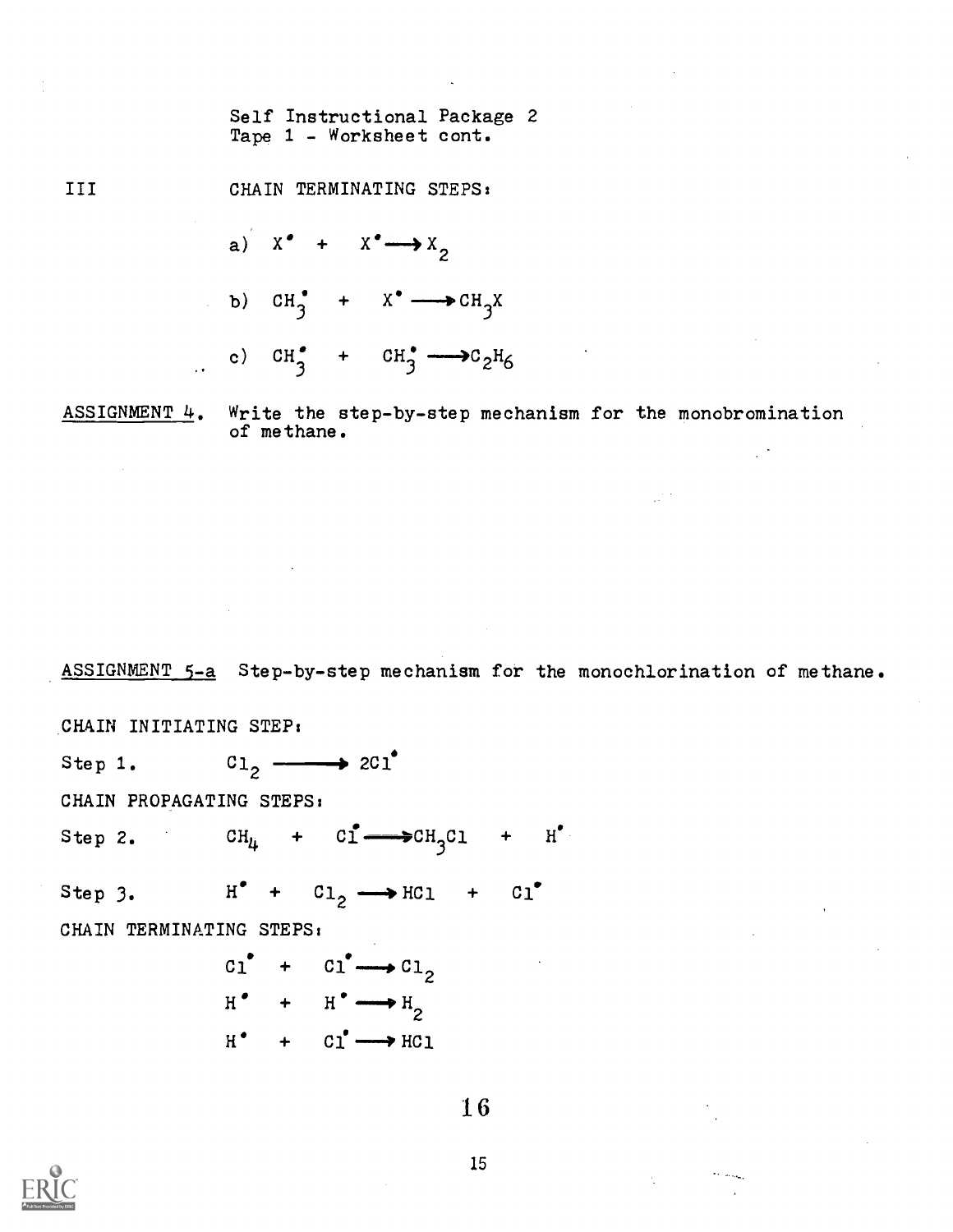Self Instructional Package 2
Tape 1 - Worksheet cont.

III CHAIN TERMINATING STEPS:

a) $X^{\bullet} + X^{\bullet} \longrightarrow X_2$

b) $CH_3^{\bullet} + X^{\bullet} \longrightarrow CH_3X$

c) $CH_3^{\bullet} + CH_3^{\bullet} \longrightarrow C_2H_6$

<u>ASSIGNMENT 4.</u> Write the step-by-step mechanism for the monobromination of methane.

<u>ASSIGNMENT 5-a</u> Step-by-step mechanism for the monochlorination of methane.

CHAIN INITIATING STEP:

Step 1. $Cl_2 \longrightarrow 2Cl^{\bullet}$

CHAIN PROPAGATING STEPS:

Step 2. $CH_4 + Cl^{\bullet} \longrightarrow CH_3Cl + H^{\bullet}$

Step 3. $H^{\bullet} + Cl_2 \longrightarrow HCl + Cl^{\bullet}$

CHAIN TERMINATING STEPS:

$Cl^{\bullet} + Cl^{\bullet} \longrightarrow Cl_2$

$H^{\bullet} + H^{\bullet} \longrightarrow H_2$

$H^{\bullet} + Cl^{\bullet} \longrightarrow HCl$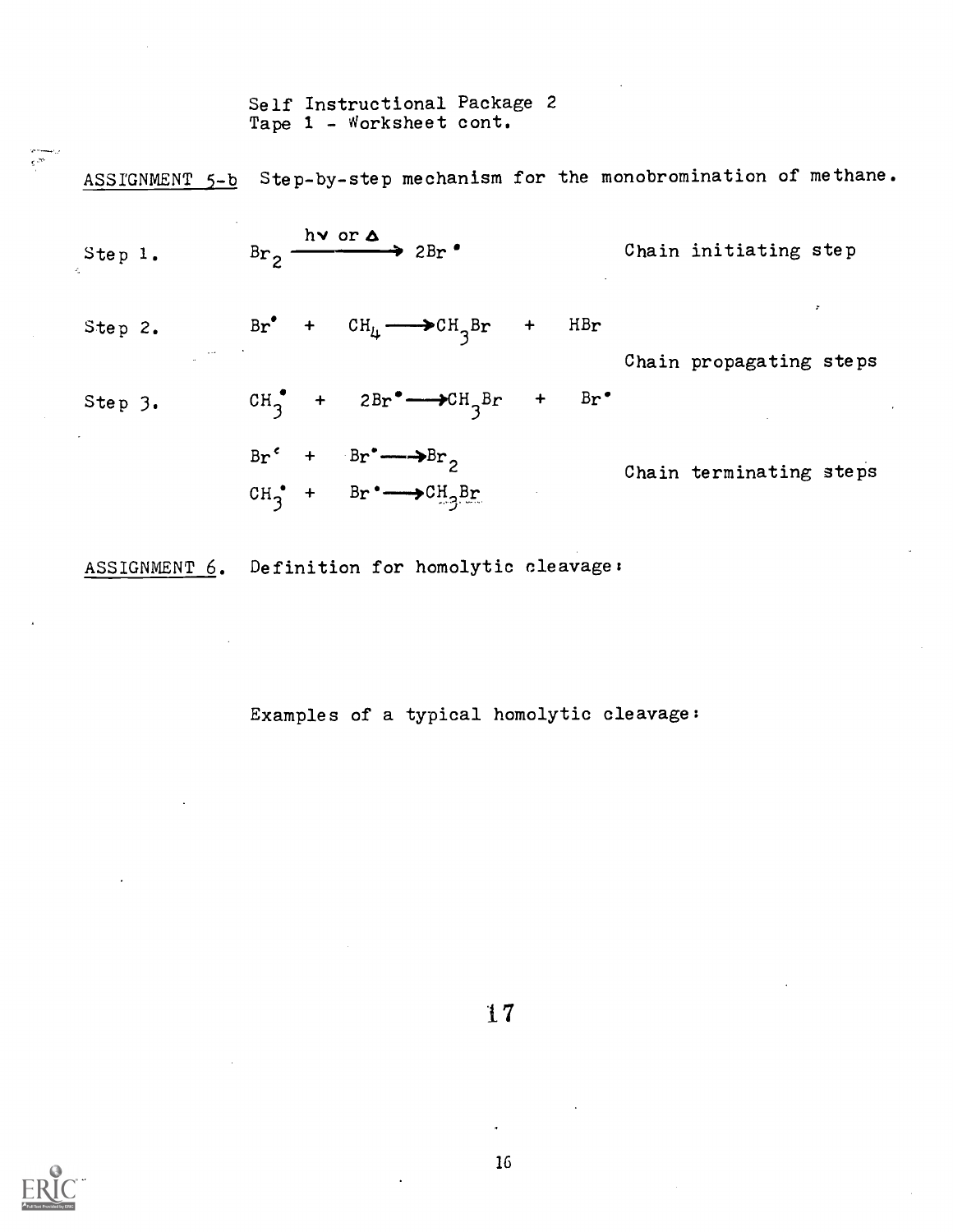Self Instructional Package 2
Tape 1 - Worksheet cont.

ASSIGNMENT 5-b Step-by-step mechanism for the monobromination of methane.

Step 1. $Br_2 \xrightarrow{h\nu \text{ or } \Delta} 2Br^{\bullet}$ — Chain initiating step

Step 2. $Br^{\bullet} + CH_4 \longrightarrow CH_3Br + HBr$ — Chain propagating steps

Step 3. $CH_3^{\bullet} + 2Br^{\bullet} \longrightarrow CH_3Br + Br^{\bullet}$

$Br^{\bullet} + Br^{\bullet} \longrightarrow Br_2$ — Chain terminating steps

$CH_3^{\bullet} + Br^{\bullet} \longrightarrow CH_3Br$

ASSIGNMENT 6. Definition for homolytic cleavage:

Examples of a typical homolytic cleavage:

17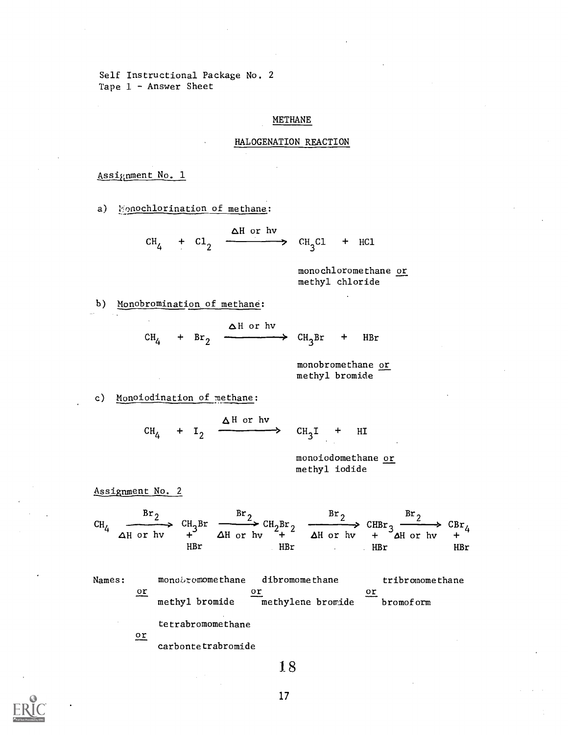Self Instructional Package No. 2
Tape 1 - Answer Sheet

## METHANE

## HALOGENATION REACTION

### Assignment No. 1

a) Monochlorination of methane:

$$CH_4 + Cl_2 \xrightarrow{\Delta H \text{ or } hv} CH_3Cl + HCl$$

monochloromethane or
methyl chloride

b) Monobromination of methane:

$$CH_4 + Br_2 \xrightarrow{\Delta H \text{ or } hv} CH_3Br + HBr$$

monobromethane or
methyl bromide

c) Monoiodination of methane:

$$CH_4 + I_2 \xrightarrow{\Delta H \text{ or } hv} CH_3I + HI$$

monoiodomethane or
methyl iodide

### Assignment No. 2

$$CH_4 \xrightarrow[\Delta H \text{ or } hv]{Br_2} \underset{HBr}{CH_3Br +} \xrightarrow[\Delta H \text{ or } hv]{Br_2} \underset{HBr}{CH_2Br_2 +} \xrightarrow[\Delta H \text{ or } hv]{Br_2} \underset{HBr}{CHBr_3 +} \xrightarrow[\Delta H \text{ or } hv]{Br_2} \underset{HBr}{CBr_4 +}$$

Names: monobromomethane or methyl bromide; dibromomethane or methylene bromide; tribromomethane or bromoform; tetrabromomethane or carbontetrabromide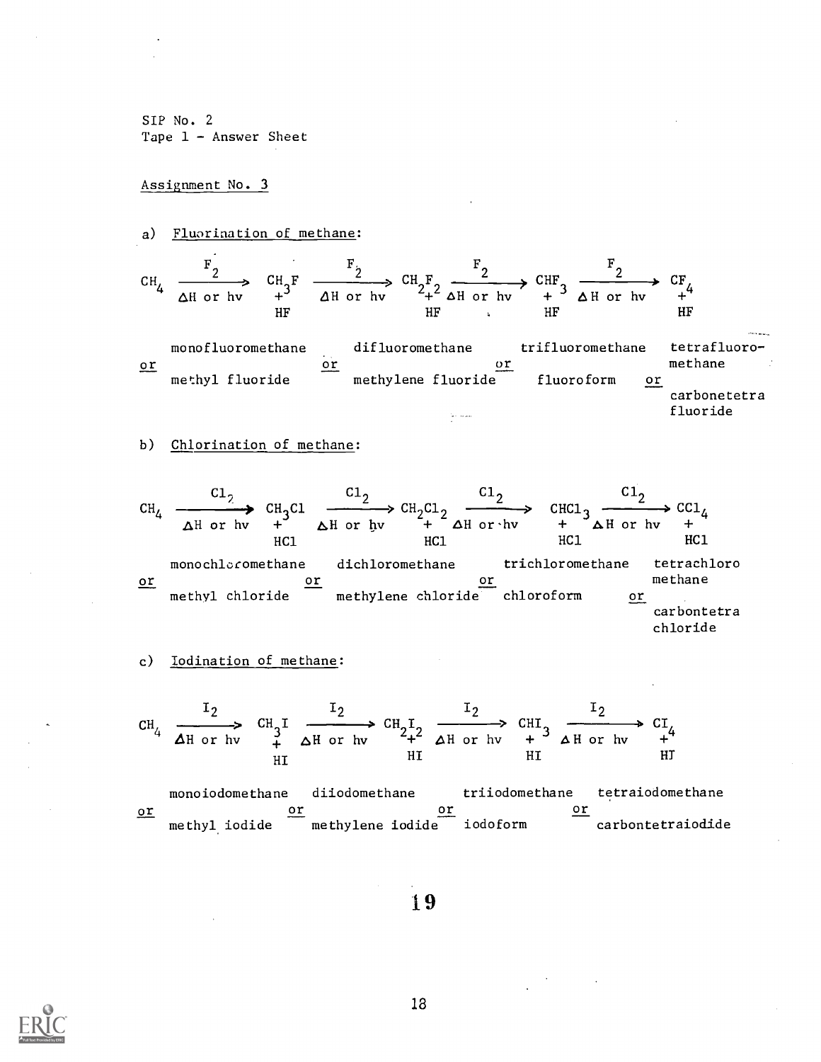SIP No. 2
Tape 1 - Answer Sheet

Assignment No. 3

a) Fluorination of methane:

$$CH_4 \xrightarrow[\Delta H \text{ or } hv]{F_2} CH_3F + HF \xrightarrow[\Delta H \text{ or } hv]{F_2} CH_2F_2 + HF \xrightarrow[\Delta H \text{ or } hv]{F_2} CHF_3 + HF \xrightarrow[\Delta H \text{ or } hv]{F_2} CF_4 + HF$$

monofluoromethane or methyl fluoride; difluoromethane or methylene fluoride; trifluoromethane or fluoroform; tetrafluoromethane or carbonetetra fluoride

b) Chlorination of methane:

$$CH_4 \xrightarrow[\Delta H \text{ or } hv]{Cl_2} CH_3Cl + HCl \xrightarrow[\Delta H \text{ or } hv]{Cl_2} CH_2Cl_2 + HCl \xrightarrow[\Delta H \text{ or } hv]{Cl_2} CHCl_3 + HCl \xrightarrow[\Delta H \text{ or } hv]{Cl_2} CCl_4 + HCl$$

monochloromethane or methyl chloride; dichloromethane or methylene chloride; trichloromethane or chloroform; tetrachloro methane or carbontetra chloride

c) Iodination of methane:

$$CH_4 \xrightarrow[\Delta H \text{ or } hv]{I_2} CH_3I + HI \xrightarrow[\Delta H \text{ or } hv]{I_2} CH_2I_2 + HI \xrightarrow[\Delta H \text{ or } hv]{I_2} CHI_3 + HI \xrightarrow[\Delta H \text{ or } hv]{I_2} CI_4 + HI$$

monoiodomethane or methyl iodide; diiodomethane or methylene iodide; triiodomethane or iodoform; tetraiodomethane or carbontetraiodide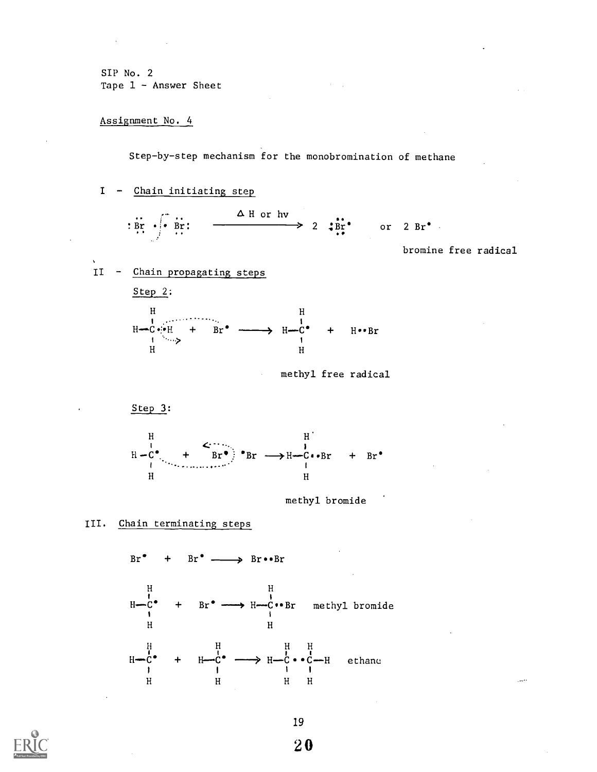SIP No. 2
Tape 1 - Answer Sheet

Assignment No. 4

Step-by-step mechanism for the monobromination of methane

I - Chain initiating step

$$:\ddot{Br}\cdot\!\!\cdot\ddot{Br}: \xrightarrow{\Delta H \text{ or } h\nu} 2\ :\ddot{Br}^{\bullet} \quad \text{or} \quad 2\ Br^{\bullet}$$

bromine free radical

II - Chain propagating steps

Step 2:

$$H_3C\cdot\cdot H + Br^{\bullet} \longrightarrow H_3C^{\bullet} + H\cdot\cdot Br$$

methyl free radical

Step 3:

$$H_3C^{\bullet} + Br^{\bullet}:{}^{\bullet}Br \longrightarrow H_3C\cdot\cdot Br + Br^{\bullet}$$

methyl bromide

III. Chain terminating steps

$$Br^{\bullet} + Br^{\bullet} \longrightarrow Br\cdot\cdot Br$$

$$H_3C^{\bullet} + Br^{\bullet} \longrightarrow H_3C\cdot\cdot Br \quad \text{methyl bromide}$$

$$H_3C^{\bullet} + H_3C^{\bullet} \longrightarrow H_3C\cdot\cdot CH_3 \quad \text{ethane}$$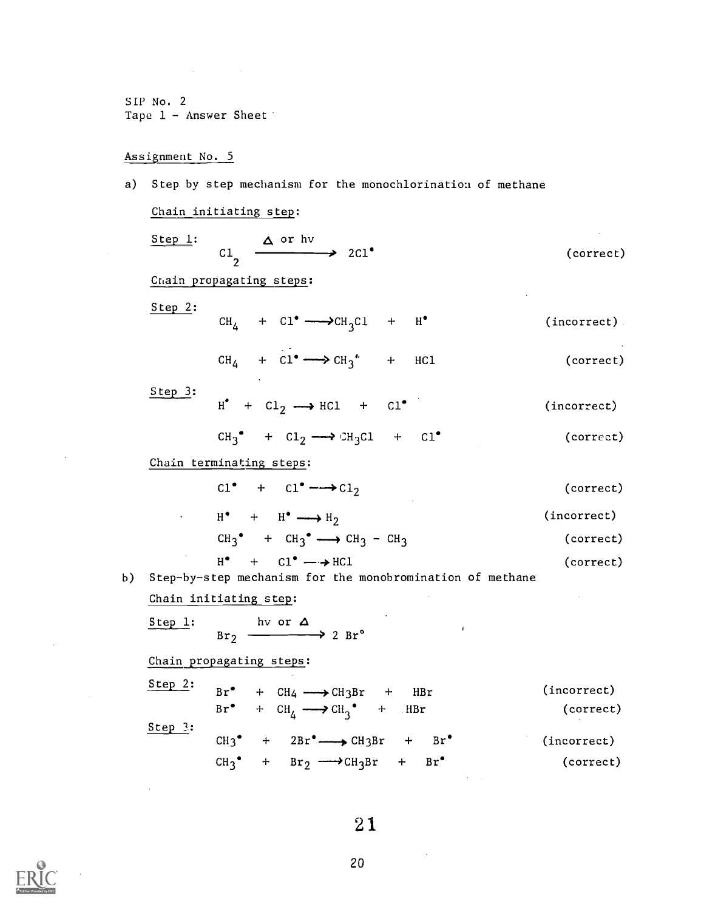SIP No. 2
Tape 1 - Answer Sheet

Assignment No. 5

a) Step by step mechanism for the monochlorination of methane

Chain initiating step:

Step 1: $Cl_2 \xrightarrow{\Delta \text{ or } h\nu} 2Cl^\bullet$ (correct)

Chain propagating steps:

Step 2:

$CH_4 + Cl^\bullet \longrightarrow CH_3Cl + H^\bullet$ (incorrect)

$CH_4 + Cl^\bullet \longrightarrow CH_3^\bullet + HCl$ (correct)

Step 3:

$H^\bullet + Cl_2 \longrightarrow HCl + Cl^\bullet$ (incorrect)

$CH_3^\bullet + Cl_2 \longrightarrow CH_3Cl + Cl^\bullet$ (correct)

Chain terminating steps:

$Cl^\bullet + Cl^\bullet \longrightarrow Cl_2$ (correct)

$H^\bullet + H^\bullet \longrightarrow H_2$ (incorrect)

$CH_3^\bullet + CH_3^\bullet \longrightarrow CH_3 - CH_3$ (correct)

$H^\bullet + Cl^\bullet \longrightarrow HCl$ (correct)

b) Step-by-step mechanism for the monobromination of methane

Chain initiating step:

Step 1: $Br_2 \xrightarrow{h\nu \text{ or } \Delta} 2 Br^\circ$

Chain propagating steps:

Step 2:

$Br^\bullet + CH_4 \longrightarrow CH_3Br + HBr$ (incorrect)

$Br^\bullet + CH_4 \longrightarrow CH_3^\bullet + HBr$ (correct)

Step 3:

$CH_3^\bullet + 2Br^\bullet \longrightarrow CH_3Br + Br^\bullet$ (incorrect)

$CH_3^\bullet + Br_2 \longrightarrow CH_3Br + Br^\bullet$ (correct)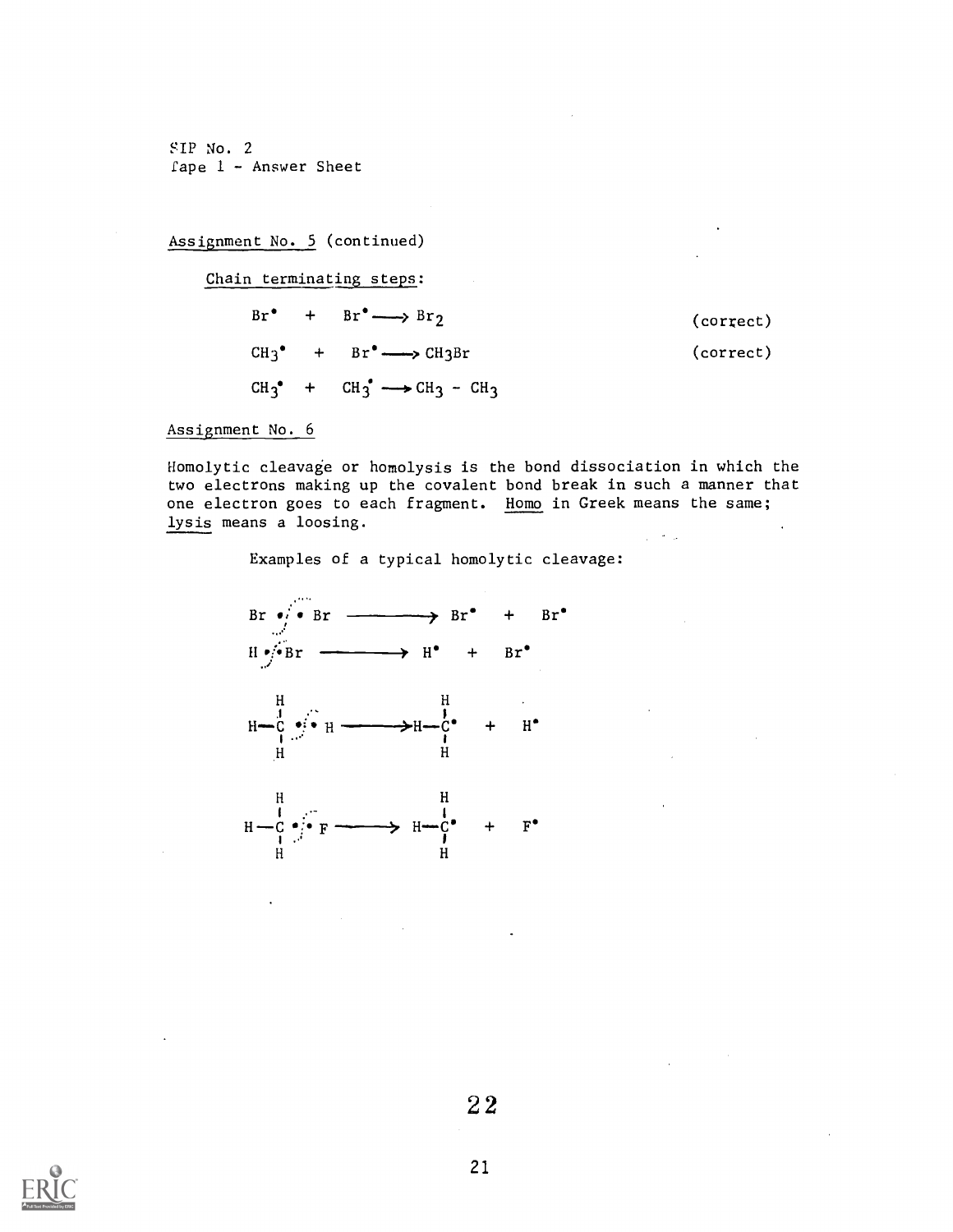SIP No. 2
Tape 1 - Answer Sheet

Assignment No. 5 (continued)

Chain terminating steps:

$Br^{\bullet} + Br^{\bullet} \longrightarrow Br_2$ (correct)

$CH_3^{\bullet} + Br^{\bullet} \longrightarrow CH_3Br$ (correct)

$CH_3^{\bullet} + CH_3^{\bullet} \longrightarrow CH_3 - CH_3$

Assignment No. 6

Homolytic cleavage or homolysis is the bond dissociation in which the two electrons making up the covalent bond break in such a manner that one electron goes to each fragment. Homo in Greek means the same; lysis means a loosing.

Examples of a typical homolytic cleavage:

$Br \bullet\!\!:\!\bullet Br \longrightarrow Br^{\bullet} + Br^{\bullet}$

$H \bullet\!\!:\!\bullet Br \longrightarrow H^{\bullet} + Br^{\bullet}$

$H_3C \bullet\!\!:\!\bullet H \longrightarrow H_3C^{\bullet} + H^{\bullet}$

$H_3C \bullet\!\!:\!\bullet F \longrightarrow H_3C^{\bullet} + F^{\bullet}$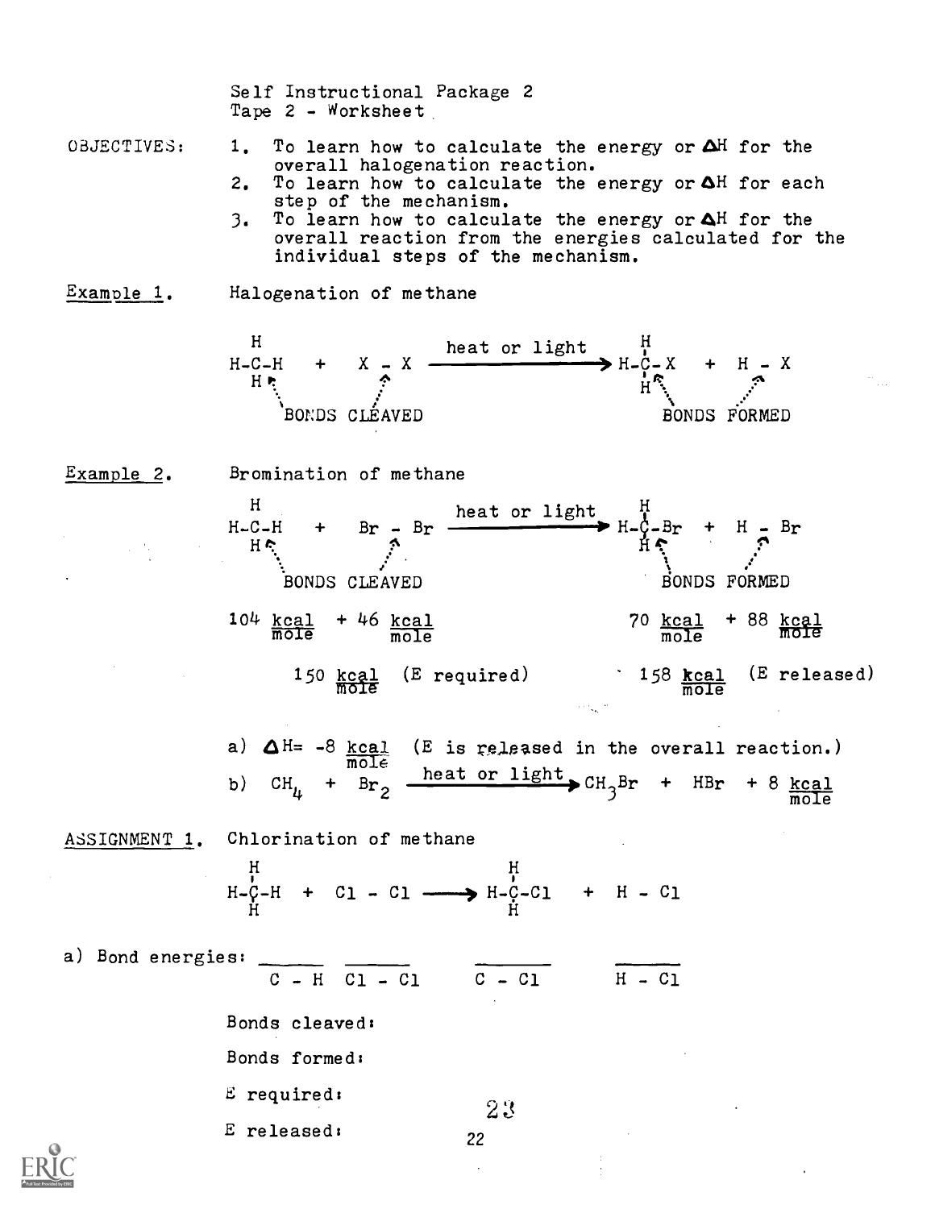Self Instructional Package 2
Tape 2 - Worksheet

OBJECTIVES:

1. To learn how to calculate the energy or $\Delta H$ for the overall halogenation reaction.
2. To learn how to calculate the energy or $\Delta H$ for each step of the mechanism.
3. To learn how to calculate the energy or $\Delta H$ for the overall reaction from the energies calculated for the individual steps of the mechanism.

Example 1. Halogenation of methane

$$H_3C{-}H + X{-}X \xrightarrow{\text{heat or light}} H_3C{-}X + H{-}X$$

BONDS CLEAVED (C–H, X–X) → BONDS FORMED (C–X, H–X)

Example 2. Bromination of methane

$$H_3C{-}H + Br{-}Br \xrightarrow{\text{heat or light}} H_3C{-}Br + H{-}Br$$

BONDS CLEAVED: $104 \frac{kcal}{mole} + 46 \frac{kcal}{mole}$ = $150 \frac{kcal}{mole}$ (E required)

BONDS FORMED: $70 \frac{kcal}{mole} + 88 \frac{kcal}{mole}$ = $158 \frac{kcal}{mole}$ (E released)

a) $\Delta H = -8 \frac{kcal}{mole}$ (E is released in the overall reaction.)

b) $CH_4 + Br_2 \xrightarrow{\text{heat or light}} CH_3Br + HBr + 8 \frac{kcal}{mole}$

ASSIGNMENT 1. Chlorination of methane

$$H_3C{-}H + Cl{-}Cl \longrightarrow H_3C{-}Cl + H{-}Cl$$

a) Bond energies: ______ ______ ______ ______
C - H  Cl - Cl  C - Cl  H - Cl

Bonds cleaved:

Bonds formed:

E required:

E released: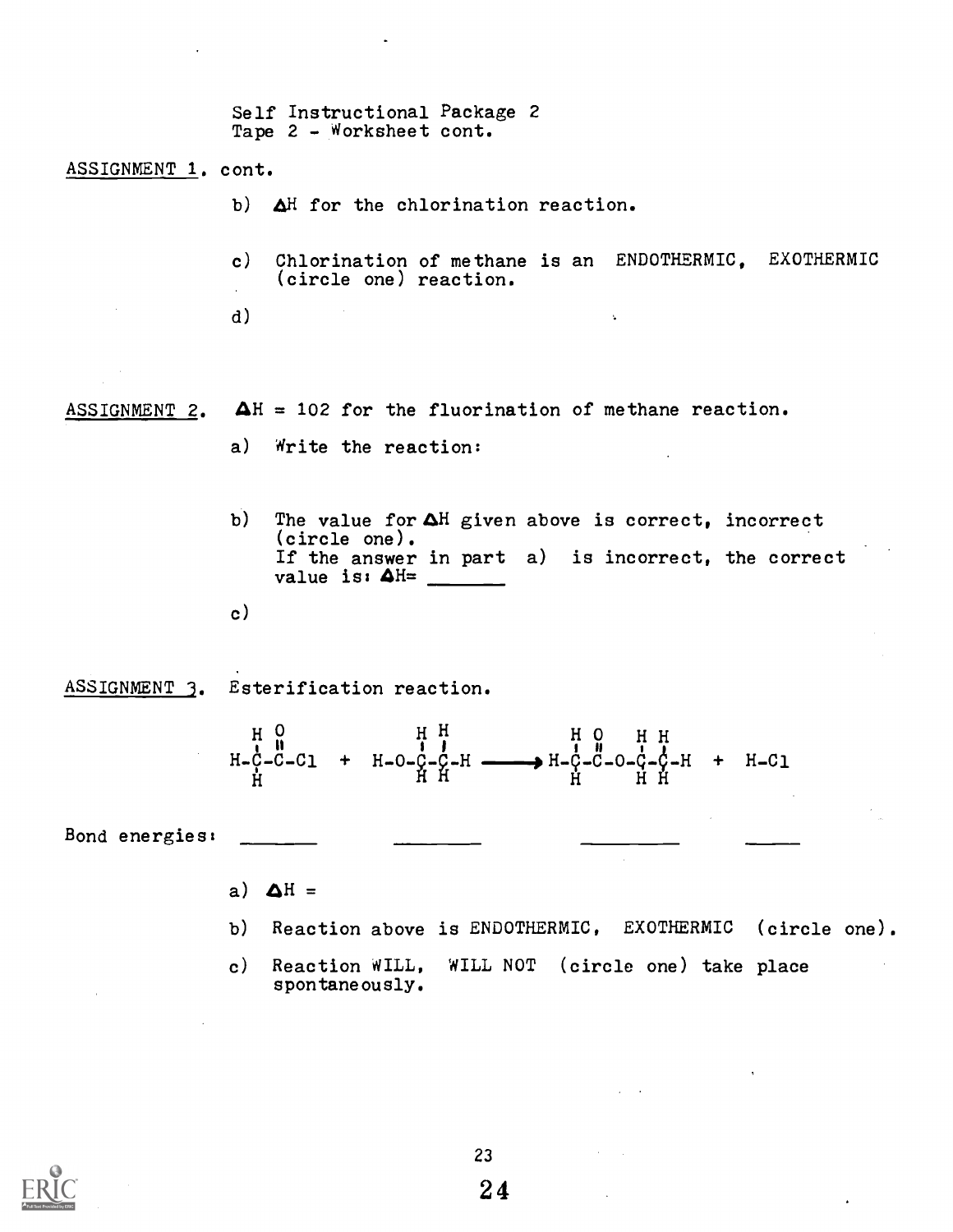Self Instructional Package 2
Tape 2 - Worksheet cont.

ASSIGNMENT 1. cont.

b) $\Delta H$ for the chlorination reaction.

c) Chlorination of methane is an ENDOTHERMIC, EXOTHERMIC (circle one) reaction.

d)

ASSIGNMENT 2. $\Delta H = 102$ for the fluorination of methane reaction.

a) Write the reaction:

b) The value for $\Delta H$ given above is correct, incorrect (circle one).
If the answer in part a) is incorrect, the correct value is: $\Delta H=$ ______

c)

ASSIGNMENT 3. Esterification reaction.

```
 H O               H H                H O   H H
 | ||              | |                | ||  | |
H-C-C-Cl  +  H-O-C-C-H  ------>  H-C-C-O-C-C-H  +  H-Cl
 |                 | |                |     | |
 H                 H H                H     H H
```

Bond energies: ______ ______ ______ ______

a) $\Delta H =$

b) Reaction above is ENDOTHERMIC, EXOTHERMIC (circle one).

c) Reaction WILL, WILL NOT (circle one) take place spontaneously.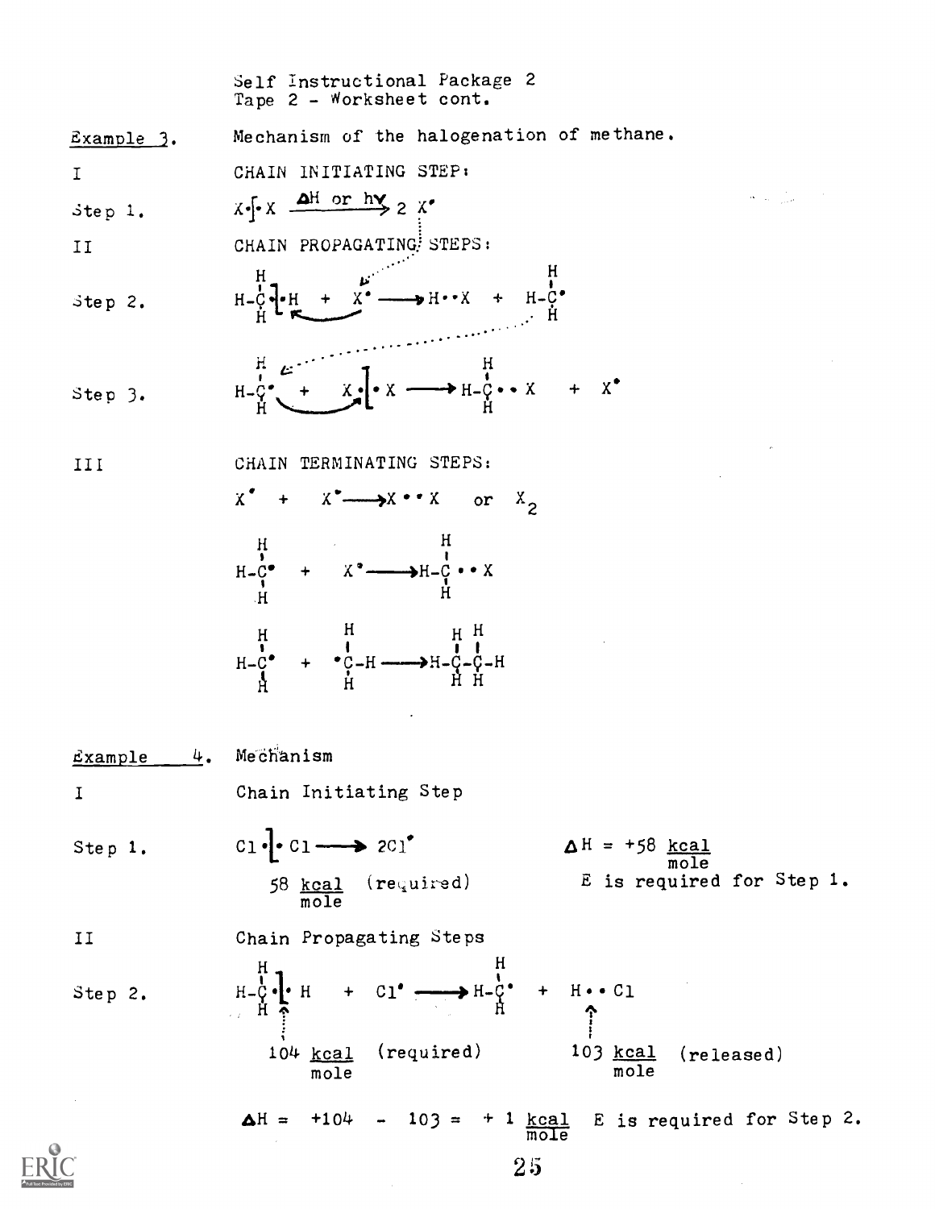Self Instructional Package 2
Tape 2 - Worksheet cont.

**Example 3.** Mechanism of the halogenation of methane.

I CHAIN INITIATING STEP:

Step 1.

$$X\cdot|\cdot X \xrightarrow{\Delta H \text{ or } h\nu} 2\,X^\bullet$$

II CHAIN PROPAGATING STEPS:

Step 2.

$$H_3C\cdot|\cdot H + X^\bullet \longrightarrow H\cdot\cdot X + H_3C^\bullet$$

Step 3.

$$H_3C^\bullet + X\cdot|\cdot X \longrightarrow H_3C\cdot\cdot X + X^\bullet$$

III CHAIN TERMINATING STEPS:

$$X^\bullet + X^\bullet \longrightarrow X\cdot\cdot X \text{ or } X_2$$

$$H_3C^\bullet + X^\bullet \longrightarrow H_3C\cdot\cdot X$$

$$H_3C^\bullet + {}^\bullet CH_3 \longrightarrow H_3C-CH_3$$

**Example 4.** Mechanism

I Chain Initiating Step

Step 1.

$$Cl\cdot|\cdot Cl \longrightarrow 2Cl^\bullet$$

58 $\frac{\text{kcal}}{\text{mole}}$ (required)

$\Delta H = +58 \frac{\text{kcal}}{\text{mole}}$
E is required for Step 1.

II Chain Propagating Steps

Step 2.

$$H_3C\cdot|\cdot H + Cl^\bullet \longrightarrow H_3C^\bullet + H\cdot\cdot Cl$$

104 $\frac{\text{kcal}}{\text{mole}}$ (required) 103 $\frac{\text{kcal}}{\text{mole}}$ (released)

$\Delta H = +104 - 103 = +1 \frac{\text{kcal}}{\text{mole}}$ E is required for Step 2.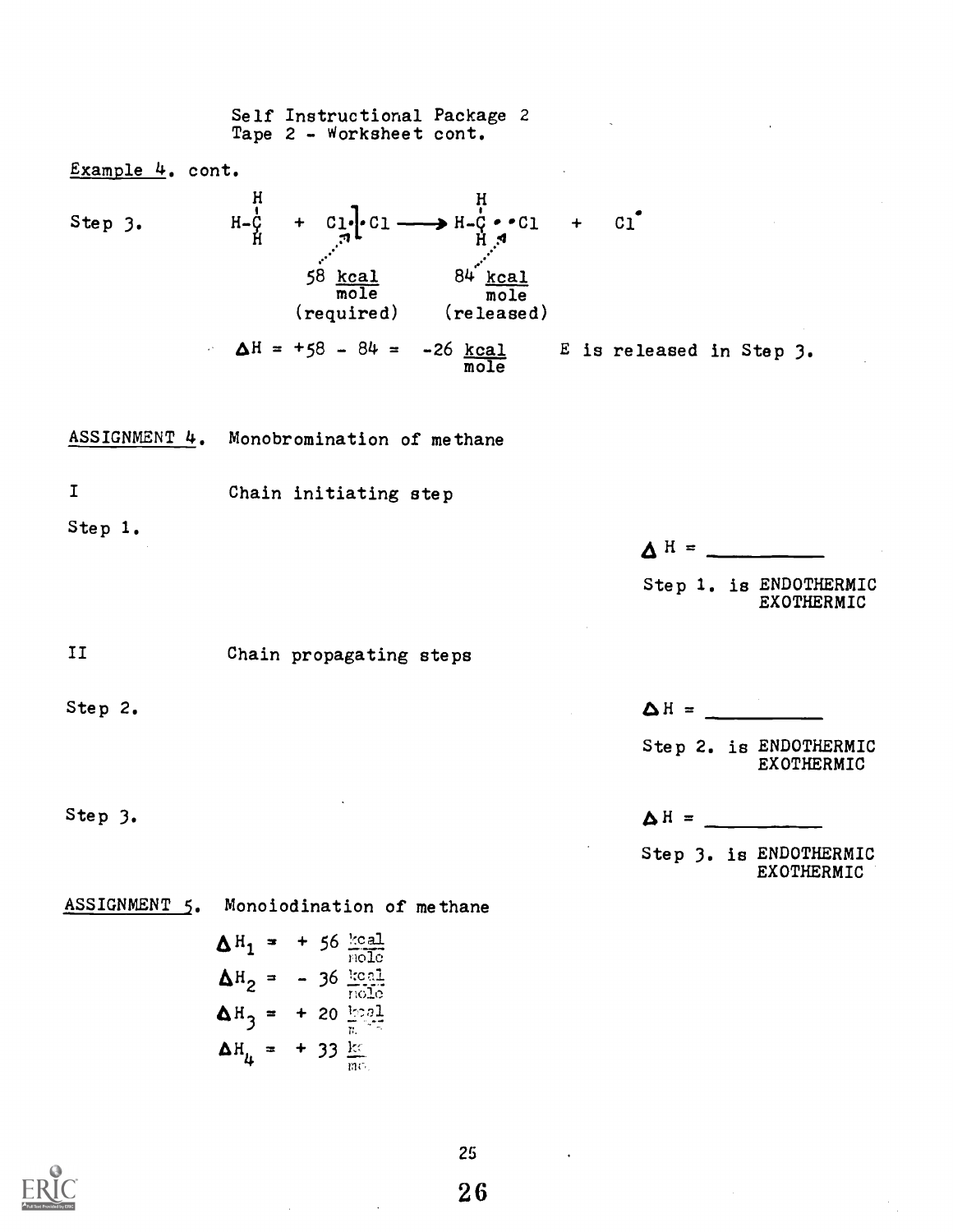Self Instructional Package 2
Tape 2 - Worksheet cont.

Example 4. cont.

Step 3.

$$H_3C\cdot + Cl{-}Cl \longrightarrow H_3C{-}Cl + Cl\cdot$$

58 $\frac{kcal}{mole}$ (required) &nbsp;&nbsp;&nbsp; 84 $\frac{kcal}{mole}$ (released)

$\Delta H = +58 - 84 = -26 \frac{kcal}{mole}$ &nbsp;&nbsp;&nbsp; E is released in Step 3.

ASSIGNMENT 4. Monobromination of methane

I &nbsp;&nbsp;&nbsp; Chain initiating step

Step 1.

$\Delta H =$ ____________

Step 1. is ENDOTHERMIC
EXOTHERMIC

II &nbsp;&nbsp;&nbsp; Chain propagating steps

Step 2.

$\Delta H =$ ____________

Step 2. is ENDOTHERMIC
EXOTHERMIC

Step 3.

$\Delta H =$ ____________

Step 3. is ENDOTHERMIC
EXOTHERMIC

ASSIGNMENT 5. Monoiodination of methane

$\Delta H_1 = +56 \frac{kcal}{mole}$

$\Delta H_2 = -36 \frac{kcal}{mole}$

$\Delta H_3 = +20 \frac{kcal}{mole}$

$\Delta H_4 = +33 \frac{kcal}{mole}$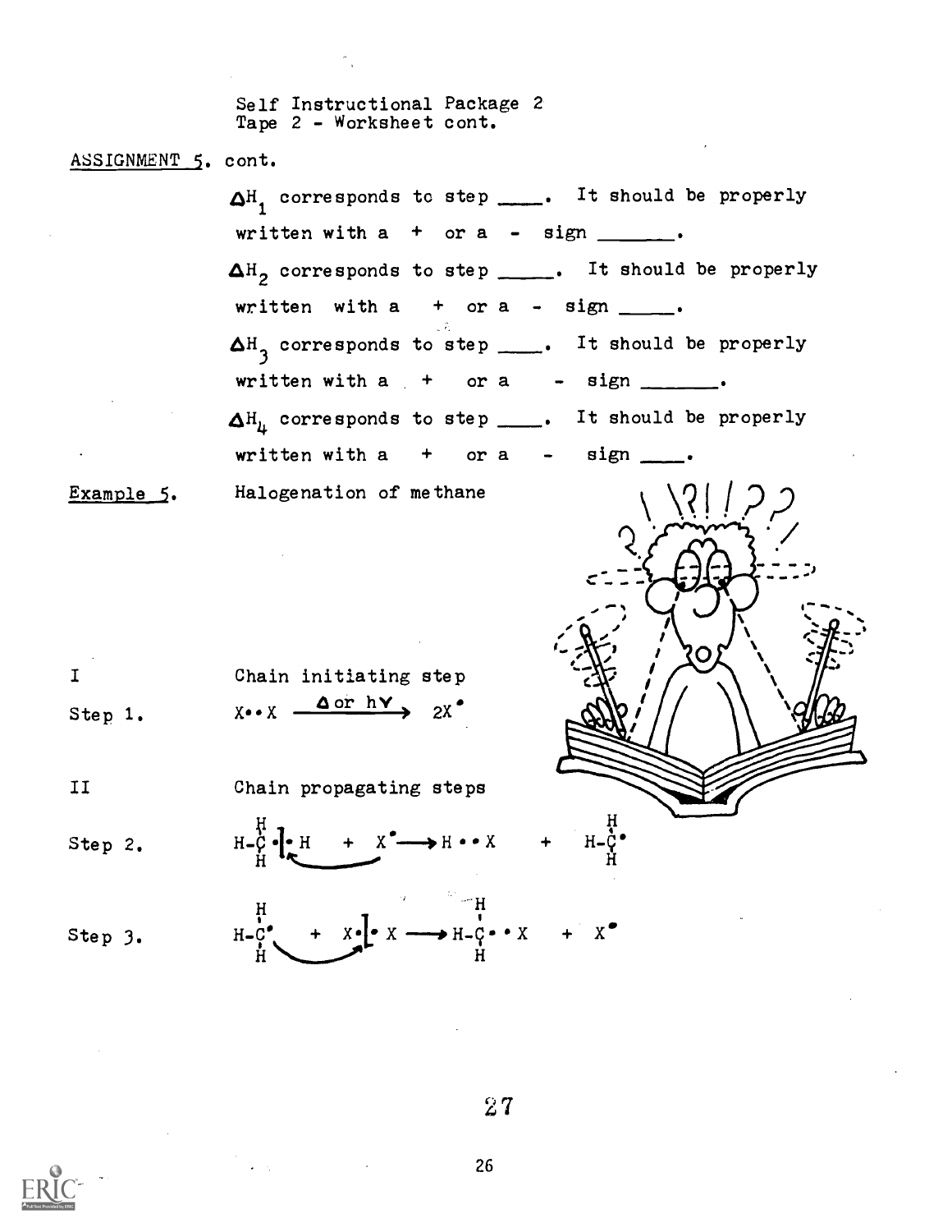Self Instructional Package 2
Tape 2 - Worksheet cont.

ASSIGNMENT 5. cont.

$\Delta H_1$ corresponds to step \_\_\_\_. It should be properly written with a + or a - sign \_\_\_\_\_\_\_.

$\Delta H_2$ corresponds to step \_\_\_\_\_. It should be properly written with a + or a - sign \_\_\_\_\_.

$\Delta H_3$ corresponds to step \_\_\_\_. It should be properly written with a + or a - sign \_\_\_\_\_\_\_.

$\Delta H_4$ corresponds to step \_\_\_\_. It should be properly written with a + or a - sign \_\_\_\_.

Example 5. Halogenation of methane

I Chain initiating step

Step 1. $X{:}X \xrightarrow{\Delta \text{ or } h\nu} 2X^{\bullet}$

II Chain propagating steps

Step 2. $H_3C{:}H + X^{\bullet} \longrightarrow H{:}X + H_3C^{\bullet}$

Step 3. $H_3C^{\bullet} + X{:}X \longrightarrow H_3C{:}X + X^{\bullet}$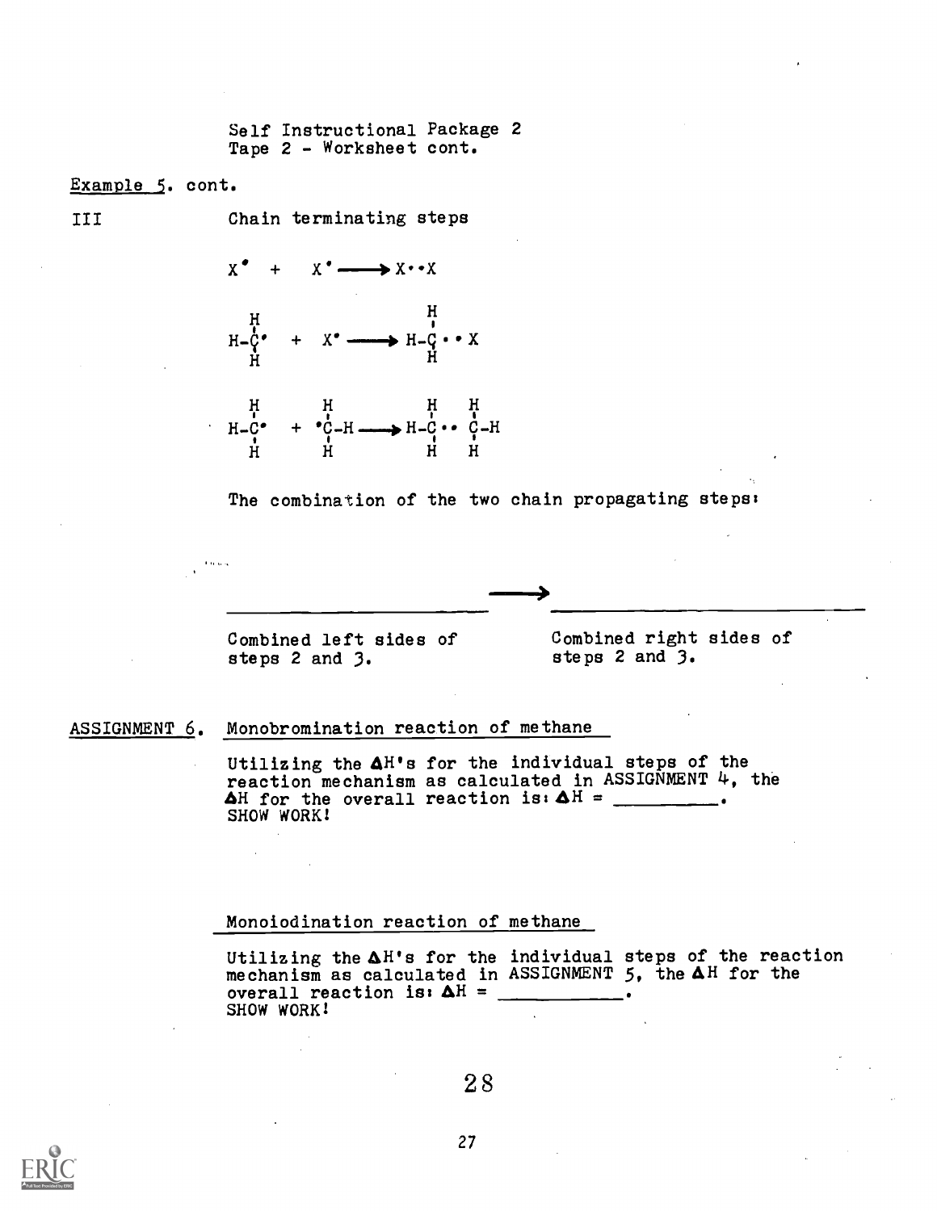Self Instructional Package 2
Tape 2 - Worksheet cont.

Example 5. cont.

III Chain terminating steps

$$X^{\bullet} + X^{\bullet} \longrightarrow X{\bullet}{\bullet}X$$

$$H_3C^{\bullet} + X^{\bullet} \longrightarrow H_3C{\bullet}{\bullet}X$$

$$H_3C^{\bullet} + {}^{\bullet}CH_3 \longrightarrow H_3C{\bullet}{\bullet}CH_3$$

The combination of the two chain propagating steps:

$$\_\_\_\_\_\_\_\_\_\_\_\_\_\_\_\_ \longrightarrow \_\_\_\_\_\_\_\_\_\_\_\_\_\_\_\_$$

Combined left sides of steps 2 and 3. &nbsp;&nbsp;&nbsp;&nbsp; Combined right sides of steps 2 and 3.

ASSIGNMENT 6. Monobromination reaction of methane

Utilizing the $\Delta H$'s for the individual steps of the reaction mechanism as calculated in ASSIGNMENT 4, the $\Delta H$ for the overall reaction is: $\Delta H =$ \_\_\_\_\_\_\_\_\_\_.
SHOW WORK!

Monoiodination reaction of methane

Utilizing the $\Delta H$'s for the individual steps of the reaction mechanism as calculated in ASSIGNMENT 5, the $\Delta H$ for the overall reaction is: $\Delta H =$ \_\_\_\_\_\_\_\_\_\_.
SHOW WORK!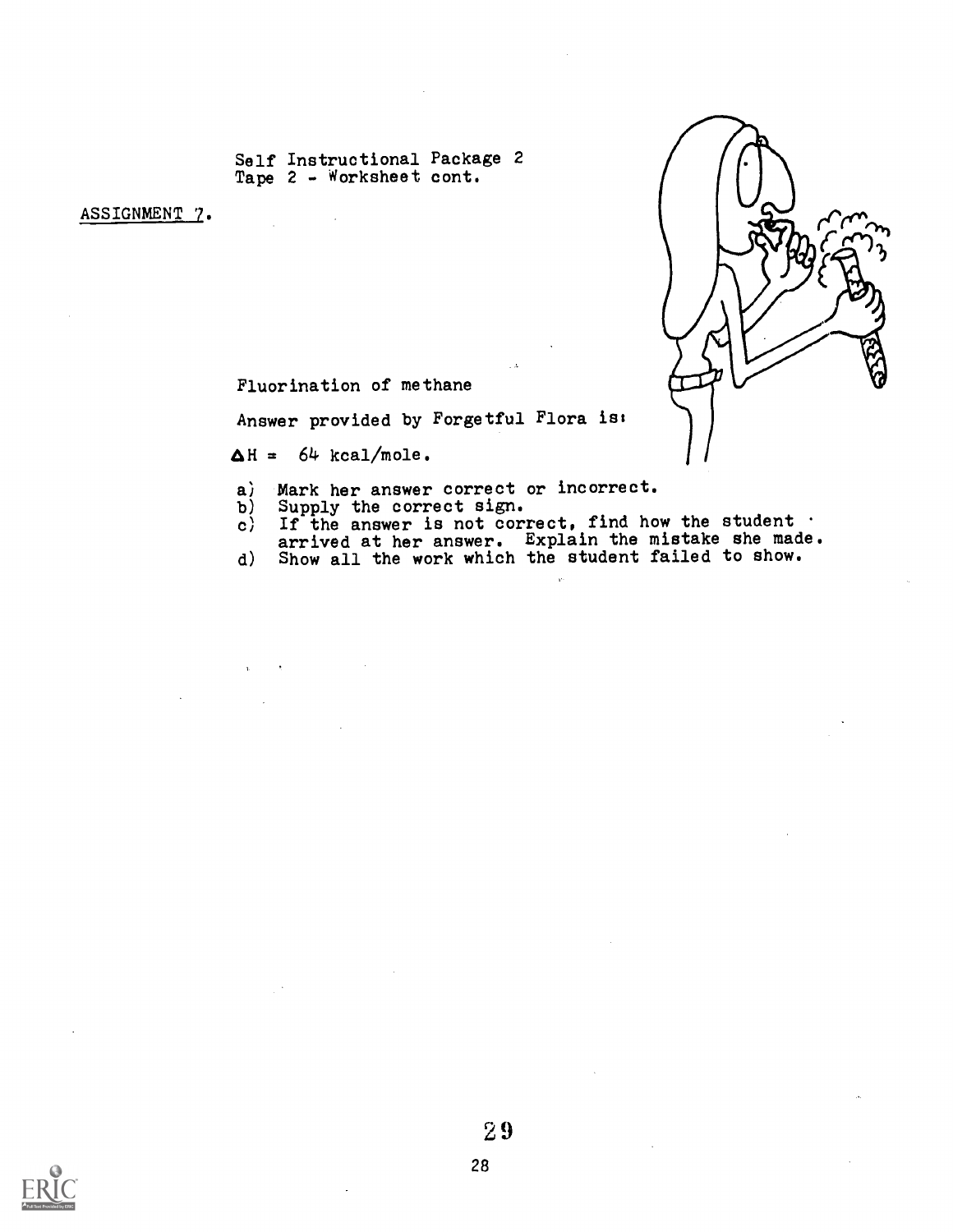Self Instructional Package 2
Tape 2 - Worksheet cont.

ASSIGNMENT 7.

Fluorination of methane

Answer provided by Forgetful Flora is:

$\Delta H = 64$ kcal/mole.

a) Mark her answer correct or incorrect.
b) Supply the correct sign.
c) If the answer is not correct, find how the student arrived at her answer. Explain the mistake she made.
d) Show all the work which the student failed to show.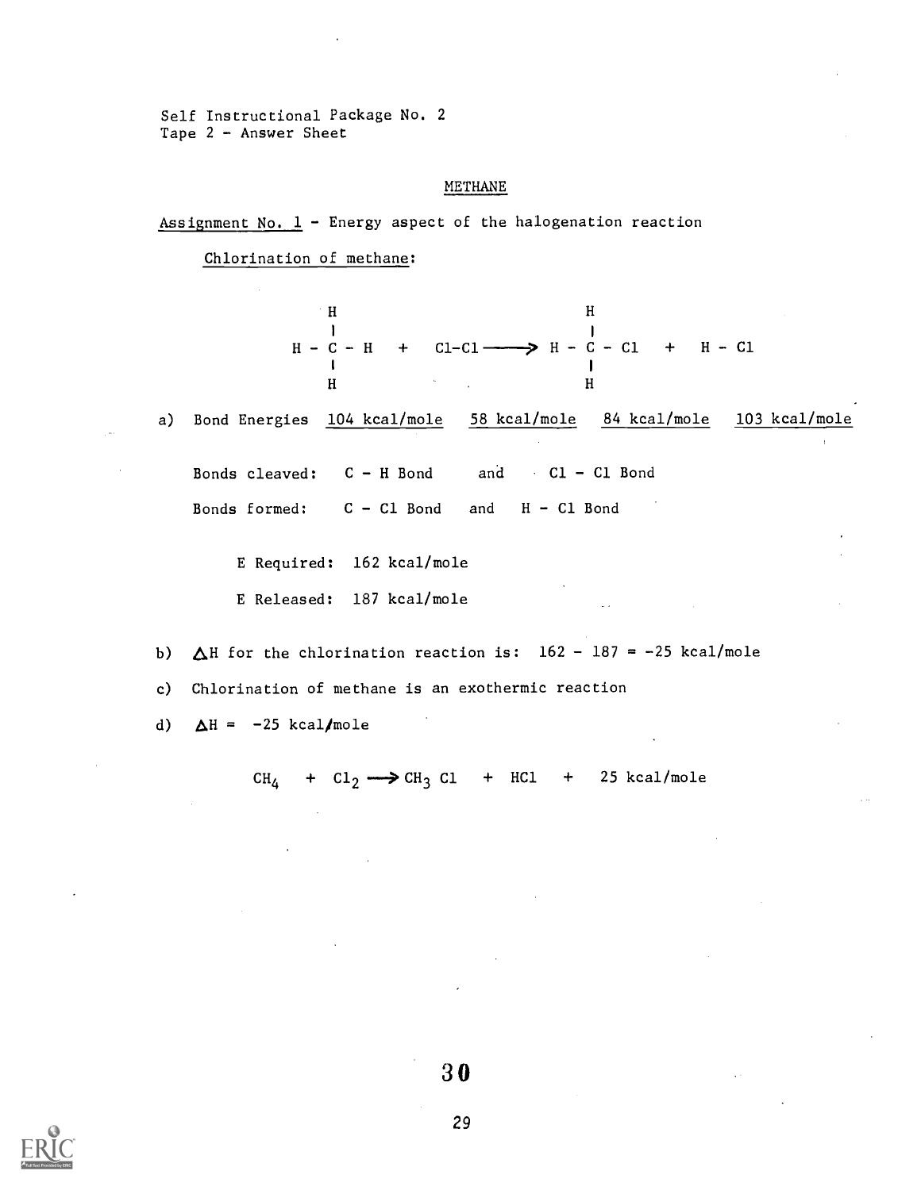Self Instructional Package No. 2
Tape 2 - Answer Sheet

## METHANE

Assignment No. 1 - Energy aspect of the halogenation reaction

Chlorination of methane:

```
      H                              H
      |                              |
  H - C - H   +   Cl-Cl  ------>  H - C - Cl   +   H - Cl
      |                              |
      H                              H
```

a) Bond Energies 104 kcal/mole 58 kcal/mole 84 kcal/mole 103 kcal/mole

Bonds cleaved: C - H Bond and Cl - Cl Bond

Bonds formed: C - Cl Bond and H - Cl Bond

E Required: 162 kcal/mole

E Released: 187 kcal/mole

b) $\Delta H$ for the chlorination reaction is: 162 - 187 = -25 kcal/mole

c) Chlorination of methane is an exothermic reaction

d) $\Delta H$ = -25 kcal/mole

$$CH_4 + Cl_2 \longrightarrow CH_3Cl + HCl + 25 \text{ kcal/mole}$$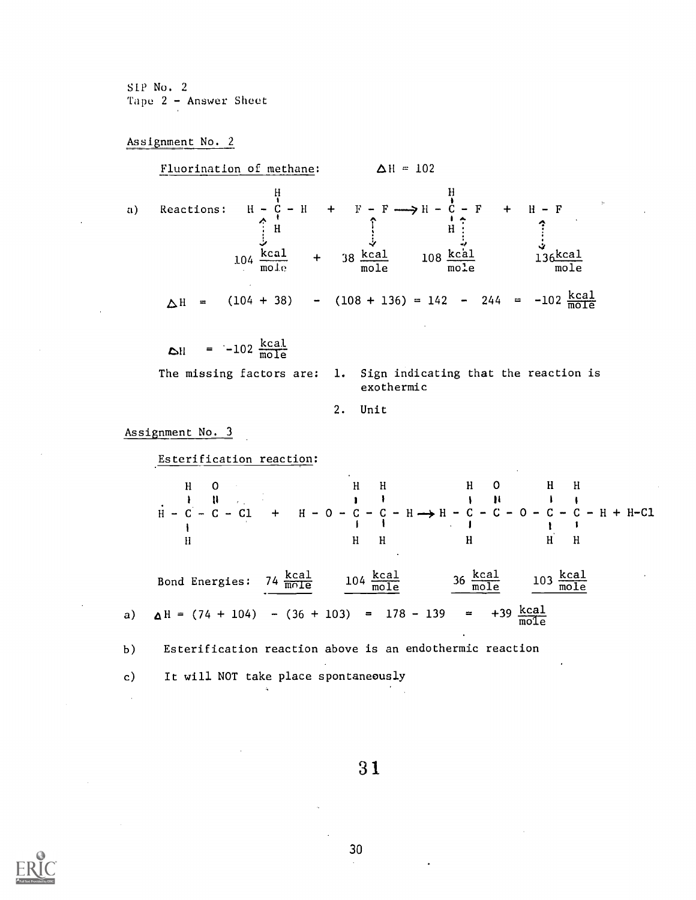SIP No. 2
Tape 2 - Answer Sheet

## Assignment No. 2

Fluorination of methane: $\Delta H = 102$

a) Reactions:

$$\text{H}-\underset{\text{H}}{\overset{\text{H}}{\text{C}}}-\text{H} \; + \; \text{F}-\text{F} \longrightarrow \text{H}-\underset{\text{H}}{\overset{\text{H}}{\text{C}}}-\text{F} \; + \; \text{H}-\text{F}$$

$$104 \frac{\text{kcal}}{\text{mole}} \quad + \quad 38 \frac{\text{kcal}}{\text{mole}} \qquad 108 \frac{\text{kcal}}{\text{mole}} \qquad 136 \frac{\text{kcal}}{\text{mole}}$$

$$\Delta H = (104 + 38) - (108 + 136) = 142 - 244 = -102 \frac{\text{kcal}}{\text{mole}}$$

$$\Delta H = -102 \frac{\text{kcal}}{\text{mole}}$$

The missing factors are:

1. Sign indicating that the reaction is exothermic
2. Unit

## Assignment No. 3

Esterification reaction:

$$\text{H}-\underset{\text{H}}{\overset{\text{H}}{\text{C}}}-\overset{\text{O}}{\overset{\|}{\text{C}}}-\text{Cl} \; + \; \text{H}-\text{O}-\underset{\text{H}}{\overset{\text{H}}{\text{C}}}-\underset{\text{H}}{\overset{\text{H}}{\text{C}}}-\text{H} \longrightarrow \text{H}-\underset{\text{H}}{\overset{\text{H}}{\text{C}}}-\overset{\text{O}}{\overset{\|}{\text{C}}}-\text{O}-\underset{\text{H}}{\overset{\text{H}}{\text{C}}}-\underset{\text{H}}{\overset{\text{H}}{\text{C}}}-\text{H} + \text{H}-\text{Cl}$$

Bond Energies: $74 \frac{\text{kcal}}{\text{mole}}$ $\quad 104 \frac{\text{kcal}}{\text{mole}}$ $\quad 36 \frac{\text{kcal}}{\text{mole}}$ $\quad 103 \frac{\text{kcal}}{\text{mole}}$

a) $\Delta H = (74 + 104) - (36 + 103) = 178 - 139 = +39 \frac{\text{kcal}}{\text{mole}}$

b) Esterification reaction above is an endothermic reaction

c) It will NOT take place spontaneously

31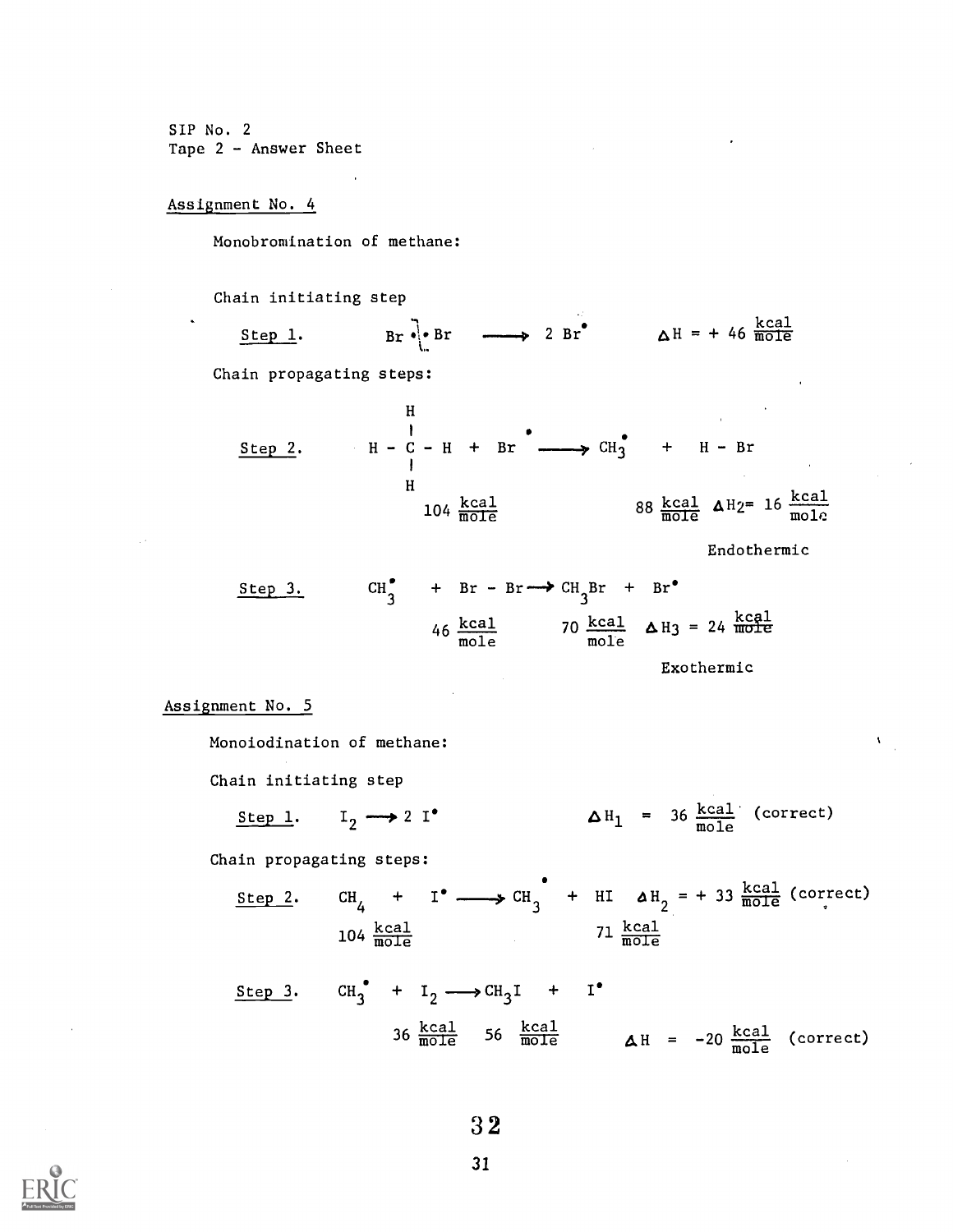SIP No. 2
Tape 2 - Answer Sheet

## Assignment No. 4

Monobromination of methane:

Chain initiating step

Step 1. $Br \cdot | \cdot Br \longrightarrow 2\ Br^{\bullet}$ $\Delta H = +46\ \frac{kcal}{mole}$

Chain propagating steps:

Step 2. $H-\underset{H}{\overset{H}{C}}-H + Br^{\bullet} \longrightarrow CH_3^{\bullet} + H-Br$

$104\ \frac{kcal}{mole}$ $88\ \frac{kcal}{mole}$ $\Delta H_2 = 16\ \frac{kcal}{mole}$

Endothermic

Step 3. $CH_3^{\bullet} + Br-Br \longrightarrow CH_3Br + Br^{\bullet}$

$46\ \frac{kcal}{mole}$ $70\ \frac{kcal}{mole}$ $\Delta H_3 = 24\ \frac{kcal}{mole}$

Exothermic

## Assignment No. 5

Monoiodination of methane:

Chain initiating step

Step 1. $I_2 \longrightarrow 2\ I^{\bullet}$ $\Delta H_1 = 36\ \frac{kcal}{mole}$ (correct)

Chain propagating steps:

Step 2. $CH_4 + I^{\bullet} \longrightarrow CH_3^{\bullet} + HI$ $\Delta H_2 = +33\ \frac{kcal}{mole}$ (correct)

$104\ \frac{kcal}{mole}$ $71\ \frac{kcal}{mole}$

Step 3. $CH_3^{\bullet} + I_2 \longrightarrow CH_3I + I^{\bullet}$

$36\ \frac{kcal}{mole}$ $56\ \frac{kcal}{mole}$ $\Delta H = -20\ \frac{kcal}{mole}$ (correct)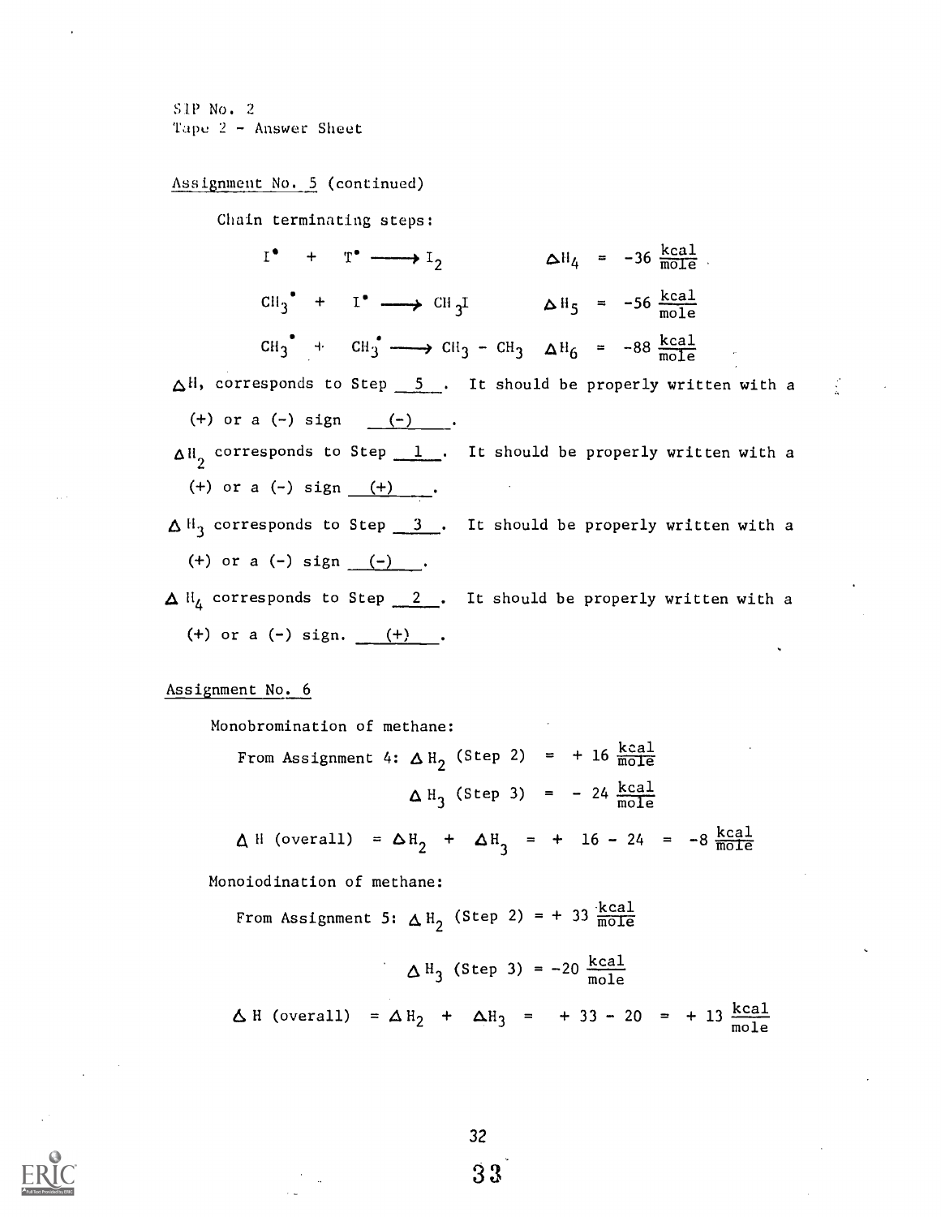SIP No. 2
Tape 2 - Answer Sheet

Assignment No. 5 (continued)

Chain terminating steps:

$$I^{\bullet} + I^{\bullet} \longrightarrow I_2 \qquad \Delta H_4 = -36 \frac{kcal}{mole}$$

$$CH_3^{\bullet} + I^{\bullet} \longrightarrow CH_3I \qquad \Delta H_5 = -56 \frac{kcal}{mole}$$

$$CH_3^{\bullet} + CH_3^{\bullet} \longrightarrow CH_3 - CH_3 \qquad \Delta H_6 = -88 \frac{kcal}{mole}$$

$\Delta H_1$ corresponds to Step __5__. It should be properly written with a (+) or a (-) sign __(-)__.

$\Delta H_2$ corresponds to Step __1__. It should be properly written with a (+) or a (-) sign __(+)__.

$\Delta H_3$ corresponds to Step __3__. It should be properly written with a (+) or a (-) sign __(-)__.

$\Delta H_4$ corresponds to Step __2__. It should be properly written with a (+) or a (-) sign. __(+)__.

Assignment No. 6

Monobromination of methane:

From Assignment 4: $\Delta H_2$ (Step 2) $= + 16 \frac{kcal}{mole}$

$\Delta H_3$ (Step 3) $= - 24 \frac{kcal}{mole}$

$$\Delta H \text{ (overall)} = \Delta H_2 + \Delta H_3 = + 16 - 24 = -8 \frac{kcal}{mole}$$

Monoiodination of methane:

From Assignment 5: $\Delta H_2$ (Step 2) $= + 33 \frac{kcal}{mole}$

$\Delta H_3$ (Step 3) $= -20 \frac{kcal}{mole}$

$$\Delta H \text{ (overall)} = \Delta H_2 + \Delta H_3 = + 33 - 20 = + 13 \frac{kcal}{mole}$$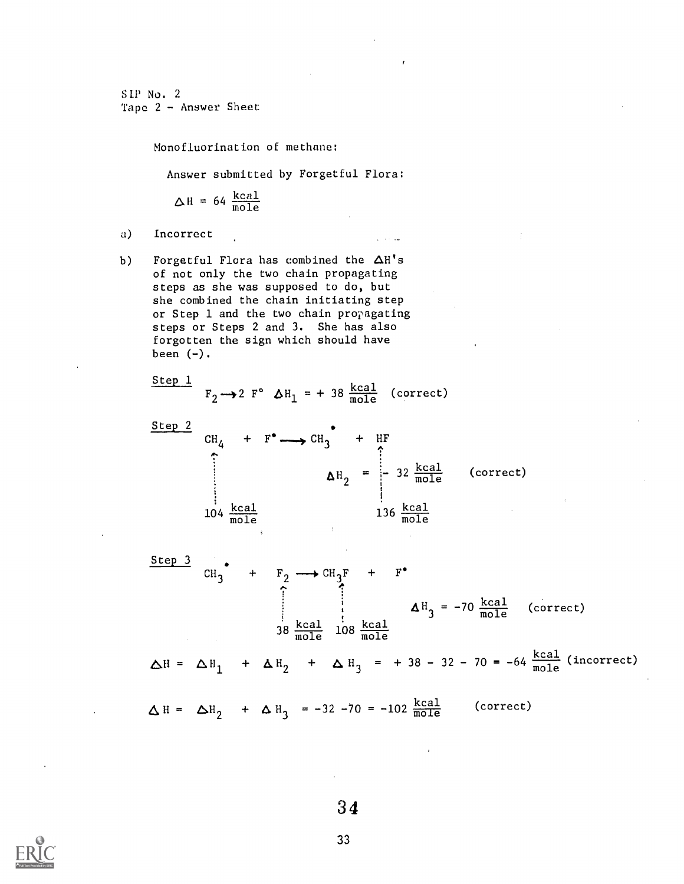SIP No. 2
Tape 2 - Answer Sheet

Monofluorination of methane:

Answer submitted by Forgetful Flora:

$$\Delta H = 64 \frac{kcal}{mole}$$

a) Incorrect

b) Forgetful Flora has combined the $\Delta H$'s of not only the two chain propagating steps as she was supposed to do, but she combined the chain initiating step or Step 1 and the two chain propagating steps or Steps 2 and 3. She has also forgotten the sign which should have been (-).

Step 1

$$F_2 \longrightarrow 2\ F^{\circ} \quad \Delta H_1 = +\ 38 \frac{kcal}{mole} \quad \text{(correct)}$$

Step 2

$$CH_4 + F^{\bullet} \longrightarrow CH_3^{\bullet} + HF$$

$CH_4$: $104 \frac{kcal}{mole}$; $HF$: $136 \frac{kcal}{mole}$

$$\Delta H_2 = -\ 32 \frac{kcal}{mole} \quad \text{(correct)}$$

Step 3

$$CH_3^{\bullet} + F_2 \longrightarrow CH_3F + F^{\bullet}$$

$F_2$: $38 \frac{kcal}{mole}$; $CH_3F$: $108 \frac{kcal}{mole}$

$$\Delta H_3 = -70 \frac{kcal}{mole} \quad \text{(correct)}$$

$$\Delta H = \Delta H_1 + \Delta H_2 + \Delta H_3 = +\ 38 - 32 - 70 = -64 \frac{kcal}{mole} \quad \text{(incorrect)}$$

$$\Delta H = \Delta H_2 + \Delta H_3 = -32 - 70 = -102 \frac{kcal}{mole} \quad \text{(correct)}$$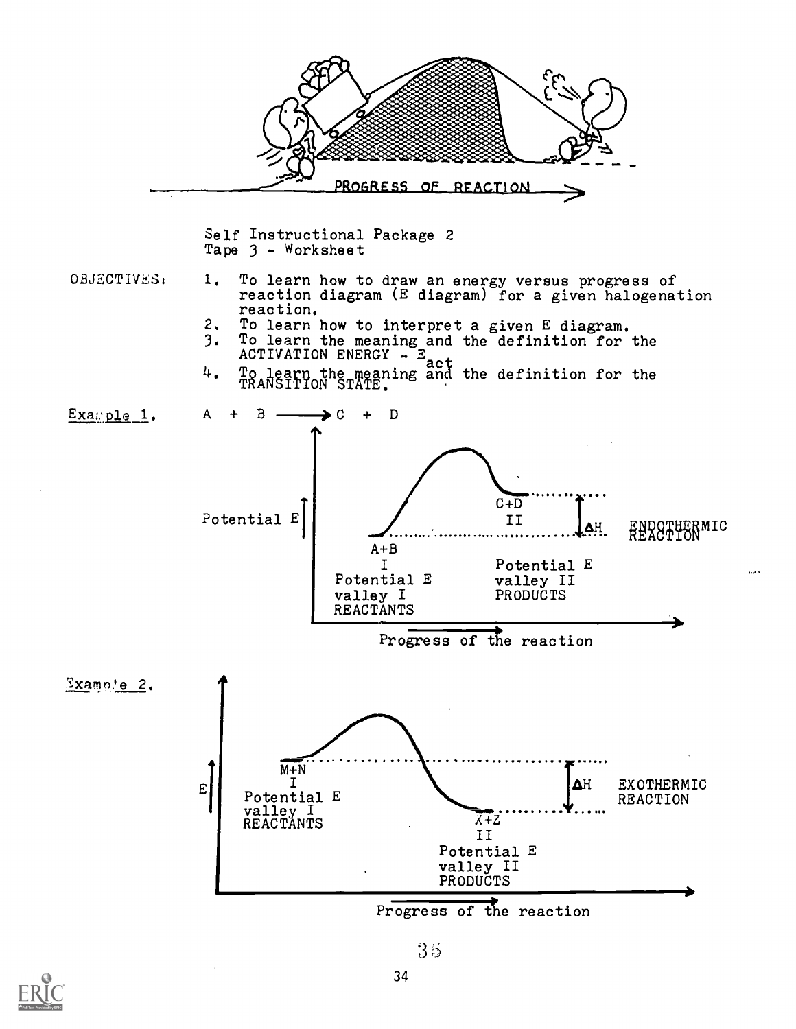PROGRESS OF REACTION

Self Instructional Package 2
Tape 3 - Worksheet

OBJECTIVES:

1. To learn how to draw an energy versus progress of reaction diagram (E diagram) for a given halogenation reaction.
2. To learn how to interpret a given E diagram.
3. To learn the meaning and the definition for the ACTIVATION ENERGY - $E_{act}$
4. To learn the meaning and the definition for the TRANSITION STATE.

Example 1. A + B ⟶ C + D

Potential E

C+D
II

A+B
I

Potential E valley I REACTANTS

Potential E valley II PRODUCTS

ΔH

ENDOTHERMIC REACTION

Progress of the reaction

Example 2.

E

M+N
I

Potential E valley I REACTANTS

X+Z
II

Potential E valley II PRODUCTS

ΔH

EXOTHERMIC REACTION

Progress of the reaction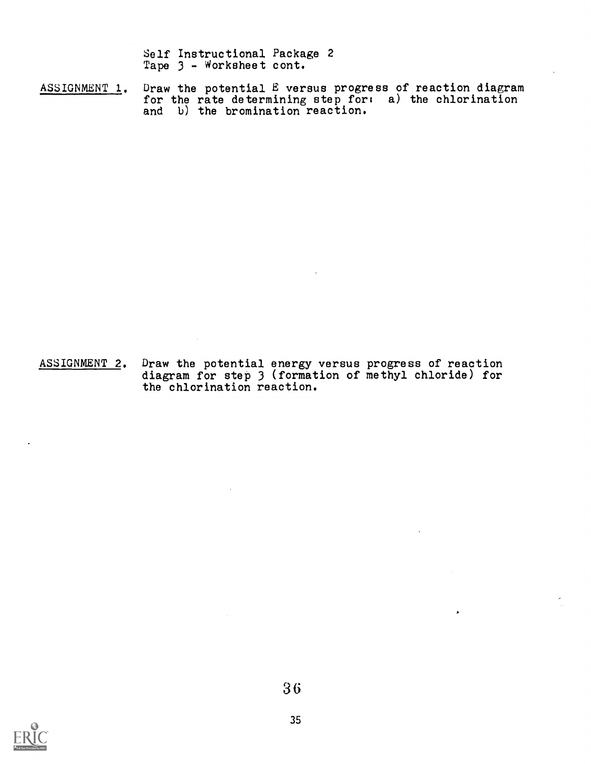Self Instructional Package 2
Tape 3 - Worksheet cont.

ASSIGNMENT 1. Draw the potential E versus progress of reaction diagram for the rate determining step for: a) the chlorination and b) the bromination reaction.

ASSIGNMENT 2. Draw the potential energy versus progress of reaction diagram for step 3 (formation of methyl chloride) for the chlorination reaction.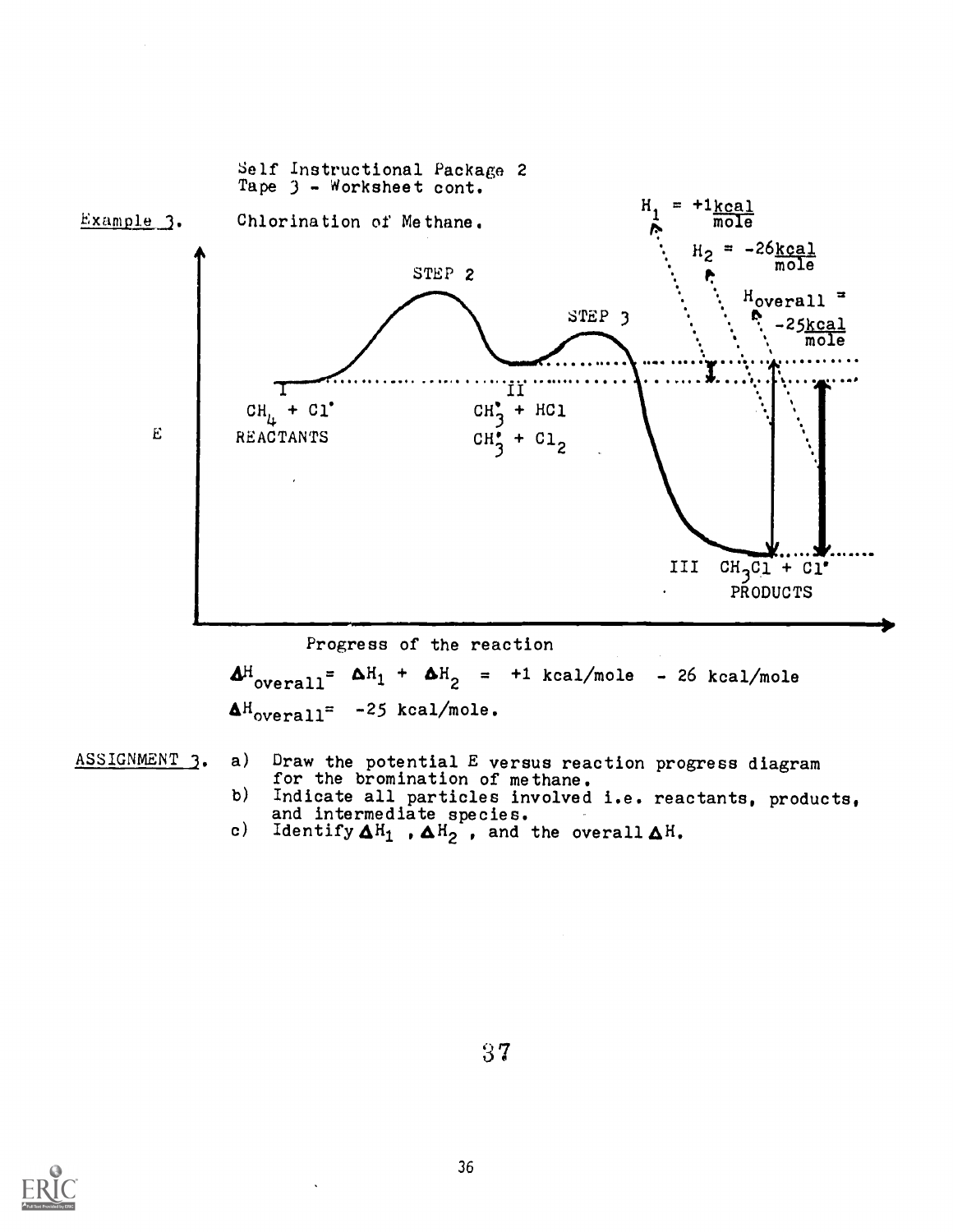Self Instructional Package 2
Tape 3 - Worksheet cont.

Example 3. Chlorination of Methane.

$H_1 = +1\frac{kcal}{mole}$

$H_2 = -26\frac{kcal}{mole}$

$H_{overall} = -25\frac{kcal}{mole}$

STEP 2

STEP 3

E

I $CH_4 + Cl^{\cdot}$ REACTANTS

II $CH_3^{\cdot} + HCl$ $CH_3^{\cdot} + Cl_2$

III $CH_3Cl + Cl^{\cdot}$ PRODUCTS

Progress of the reaction

$\Delta H_{overall} = \Delta H_1 + \Delta H_2 = +1 \text{ kcal/mole} - 26 \text{ kcal/mole}$

$\Delta H_{overall} = -25 \text{ kcal/mole}.$

ASSIGNMENT 3.

a) Draw the potential E versus reaction progress diagram for the bromination of methane.

b) Indicate all particles involved i.e. reactants, products, and intermediate species.

c) Identify $\Delta H_1$, $\Delta H_2$, and the overall $\Delta H$.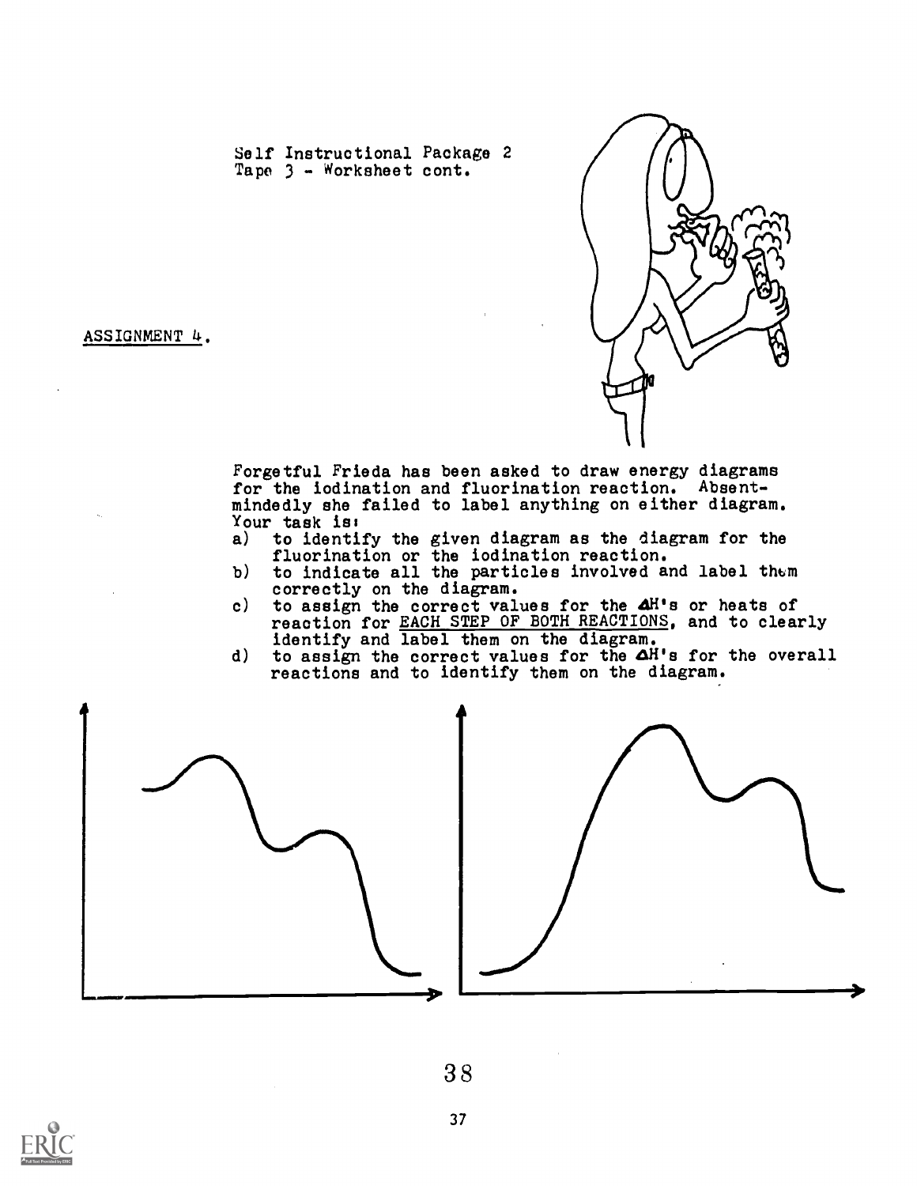Self Instructional Package 2
Tape 3 - Worksheet cont.

ASSIGNMENT 4.

Forgetful Frieda has been asked to draw energy diagrams for the iodination and fluorination reaction. Absent-mindedly she failed to label anything on either diagram. Your task is:

a) to identify the given diagram as the diagram for the fluorination or the iodination reaction.
b) to indicate all the particles involved and label them correctly on the diagram.
c) to assign the correct values for the $\Delta H$'s or heats of reaction for EACH STEP OF BOTH REACTIONS, and to clearly identify and label them on the diagram.
d) to assign the correct values for the $\Delta H$'s for the overall reactions and to identify them on the diagram.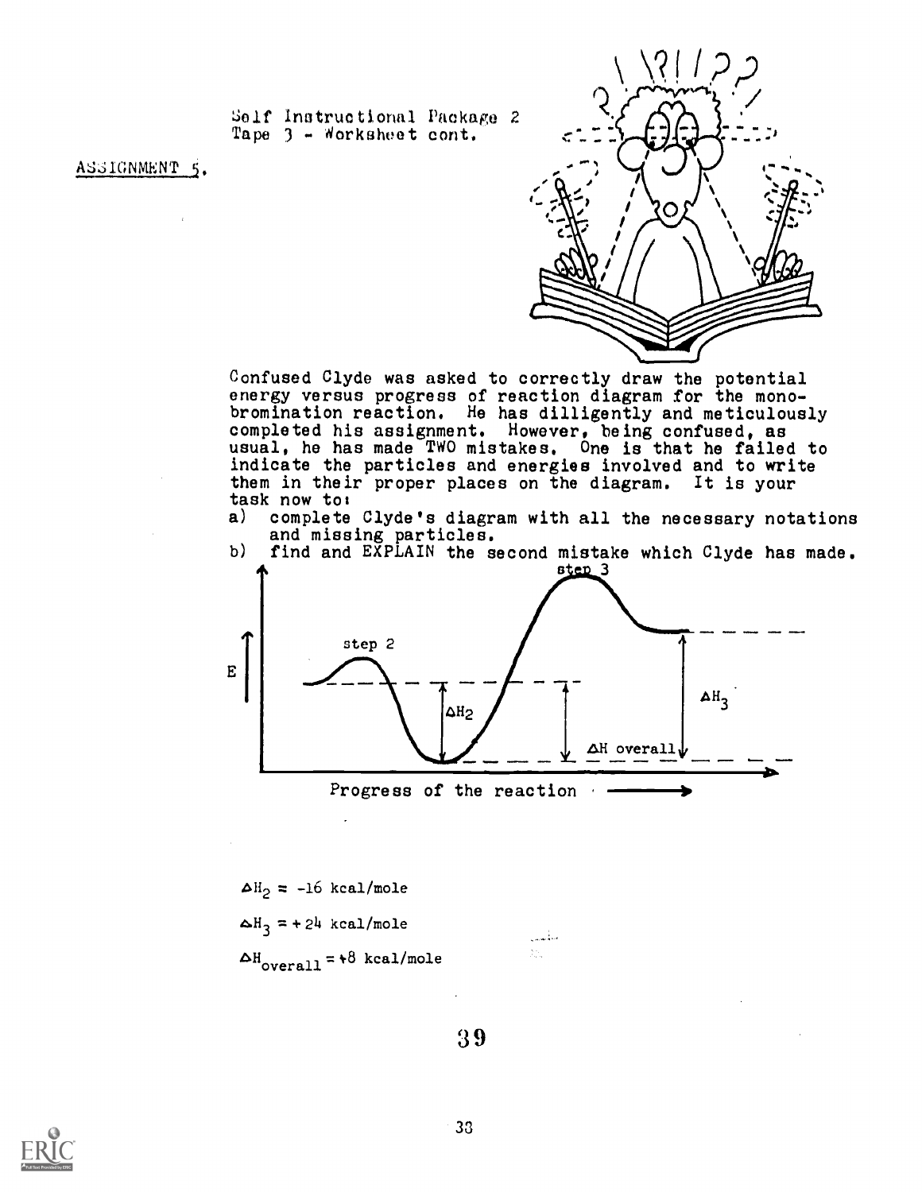Self Instructional Package 2
Tape 3 - Worksheet cont.

ASSIGNMENT 5.

Confused Clyde was asked to correctly draw the potential energy versus progress of reaction diagram for the mono-bromination reaction. He has dilligently and meticulously completed his assignment. However, being confused, as usual, he has made TWO mistakes. One is that he failed to indicate the particles and energies involved and to write them in their proper places on the diagram. It is your task now to:

a) complete Clyde's diagram with all the necessary notations and missing particles.
b) find and EXPLAIN the second mistake which Clyde has made.

step 3

step 2

E

$\Delta H_2$

$\Delta H_3$

$\Delta H$ overall

Progress of the reaction

$\Delta H_2 = -16$ kcal/mole

$\Delta H_3 = +24$ kcal/mole

$\Delta H_{overall} = +8$ kcal/mole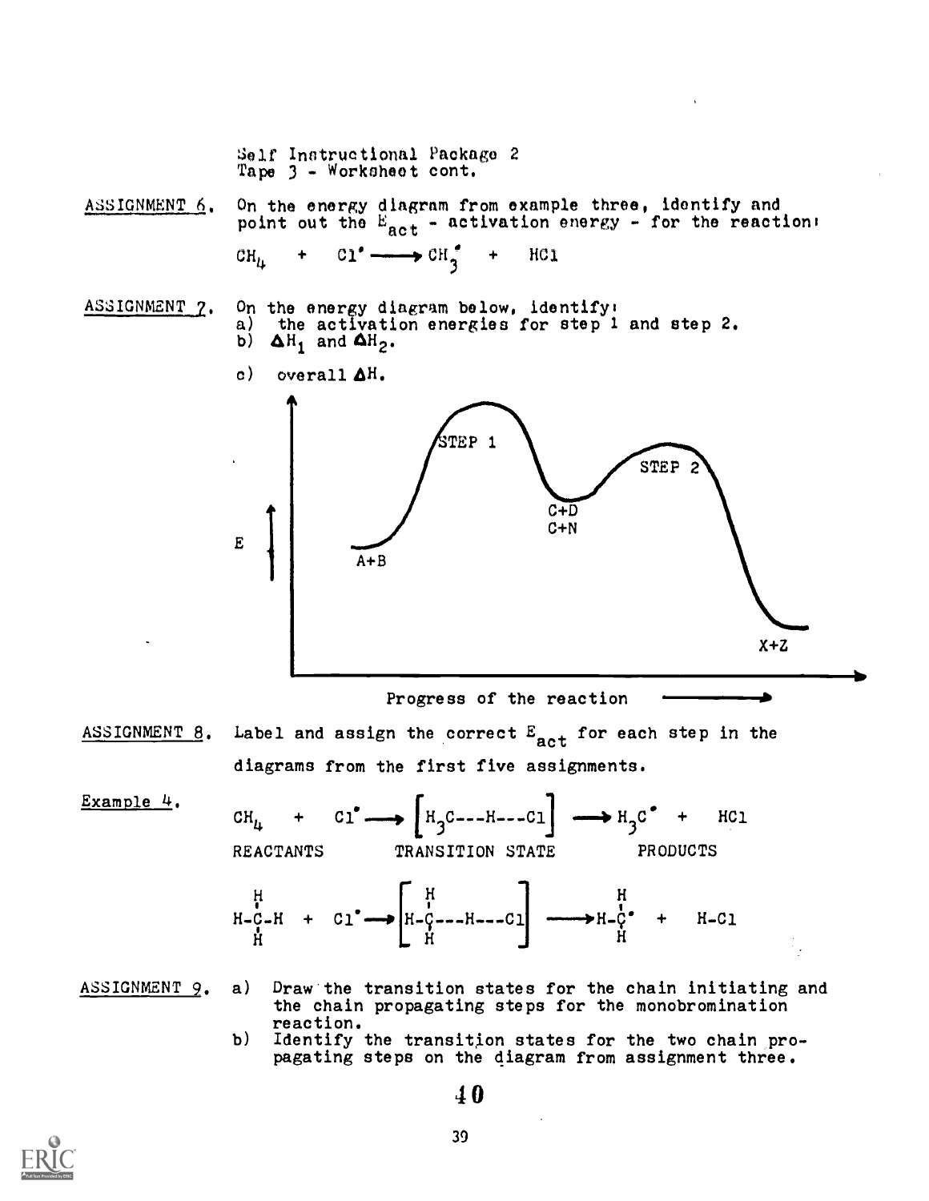Self Instructional Package 2
Tape 3 - Worksheet cont.

ASSIGNMENT 6. On the energy diagram from example three, identify and point out the $E_{act}$ - activation energy - for the reaction:

$$CH_4 + Cl^{\bullet} \longrightarrow CH_3^{\bullet} + HCl$$

ASSIGNMENT 7. On the energy diagram below, identify:

a) the activation energies for step 1 and step 2.

b) $\Delta H_1$ and $\Delta H_2$.

c) overall $\Delta H$.

STEP 1

STEP 2

C+D

C+N

E

A+B

X+Z

Progress of the reaction

ASSIGNMENT 8. Label and assign the correct $E_{act}$ for each step in the diagrams from the first five assignments.

Example 4.

$$CH_4 + Cl^{\bullet} \longrightarrow \left[H_3C\text{---}H\text{---}Cl\right] \longrightarrow H_3C^{\bullet} + HCl$$

REACTANTS TRANSITION STATE PRODUCTS

$$\underset{H}{\overset{H}{H\text{-}\overset{|}{\underset{|}{C}}\text{-}H}} + Cl^{\bullet} \longrightarrow \left[\underset{H}{\overset{H}{H\text{-}\overset{|}{\underset{|}{C}}}}\text{---}H\text{---}Cl\right] \longrightarrow \underset{H}{\overset{H}{H\text{-}\overset{|}{\underset{|}{C}}^{\bullet}}} + H\text{-}Cl$$

ASSIGNMENT 9.

a) Draw the transition states for the chain initiating and the chain propagating steps for the monobromination reaction.

b) Identify the transition states for the two chain propagating steps on the diagram from assignment three.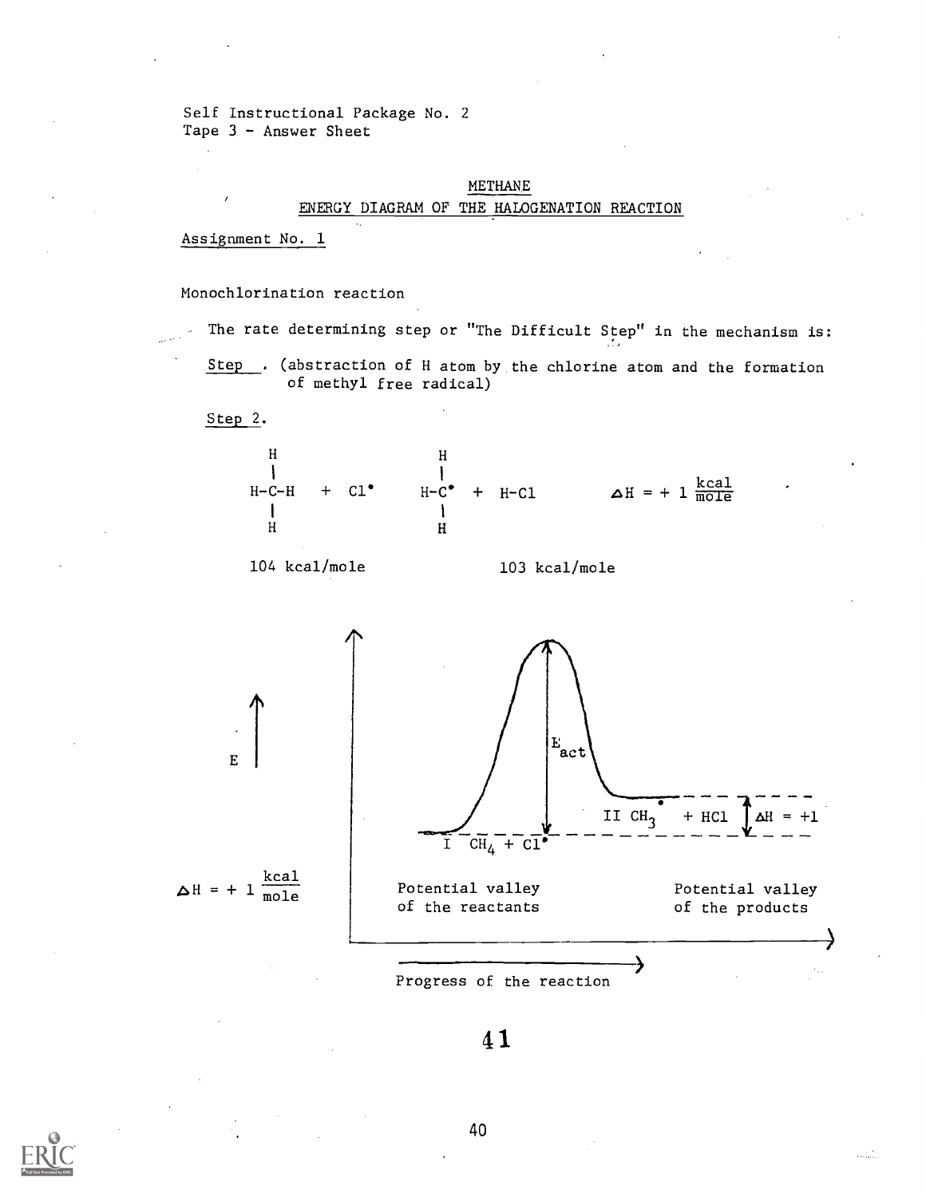Self Instructional Package No. 2
Tape 3 - Answer Sheet

## METHANE

## ENERGY DIAGRAM OF THE HALOGENATION REACTION

Assignment No. 1

Monochlorination reaction

The rate determining step or "The Difficult Step" in the mechanism is:

Step __. (abstraction of H atom by the chlorine atom and the formation of methyl free radical)

Step 2.

$$\text{H-}\underset{\text{H}}{\overset{\text{H}}{\text{C}}}\text{-H} + \text{Cl}^{\bullet} \quad \text{H-}\underset{\text{H}}{\overset{\text{H}}{\text{C}}}^{\bullet} + \text{H-Cl} \qquad \Delta H = +1 \frac{\text{kcal}}{\text{mole}}$$

104 kcal/mole — 103 kcal/mole

E

$E_{act}$

II $CH_3^{\bullet}$ + HCl

$\Delta H = +1$

I $CH_4 + Cl^{\bullet}$

$\Delta H = +1 \frac{\text{kcal}}{\text{mole}}$

Potential valley of the reactants

Potential valley of the products

Progress of the reaction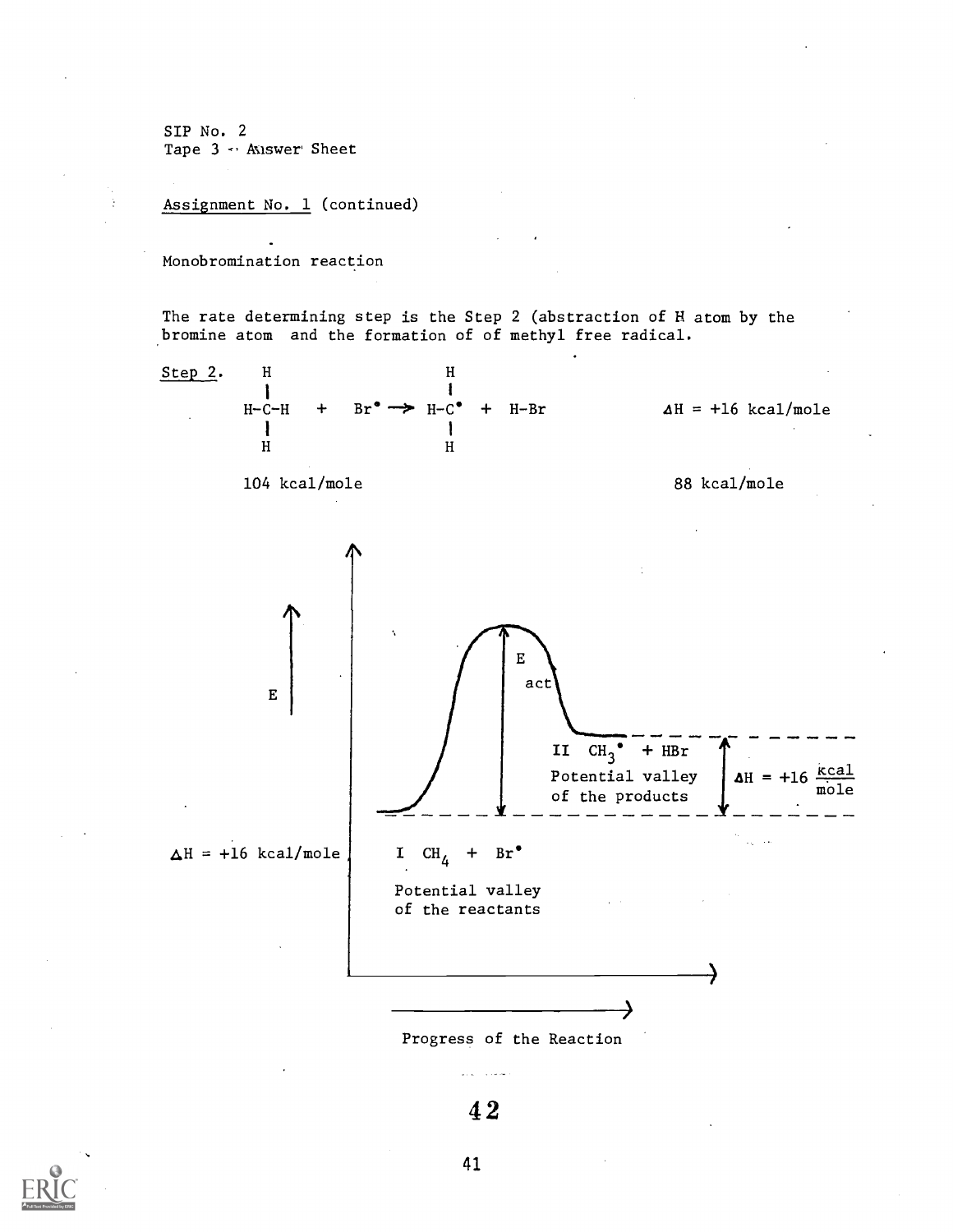SIP No. 2
Tape 3 - Answer Sheet

Assignment No. 1 (continued)

Monobromination reaction

The rate determining step is the Step 2 (abstraction of H atom by the bromine atom and the formation of of methyl free radical.

Step 2.

$$CH_4 + Br^{\bullet} \rightarrow CH_3^{\bullet} + H\text{-}Br \qquad \Delta H = +16 \text{ kcal/mole}$$

104 kcal/mole — 88 kcal/mole

E

E act

II $CH_3^{\bullet}$ + HBr

Potential valley of the products

$\Delta H = +16 \frac{\text{kcal}}{\text{mole}}$

$\Delta H = +16$ kcal/mole

I $CH_4$ + $Br^{\bullet}$

Potential valley of the reactants

Progress of the Reaction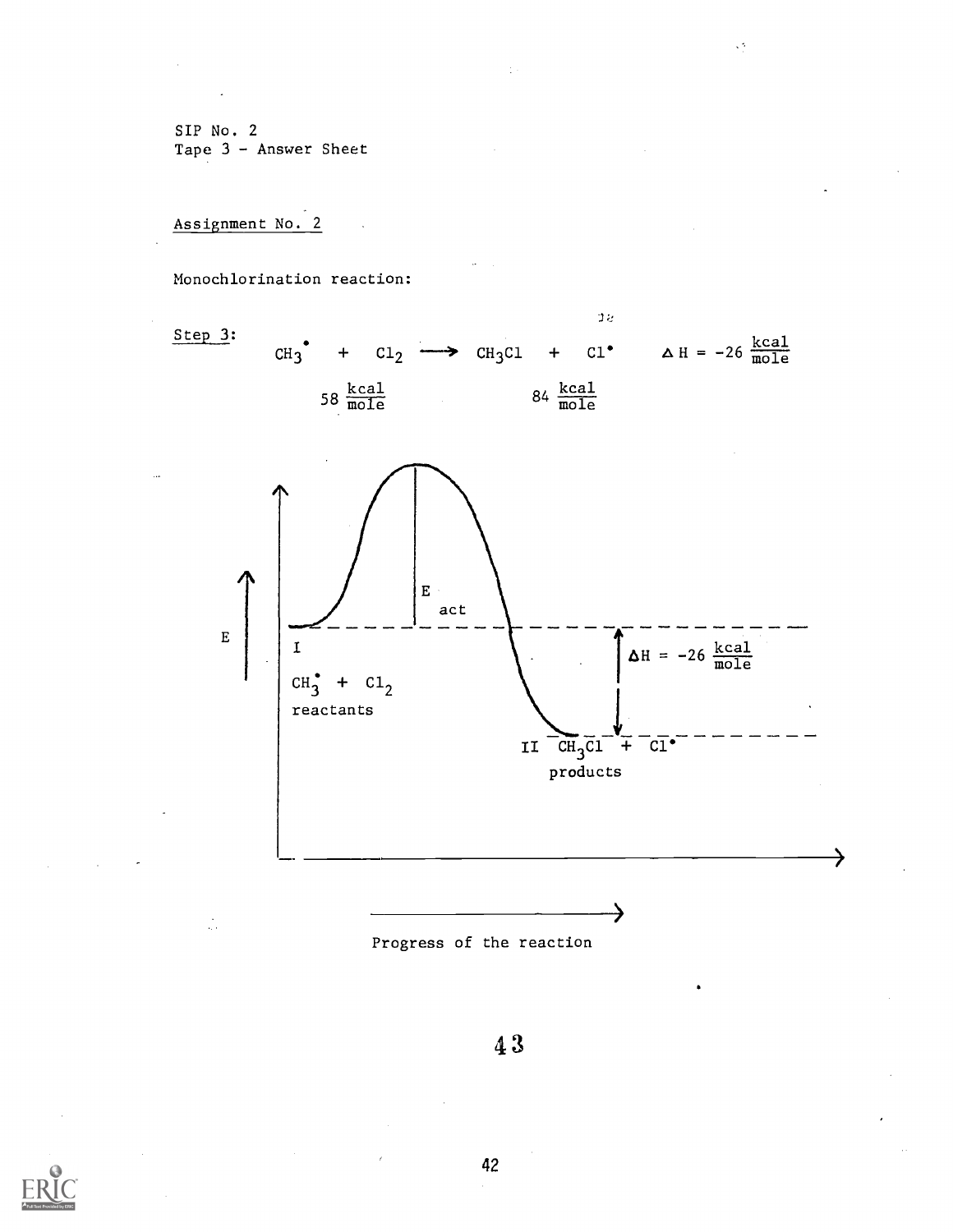SIP No. 2
Tape 3 - Answer Sheet

Assignment No. 2

Monochlorination reaction:

Step 3: $CH_3^{\bullet} + Cl_2 \longrightarrow CH_3Cl + Cl^{\bullet}$ $\Delta H = -26 \frac{kcal}{mole}$

$58 \frac{kcal}{mole}$ $84 \frac{kcal}{mole}$

E

$E_{act}$

I

$CH_3^{\bullet} + Cl_2$

reactants

$\Delta H = -26 \frac{kcal}{mole}$

II $CH_3Cl + Cl^{\bullet}$

products

Progress of the reaction

43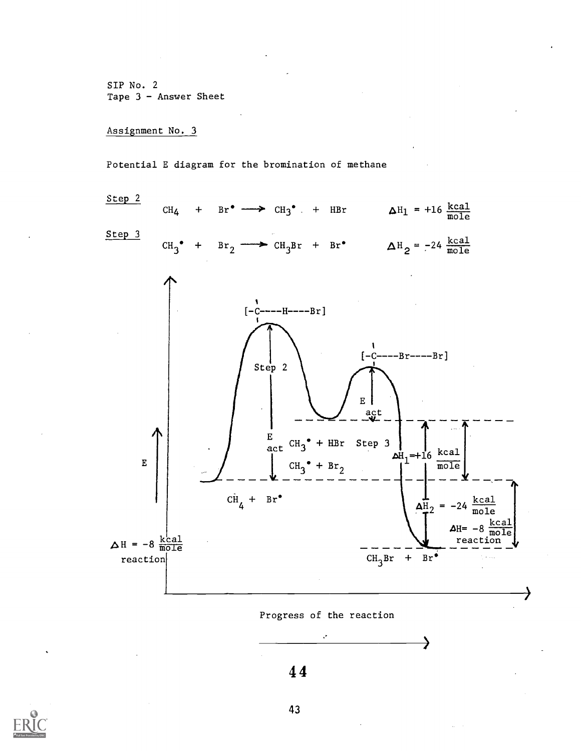SIP No. 2
Tape 3 - Answer Sheet

Assignment No. 3

Potential E diagram for the bromination of methane

Step 2

$$CH_4 + Br^\bullet \longrightarrow CH_3^\bullet + HBr \qquad \Delta H_1 = +16 \frac{kcal}{mole}$$

Step 3

$$CH_3^\bullet + Br_2 \longrightarrow CH_3Br + Br^\bullet \qquad \Delta H_2 = -24 \frac{kcal}{mole}$$

[-C----H----Br]

[-C----Br----Br]

Step 2

$E_{act}$

$E_{act}$

$CH_3^\bullet$ + HBr

Step 3

$CH_3^\bullet + Br_2$

$\Delta H_1 = +16 \frac{kcal}{mole}$

E

$CH_4 + Br^\bullet$

$\Delta H_2 = -24 \frac{kcal}{mole}$

$\Delta H = -8 \frac{kcal}{mole}$ reaction

$\Delta H = -8 \frac{kcal}{mole}$ reaction

$CH_3Br + Br^\bullet$

Progress of the reaction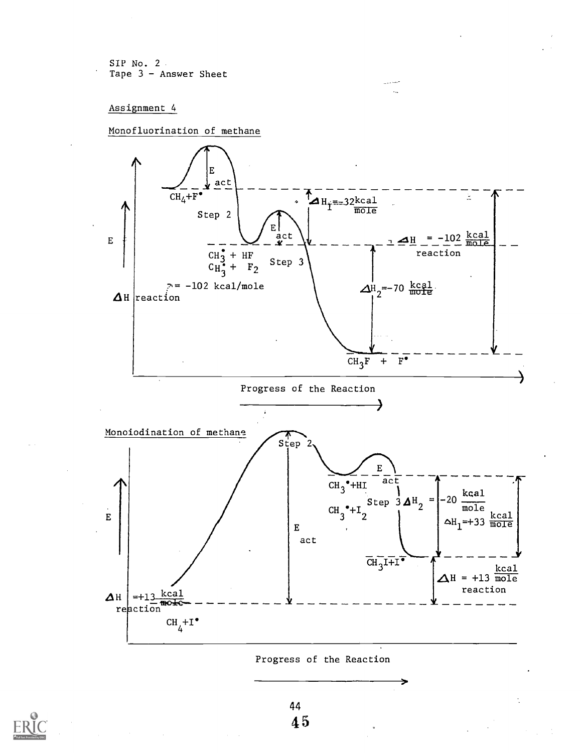SIP No. 2
Tape 3 - Answer Sheet

Assignment 4

Monofluorination of methane

E

$E_{act}$

$CH_4 + F^{\bullet}$

Step 2

$\Delta H_1 = -32 \frac{kcal}{mole}$

$E_{act}$

$\Delta H_{reaction} = -102 \frac{kcal}{mole}$

$CH_3^{\bullet} + HF$

$CH_3^{\bullet} + F_2$

Step 3

= -102 kcal/mole

$\Delta H$ reaction

$\Delta H_2 = -70 \frac{kcal}{mole}$

$CH_3F + F^{\bullet}$

Progress of the Reaction

Monoiodination of methane

Step 2

$E_{act}$

$CH_3^{\bullet} + HI$

Step 3 $\Delta H_2 = -20 \frac{kcal}{mole}$

$CH_3^{\bullet} + I_2$

$\Delta H_1 = +33 \frac{kcal}{mole}$

E

$E_{act}$

$CH_3I + I^{\bullet}$

$\Delta H = +13 \frac{kcal}{mole}$ reaction

$\Delta H_{reaction} = +13 \frac{kcal}{mole}$

$CH_4 + I^{\bullet}$

Progress of the Reaction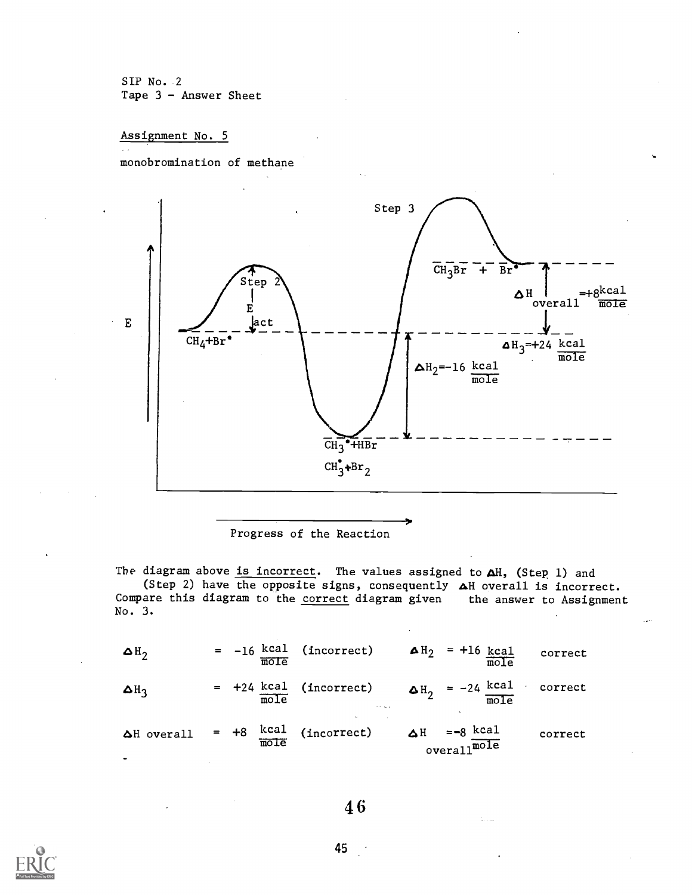SIP No. 2
Tape 3 - Answer Sheet

Assignment No. 5

monobromination of methane

Step 3

$CH_3Br + Br^\bullet$

$\Delta H_{overall} = +8 \frac{kcal}{mole}$

Step 2

$E_{act}$

E

$CH_4 + Br^\bullet$

$\Delta H_3 = +24 \frac{kcal}{mole}$

$\Delta H_2 = -16 \frac{kcal}{mole}$

$CH_3^\bullet + HBr$

$CH_3^\bullet + Br_2$

Progress of the Reaction

The diagram above is incorrect. The values assigned to $\Delta H$, (Step 1) and (Step 2) have the opposite signs, consequently $\Delta H$ overall is incorrect. Compare this diagram to the correct diagram given the answer to Assignment No. 3.

| | | | | |
|---|---|---|---|---|
| $\Delta H_2$ | $= -16 \frac{kcal}{mole}$ | (incorrect) | $\Delta H_2 = +16 \frac{kcal}{mole}$ | correct |
| $\Delta H_3$ | $= +24 \frac{kcal}{mole}$ | (incorrect) | $\Delta H_2 = -24 \frac{kcal}{mole}$ | correct |
| $\Delta H$ overall | $= +8 \frac{kcal}{mole}$ | (incorrect) | $\Delta H_{overall} = -8 \frac{kcal}{mole}$ | correct |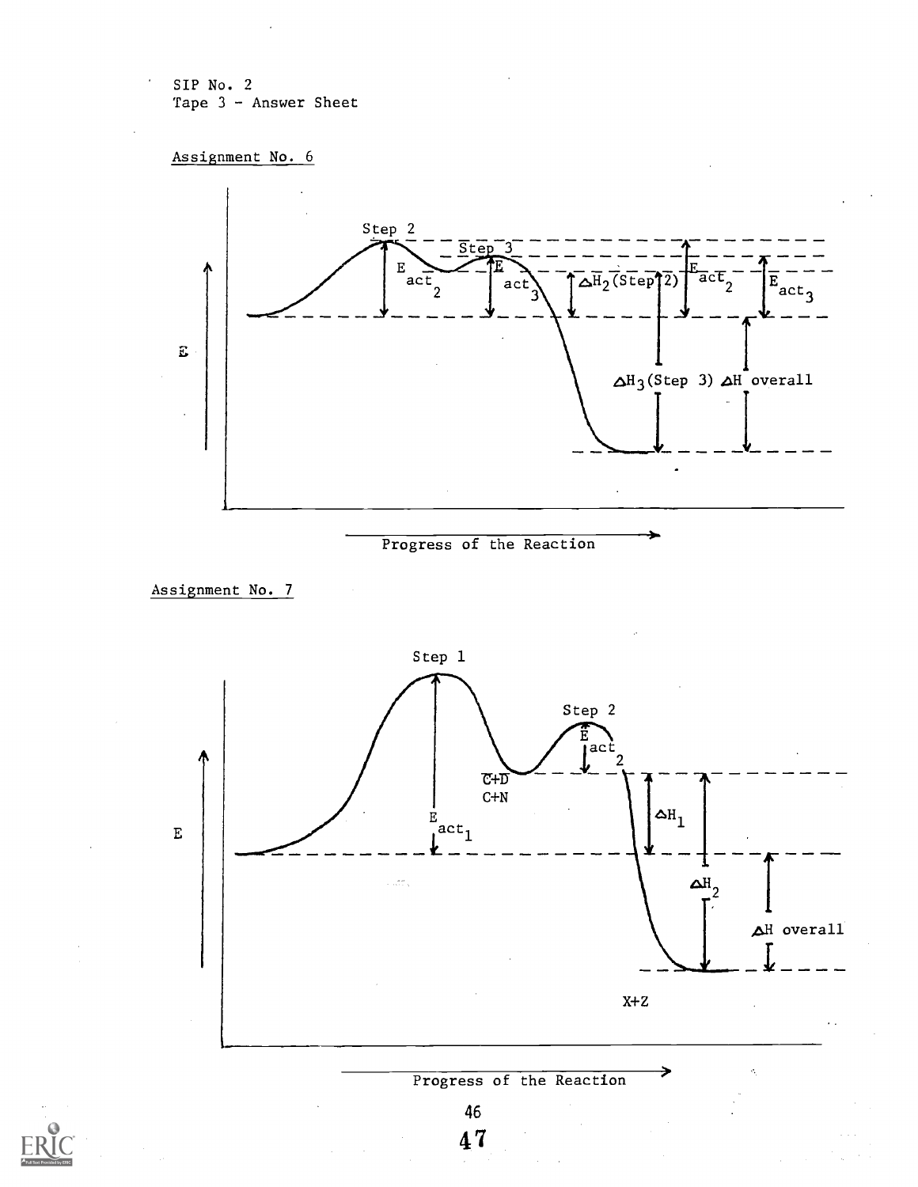SIP No. 2
Tape 3 - Answer Sheet

Assignment No. 6

Step 2

Step 3

$E_{act_2}$

$E_{act_3}$

$\Delta H_2$ (Step 2)

$E_{act_2}$

$E_{act_3}$

E

$\Delta H_3$ (Step 3)

$\Delta H$ overall

Progress of the Reaction

Assignment No. 7

Step 1

Step 2

$E_{act_2}$

C+D

C+N

$E_{act_1}$

$\Delta H_1$

E

$\Delta H_2$

$\Delta H$ overall

X+Z

Progress of the Reaction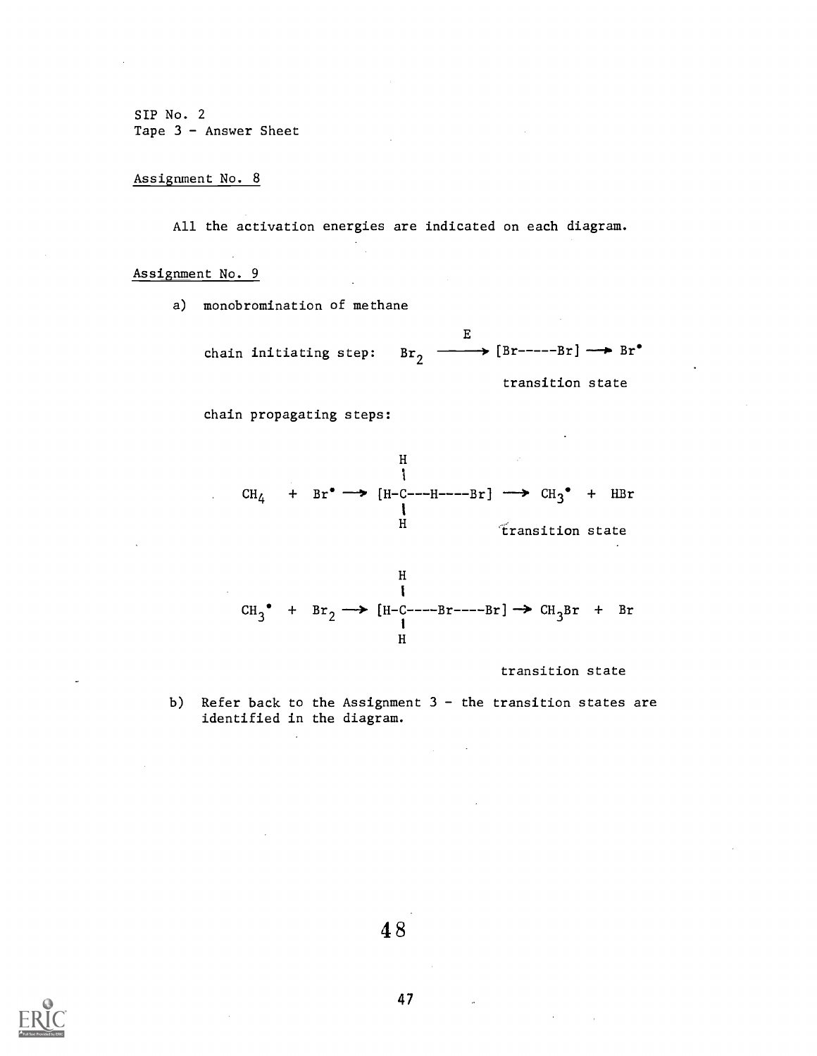SIP No. 2
Tape 3 - Answer Sheet

Assignment No. 8

All the activation energies are indicated on each diagram.

Assignment No. 9

a) monobromination of methane

chain initiating step: $Br_2 \xrightarrow{E} [Br\text{-----}Br] \longrightarrow Br^{\bullet}$

transition state

chain propagating steps:

$$CH_4 + Br^{\bullet} \longrightarrow \left[\begin{array}{c} H \\ | \\ H\text{-}C\text{---}H\text{----}Br \\ | \\ H \end{array}\right] \longrightarrow CH_3^{\bullet} + HBr$$

transition state

$$CH_3^{\bullet} + Br_2 \longrightarrow \left[\begin{array}{c} H \\ | \\ H\text{-}C\text{----}Br\text{----}Br \\ | \\ H \end{array}\right] \longrightarrow CH_3Br + Br$$

transition state

b) Refer back to the Assignment 3 - the transition states are identified in the diagram.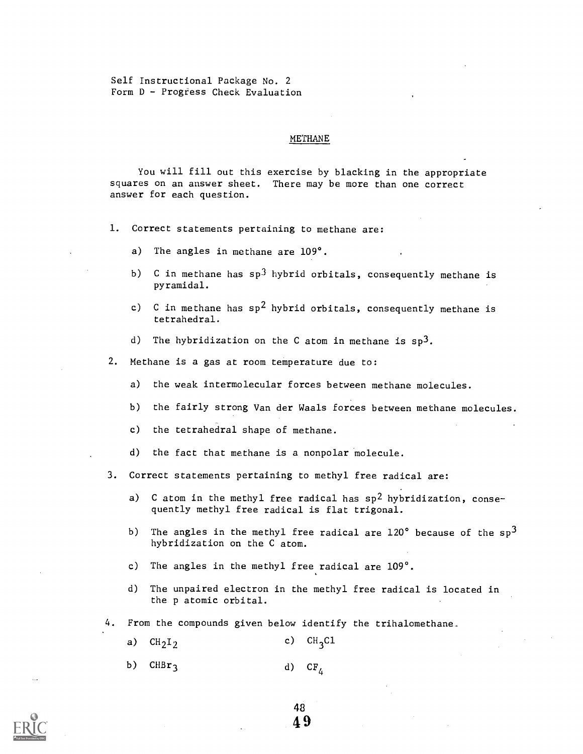Self Instructional Package No. 2
Form D - Progress Check Evaluation

## METHANE

You will fill out this exercise by blacking in the appropriate squares on an answer sheet. There may be more than one correct answer for each question.

1. Correct statements pertaining to methane are:

   a) The angles in methane are 109°.

   b) C in methane has $sp^3$ hybrid orbitals, consequently methane is pyramidal.

   c) C in methane has $sp^2$ hybrid orbitals, consequently methane is tetrahedral.

   d) The hybridization on the C atom in methane is $sp^3$.

2. Methane is a gas at room temperature due to:

   a) the weak intermolecular forces between methane molecules.

   b) the fairly strong Van der Waals forces between methane molecules.

   c) the tetrahedral shape of methane.

   d) the fact that methane is a nonpolar molecule.

3. Correct statements pertaining to methyl free radical are:

   a) C atom in the methyl free radical has $sp^2$ hybridization, consequently methyl free radical is flat trigonal.

   b) The angles in the methyl free radical are 120° because of the $sp^3$ hybridization on the C atom.

   c) The angles in the methyl free radical are 109°.

   d) The unpaired electron in the methyl free radical is located in the p atomic orbital.

4. From the compounds given below identify the trihalomethane.

   a) $CH_2I_2$

   b) $CHBr_3$

   c) $CH_3Cl$

   d) $CF_4$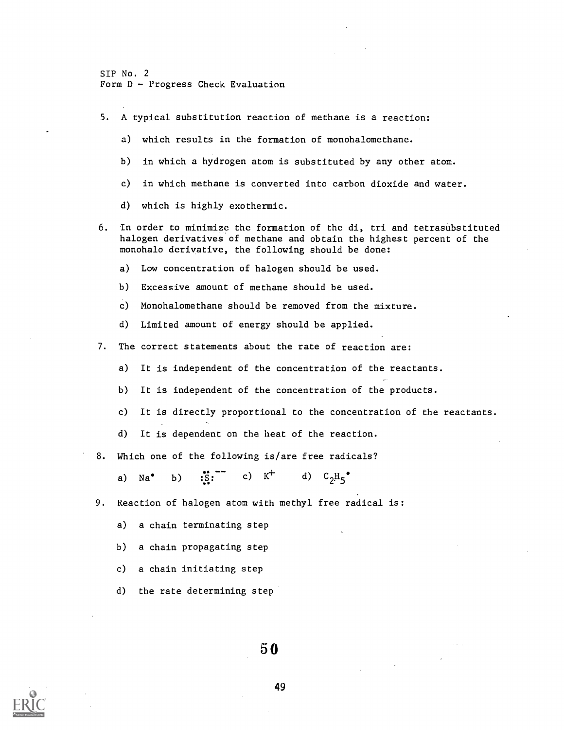SIP No. 2
Form D - Progress Check Evaluation

5. A typical substitution reaction of methane is a reaction:

   a) which results in the formation of monohalomethane.

   b) in which a hydrogen atom is substituted by any other atom.

   c) in which methane is converted into carbon dioxide and water.

   d) which is highly exothermic.

6. In order to minimize the formation of the di, tri and tetrasubstituted halogen derivatives of methane and obtain the highest percent of the monohalo derivative, the following should be done:

   a) Low concentration of halogen should be used.

   b) Excessive amount of methane should be used.

   c) Monohalomethane should be removed from the mixture.

   d) Limited amount of energy should be applied.

7. The correct statements about the rate of reaction are:

   a) It is independent of the concentration of the reactants.

   b) It is independent of the concentration of the products.

   c) It is directly proportional to the concentration of the reactants.

   d) It is dependent on the heat of the reaction.

8. Which one of the following is/are free radicals?

   a) $Na^{\bullet}$  b) $:\ddot{\underset{\bullet\bullet}{S}}:^{--}$  c) $K^{+}$  d) $C_2H_5^{\bullet}$

9. Reaction of halogen atom with methyl free radical is:

   a) a chain terminating step

   b) a chain propagating step

   c) a chain initiating step

   d) the rate determining step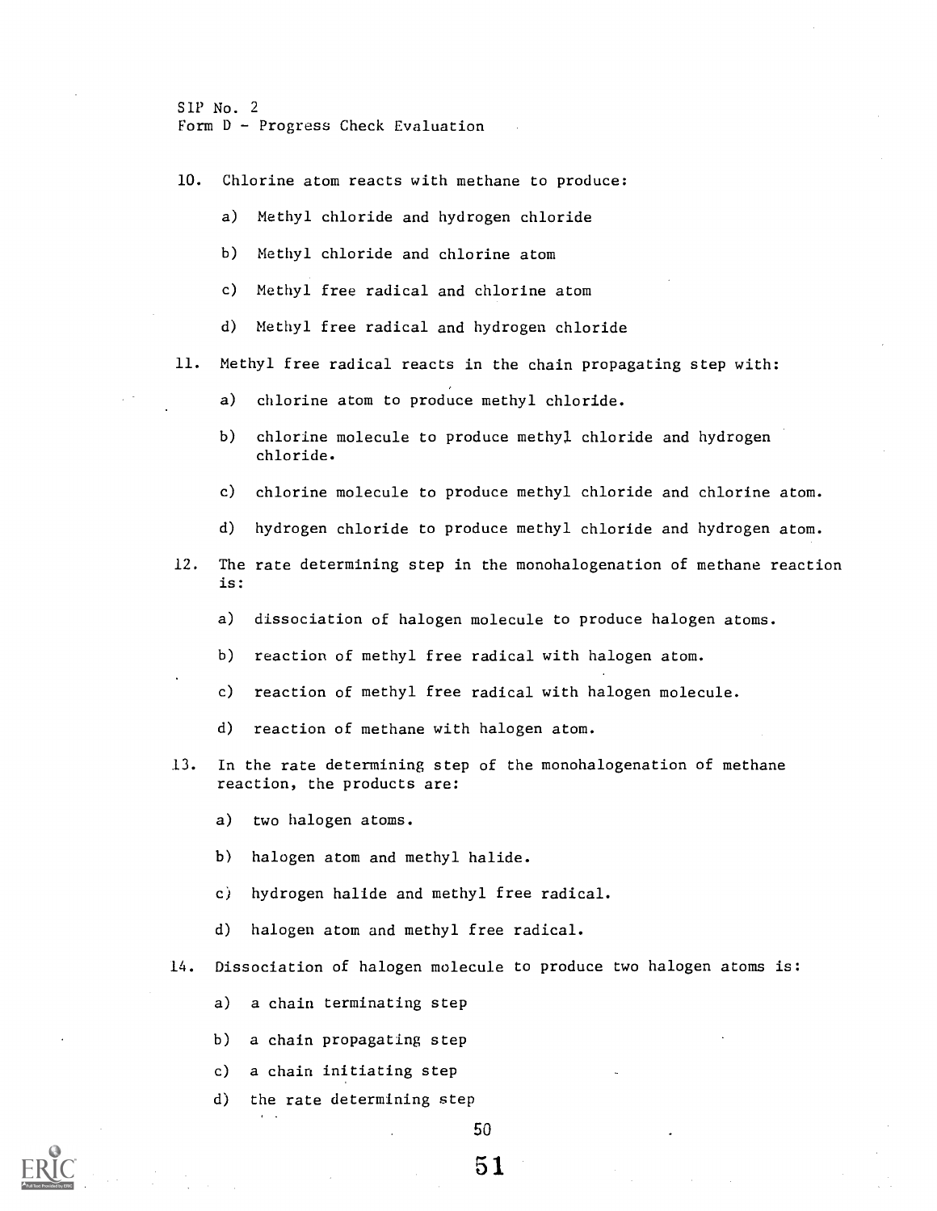SIP No. 2
Form D - Progress Check Evaluation

10. Chlorine atom reacts with methane to produce:

    a) Methyl chloride and hydrogen chloride

    b) Methyl chloride and chlorine atom

    c) Methyl free radical and chlorine atom

    d) Methyl free radical and hydrogen chloride

11. Methyl free radical reacts in the chain propagating step with:

    a) chlorine atom to produce methyl chloride.

    b) chlorine molecule to produce methyl chloride and hydrogen chloride.

    c) chlorine molecule to produce methyl chloride and chlorine atom.

    d) hydrogen chloride to produce methyl chloride and hydrogen atom.

12. The rate determining step in the monohalogenation of methane reaction is:

    a) dissociation of halogen molecule to produce halogen atoms.

    b) reaction of methyl free radical with halogen atom.

    c) reaction of methyl free radical with halogen molecule.

    d) reaction of methane with halogen atom.

13. In the rate determining step of the monohalogenation of methane reaction, the products are:

    a) two halogen atoms.

    b) halogen atom and methyl halide.

    c) hydrogen halide and methyl free radical.

    d) halogen atom and methyl free radical.

14. Dissociation of halogen molecule to produce two halogen atoms is:

    a) a chain terminating step

    b) a chain propagating step

    c) a chain initiating step

    d) the rate determining step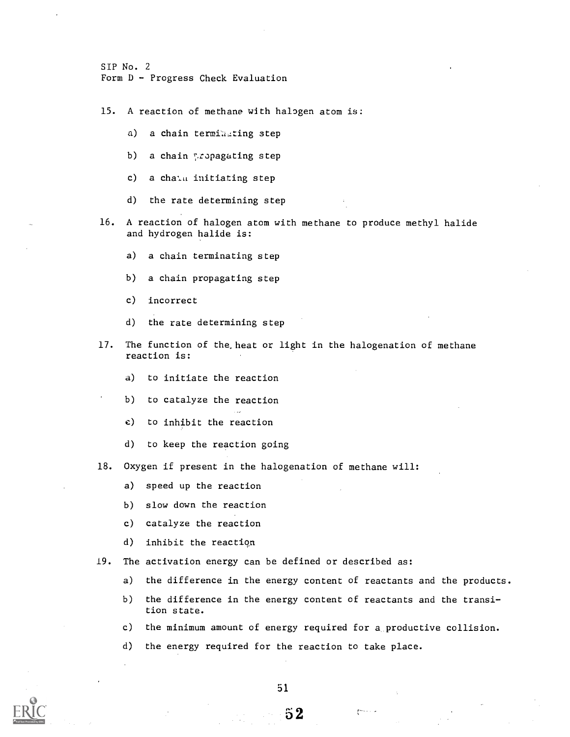SIP No. 2
Form D - Progress Check Evaluation

15. A reaction of methane with halogen atom is:

    a) a chain terminating step

    b) a chain propagating step

    c) a chain initiating step

    d) the rate determining step

16. A reaction of halogen atom with methane to produce methyl halide and hydrogen halide is:

    a) a chain terminating step

    b) a chain propagating step

    c) incorrect

    d) the rate determining step

17. The function of the heat or light in the halogenation of methane reaction is:

    a) to initiate the reaction

    b) to catalyze the reaction

    c) to inhibit the reaction

    d) to keep the reaction going

18. Oxygen if present in the halogenation of methane will:

    a) speed up the reaction

    b) slow down the reaction

    c) catalyze the reaction

    d) inhibit the reaction

19. The activation energy can be defined or described as:

    a) the difference in the energy content of reactants and the products.

    b) the difference in the energy content of reactants and the transition state.

    c) the minimum amount of energy required for a productive collision.

    d) the energy required for the reaction to take place.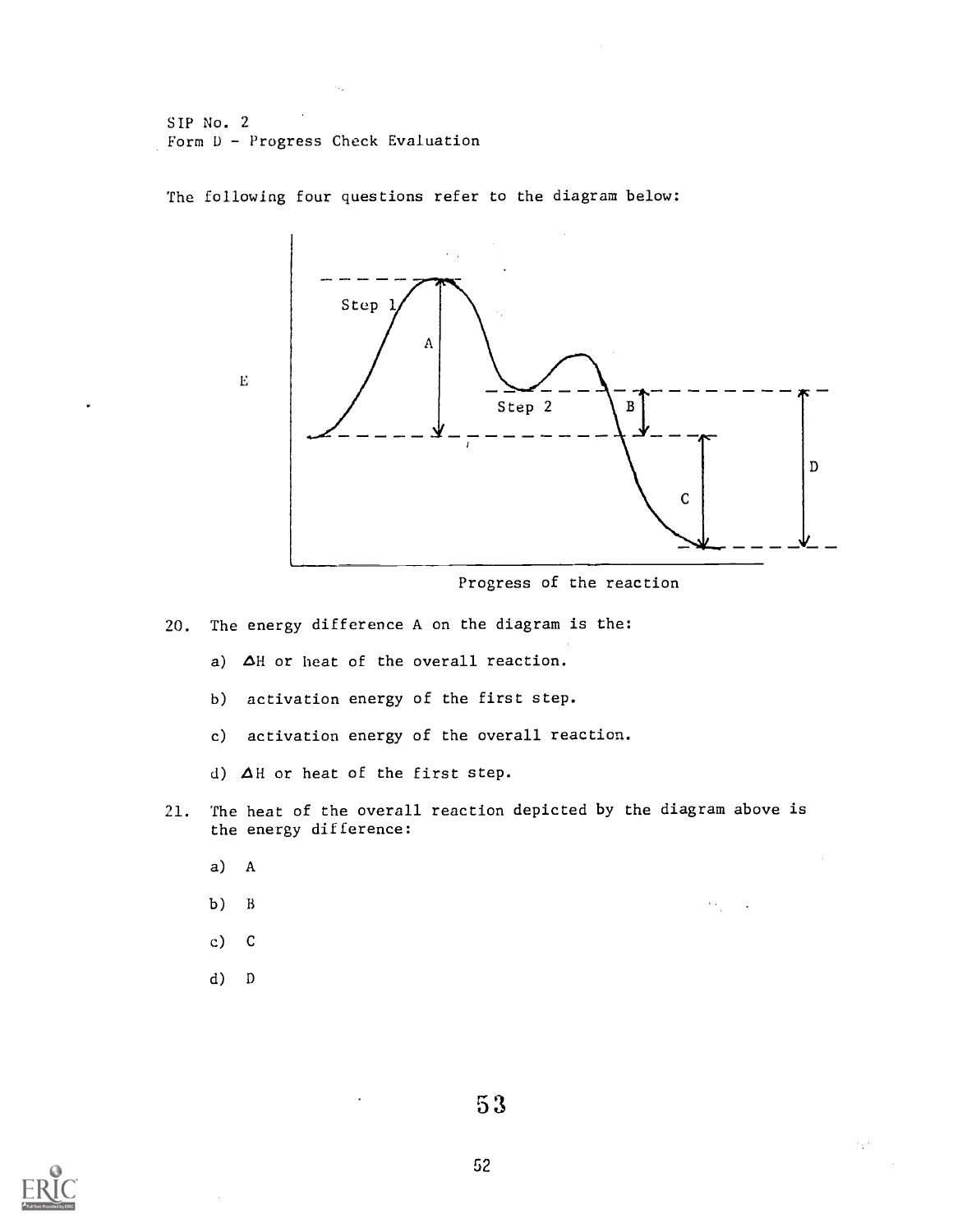SIP No. 2
Form D - Progress Check Evaluation

The following four questions refer to the diagram below:

E

Step 1

A

Step 2

B

C

D

Progress of the reaction

20. The energy difference A on the diagram is the:

    a) $\Delta H$ or heat of the overall reaction.

    b) activation energy of the first step.

    c) activation energy of the overall reaction.

    d) $\Delta H$ or heat of the first step.

21. The heat of the overall reaction depicted by the diagram above is the energy difference:

    a) A

    b) B

    c) C

    d) D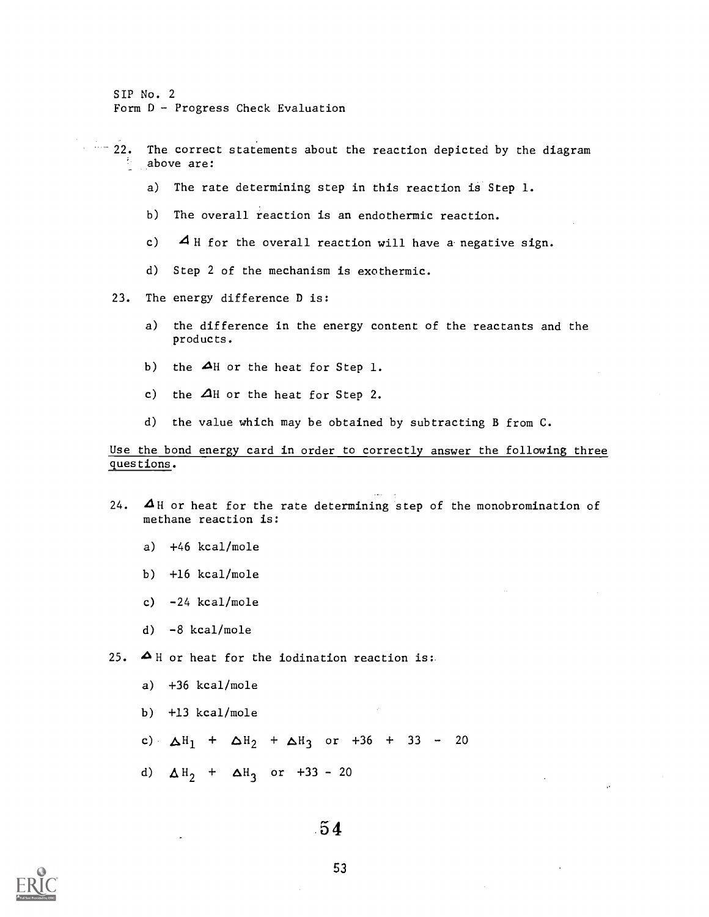SIP No. 2
Form D - Progress Check Evaluation

22. The correct statements about the reaction depicted by the diagram above are:

    a) The rate determining step in this reaction is Step 1.

    b) The overall reaction is an endothermic reaction.

    c) $\Delta H$ for the overall reaction will have a negative sign.

    d) Step 2 of the mechanism is exothermic.

23. The energy difference D is:

    a) the difference in the energy content of the reactants and the products.

    b) the $\Delta H$ or the heat for Step 1.

    c) the $\Delta H$ or the heat for Step 2.

    d) the value which may be obtained by subtracting B from C.

<u>Use the bond energy card in order to correctly answer the following three questions.</u>

24. $\Delta H$ or heat for the rate determining step of the monobromination of methane reaction is:

    a) +46 kcal/mole

    b) +16 kcal/mole

    c) -24 kcal/mole

    d) -8 kcal/mole

25. $\Delta H$ or heat for the iodination reaction is:

    a) +36 kcal/mole

    b) +13 kcal/mole

    c) $\Delta H_1 + \Delta H_2 + \Delta H_3$ or $+36 + 33 - 20$

    d) $\Delta H_2 + \Delta H_3$ or $+33 - 20$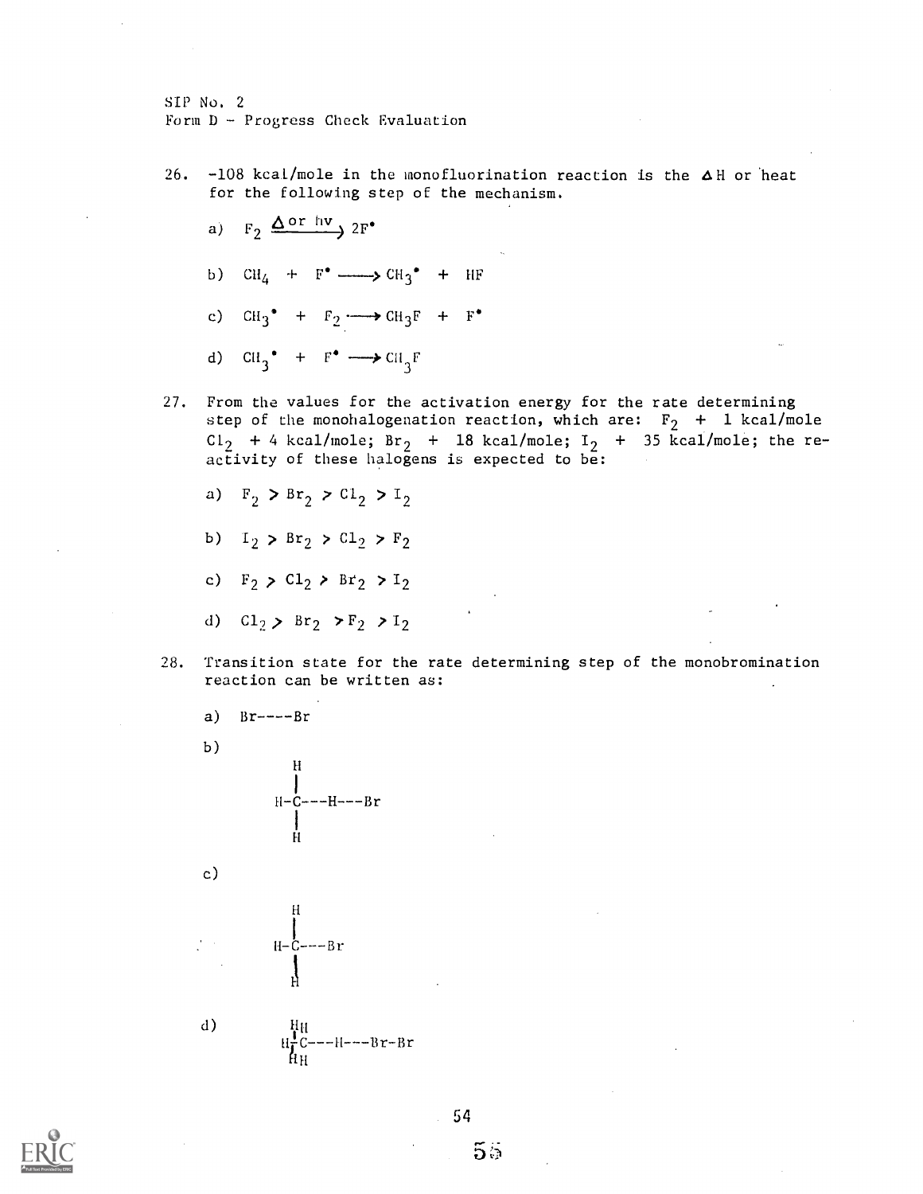SIP No. 2
Form D - Progress Check Evaluation

26. -108 kcal/mole in the monofluorination reaction is the $\Delta H$ or heat for the following step of the mechanism.

    a) $F_2 \xrightarrow{\Delta \text{ or } h\nu} 2F^\bullet$

    b) $CH_4 + F^\bullet \longrightarrow CH_3^\bullet + HF$

    c) $CH_3^\bullet + F_2 \longrightarrow CH_3F + F^\bullet$

    d) $CH_3^\bullet + F^\bullet \longrightarrow CH_3F$

27. From the values for the activation energy for the rate determining step of the monohalogenation reaction, which are: $F_2$ + 1 kcal/mole $Cl_2$ + 4 kcal/mole; $Br_2$ + 18 kcal/mole; $I_2$ + 35 kcal/mole; the reactivity of these halogens is expected to be:

    a) $F_2 > Br_2 > Cl_2 > I_2$

    b) $I_2 > Br_2 > Cl_2 > F_2$

    c) $F_2 > Cl_2 > Br_2 > I_2$

    d) $Cl_2 > Br_2 > F_2 > I_2$

28. Transition state for the rate determining step of the monobromination reaction can be written as:

    a) Br----Br

    b)
    ```
        H
        |
      H-C---H---Br
        |
        H
    ```

    c)
    ```
        H
        |
      H-C---Br
        |
        H
    ```

    d)
    ```
       HH
      H-C---H---Br-Br
       HH
    ```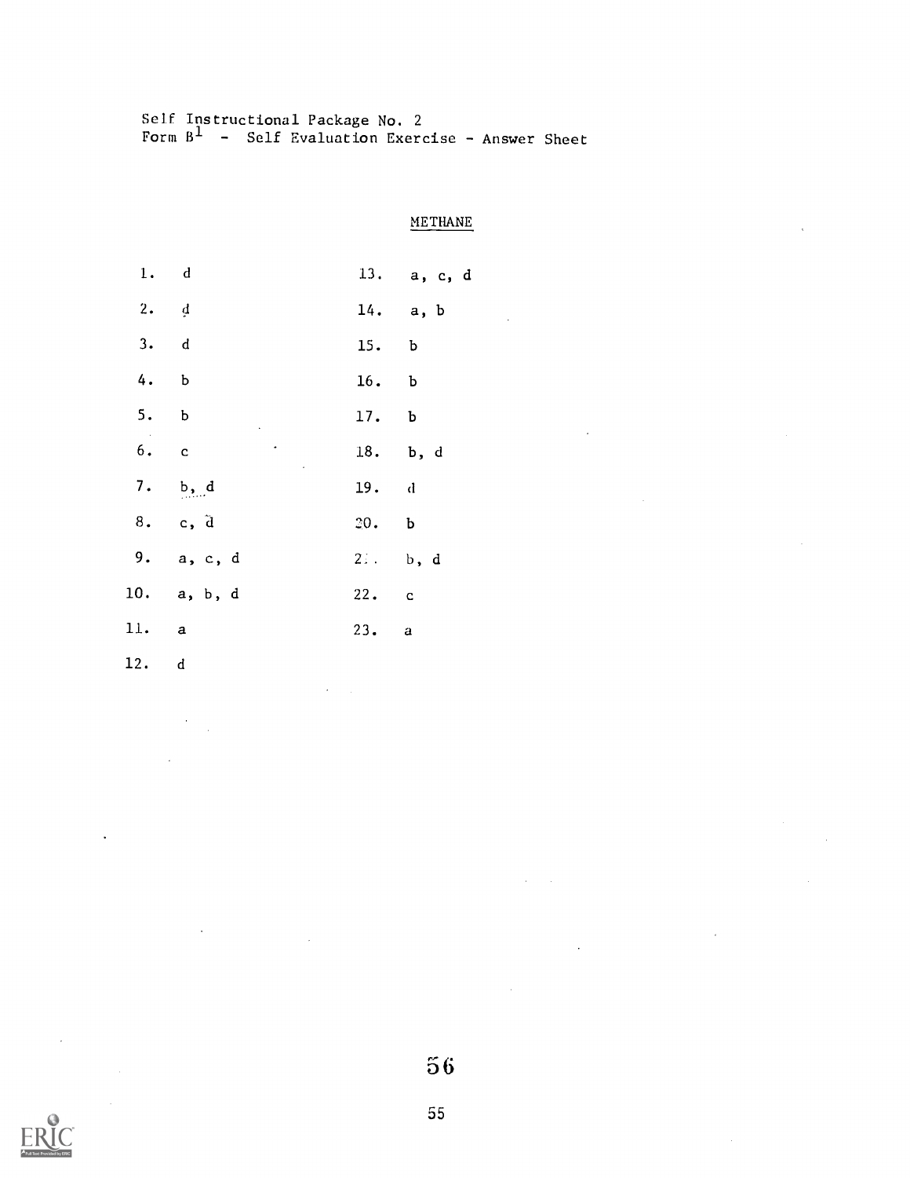Self Instructional Package No. 2
Form B[1] - Self Evaluation Exercise - Answer Sheet

## METHANE

| | | | |
|---|---|---|---|
| 1. | d | 13. | a, c, d |
| 2. | d | 14. | a, b |
| 3. | d | 15. | b |
| 4. | b | 16. | b |
| 5. | b | 17. | b |
| 6. | c | 18. | b, d |
| 7. | b, d | 19. | d |
| 8. | c, d | 20. | b |
| 9. | a, c, d | 21. | b, d |
| 10. | a, b, d | 22. | c |
| 11. | a | 23. | a |
| 12. | d | | |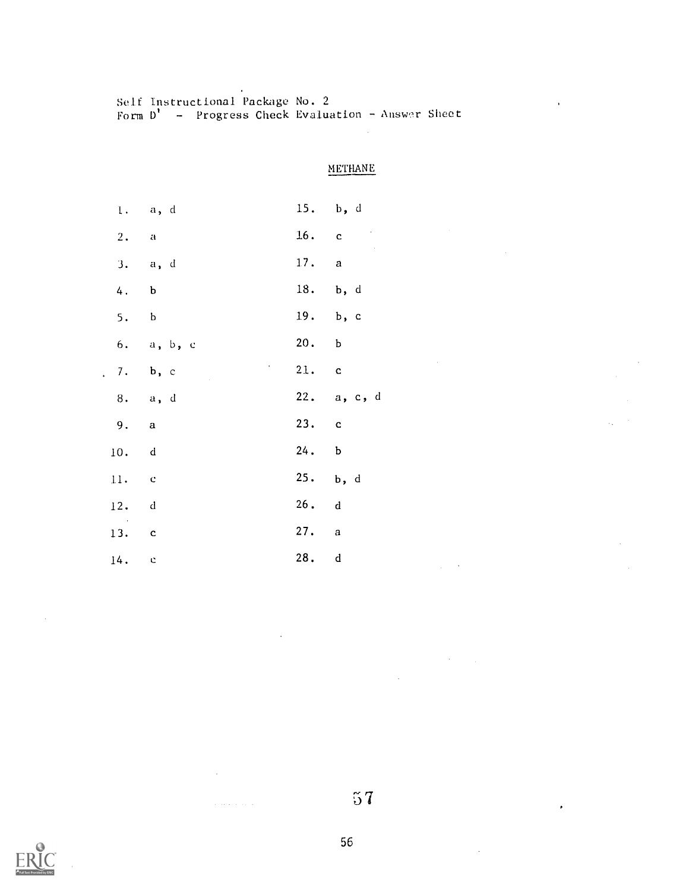Self Instructional Package No. 2
Form D' - Progress Check Evaluation - Answer Sheet

## METHANE

1. a, d
2. a
3. a, d
4. b
5. b
6. a, b, c
7. b, c
8. a, d
9. a
10. d
11. c
12. d
13. c
14. c
15. b, d
16. c
17. a
18. b, d
19. b, c
20. b
21. c
22. a, c, d
23. c
24. b
25. b, d
26. d
27. a
28. d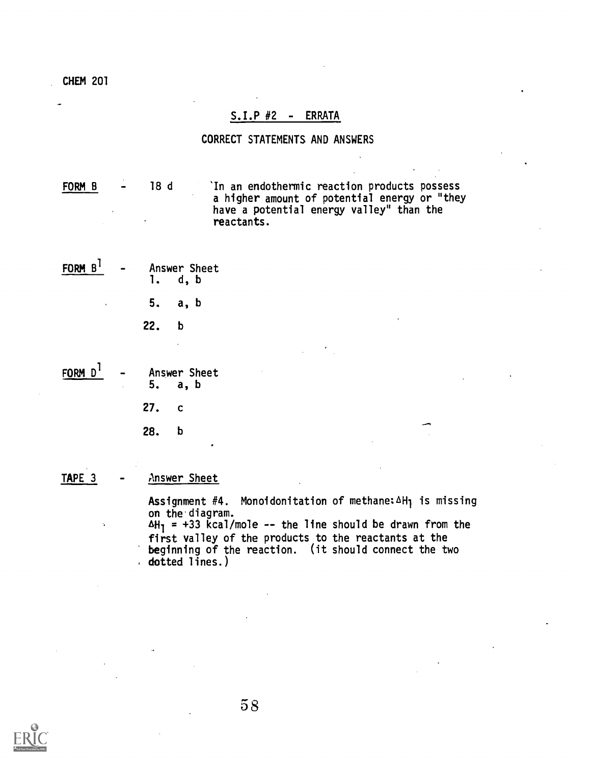CHEM 201

## S.I.P #2 - ERRATA

### CORRECT STATEMENTS AND ANSWERS

**FORM B** - 18 d

'In an endothermic reaction products possess a higher amount of potential energy or "they have a potential energy valley" than the reactants.

**FORM B[1]** - Answer Sheet

1. d, b
5. a, b
22. b

**FORM D[1]** - Answer Sheet

5. a, b
27. c
28. b

**TAPE 3** - Answer Sheet

Assignment #4. Monoidonitation of methane: $\Delta H_1$ is missing on the diagram.
$\Delta H_1$ = +33 kcal/mole -- the line should be drawn from the first valley of the products to the reactants at the beginning of the reaction. (it should connect the two dotted lines.)